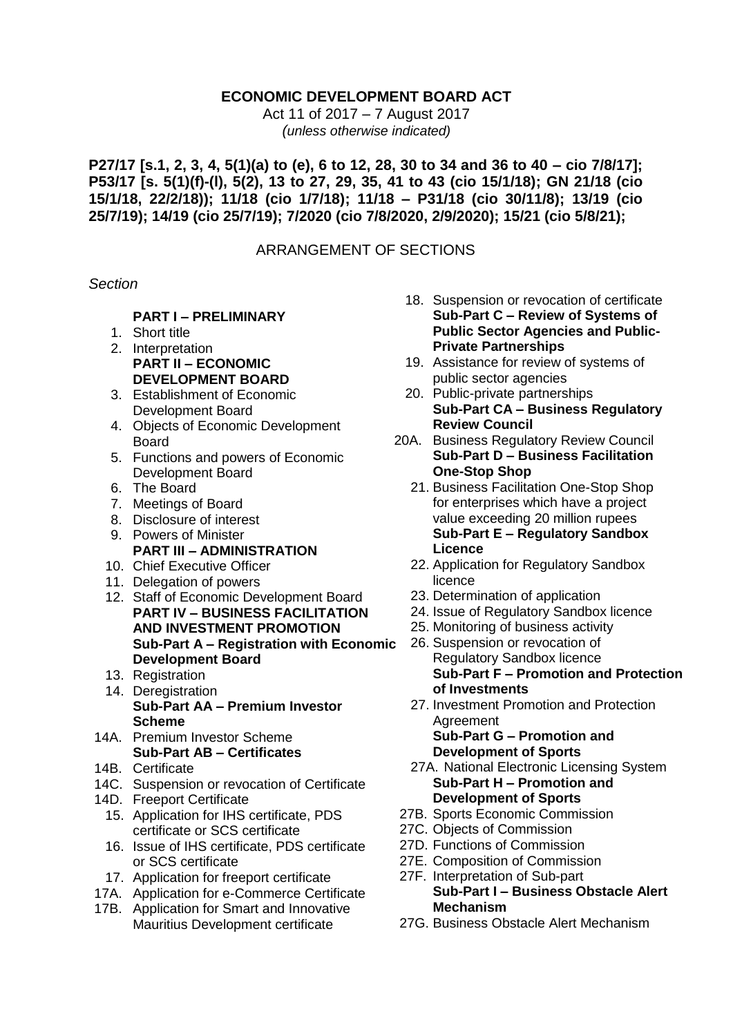# ECONOMIC DEVELOPMENT BOARD ACT

Act 11 of 2017 – 7 August 2017
*(unless otherwise indicated)*

**P27/17 [s.1, 2, 3, 4, 5(1)(a) to (e), 6 to 12, 28, 30 to 34 and 36 to 40 – cio 7/8/17]; P53/17 [s. 5(1)(f)-(l), 5(2), 13 to 27, 29, 35, 41 to 43 (cio 15/1/18); GN 21/18 (cio 15/1/18, 22/2/18)); 11/18 (cio 1/7/18); 11/18 – P31/18 (cio 30/11/8); 13/19 (cio 25/7/19); 14/19 (cio 25/7/19); 7/2020 (cio 7/8/2020, 2/9/2020); 15/21 (cio 5/8/21);**

## ARRANGEMENT OF SECTIONS

*Section*

**PART I – PRELIMINARY**

1. Short title
2. Interpretation

**PART II – ECONOMIC DEVELOPMENT BOARD**

3. Establishment of Economic Development Board
4. Objects of Economic Development Board
5. Functions and powers of Economic Development Board
6. The Board
7. Meetings of Board
8. Disclosure of interest
9. Powers of Minister

**PART III – ADMINISTRATION**

10. Chief Executive Officer
11. Delegation of powers
12. Staff of Economic Development Board

**PART IV – BUSINESS FACILITATION AND INVESTMENT PROMOTION**

**Sub-Part A – Registration with Economic Development Board**

13. Registration
14. Deregistration

**Sub-Part AA – Premium Investor Scheme**

14A. Premium Investor Scheme

**Sub-Part AB – Certificates**

14B. Certificate
14C. Suspension or revocation of Certificate
14D. Freeport Certificate
15. Application for IHS certificate, PDS certificate or SCS certificate
16. Issue of IHS certificate, PDS certificate or SCS certificate
17. Application for freeport certificate
17A. Application for e-Commerce Certificate
17B. Application for Smart and Innovative Mauritius Development certificate
18. Suspension or revocation of certificate

**Sub-Part C – Review of Systems of Public Sector Agencies and Public-Private Partnerships**

19. Assistance for review of systems of public sector agencies
20. Public-private partnerships

**Sub-Part CA – Business Regulatory Review Council**

20A. Business Regulatory Review Council

**Sub-Part D – Business Facilitation One-Stop Shop**

21. Business Facilitation One-Stop Shop for enterprises which have a project value exceeding 20 million rupees

**Sub-Part E – Regulatory Sandbox Licence**

22. Application for Regulatory Sandbox licence
23. Determination of application
24. Issue of Regulatory Sandbox licence
25. Monitoring of business activity
26. Suspension or revocation of Regulatory Sandbox licence

**Sub-Part F – Promotion and Protection of Investments**

27. Investment Promotion and Protection Agreement

**Sub-Part G – Promotion and Development of Sports**

27A. National Electronic Licensing System

**Sub-Part H – Promotion and Development of Sports**

27B. Sports Economic Commission
27C. Objects of Commission
27D. Functions of Commission
27E. Composition of Commission
27F. Interpretation of Sub-part

**Sub-Part I – Business Obstacle Alert Mechanism**

27G. Business Obstacle Alert Mechanism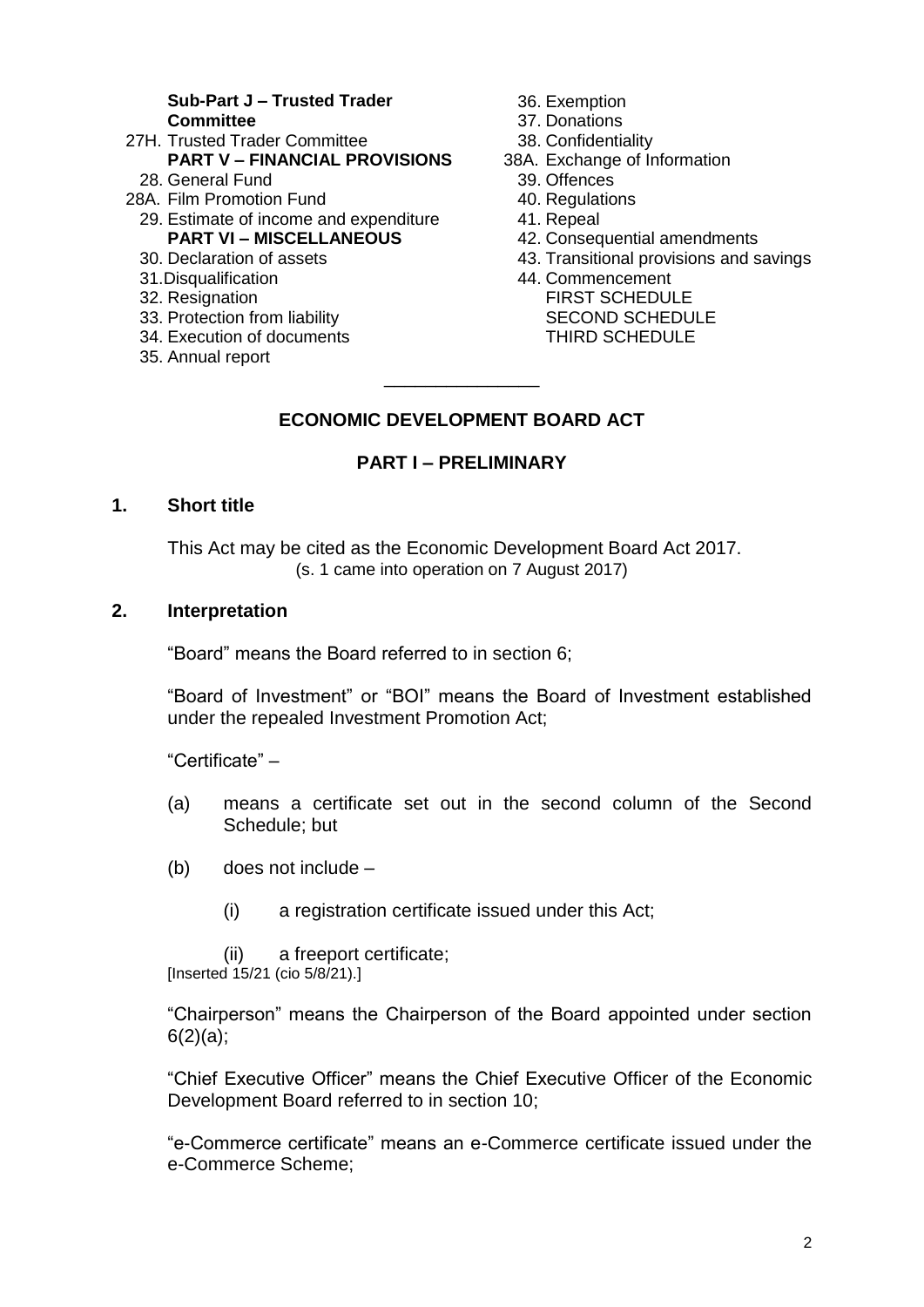**Sub-Part J – Trusted Trader Committee**

27H. Trusted Trader Committee

**PART V – FINANCIAL PROVISIONS**

28. General Fund
28A. Film Promotion Fund
29. Estimate of income and expenditure

**PART VI – MISCELLANEOUS**

30. Declaration of assets
31. Disqualification
32. Resignation
33. Protection from liability
34. Execution of documents
35. Annual report
36. Exemption
37. Donations
38. Confidentiality
38A. Exchange of Information
39. Offences
40. Regulations
41. Repeal
42. Consequential amendments
43. Transitional provisions and savings
44. Commencement

FIRST SCHEDULE
SECOND SCHEDULE
THIRD SCHEDULE

---

## ECONOMIC DEVELOPMENT BOARD ACT

### PART I – PRELIMINARY

**1. Short title**

This Act may be cited as the Economic Development Board Act 2017.
(s. 1 came into operation on 7 August 2017)

**2. Interpretation**

"Board" means the Board referred to in section 6;

"Board of Investment" or "BOI" means the Board of Investment established under the repealed Investment Promotion Act;

"Certificate" –

(a) means a certificate set out in the second column of the Second Schedule; but

(b) does not include –

(i) a registration certificate issued under this Act;

(ii) a freeport certificate;

[Inserted 15/21 (cio 5/8/21).]

"Chairperson" means the Chairperson of the Board appointed under section 6(2)(a);

"Chief Executive Officer" means the Chief Executive Officer of the Economic Development Board referred to in section 10;

"e-Commerce certificate" means an e-Commerce certificate issued under the e-Commerce Scheme;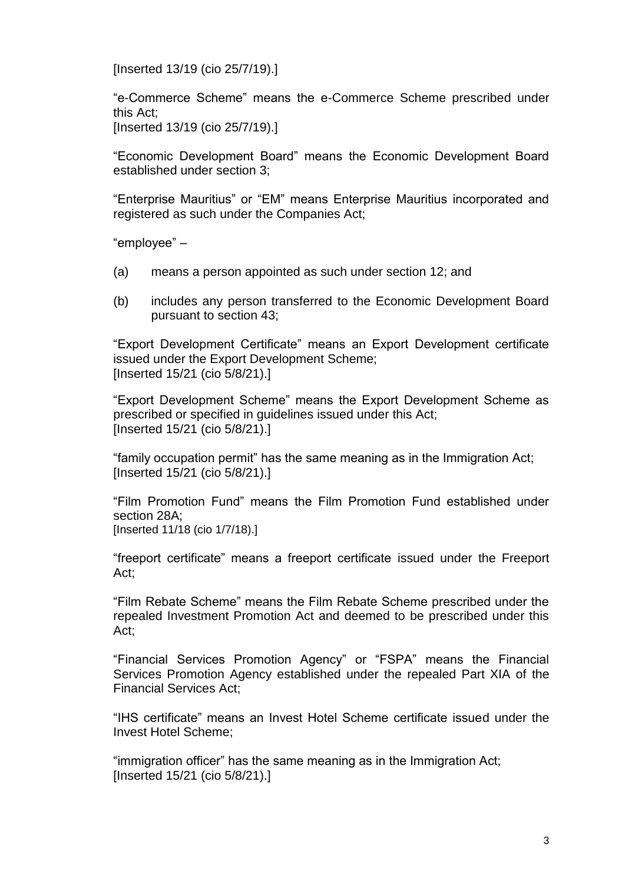[Inserted 13/19 (cio 25/7/19).]

"e-Commerce Scheme" means the e-Commerce Scheme prescribed under this Act;
[Inserted 13/19 (cio 25/7/19).]

"Economic Development Board" means the Economic Development Board established under section 3;

"Enterprise Mauritius" or "EM" means Enterprise Mauritius incorporated and registered as such under the Companies Act;

"employee" –

(a) means a person appointed as such under section 12; and

(b) includes any person transferred to the Economic Development Board pursuant to section 43;

"Export Development Certificate" means an Export Development certificate issued under the Export Development Scheme;
[Inserted 15/21 (cio 5/8/21).]

"Export Development Scheme" means the Export Development Scheme as prescribed or specified in guidelines issued under this Act;
[Inserted 15/21 (cio 5/8/21).]

"family occupation permit" has the same meaning as in the Immigration Act;
[Inserted 15/21 (cio 5/8/21).]

"Film Promotion Fund" means the Film Promotion Fund established under section 28A;
[Inserted 11/18 (cio 1/7/18).]

"freeport certificate" means a freeport certificate issued under the Freeport Act;

"Film Rebate Scheme" means the Film Rebate Scheme prescribed under the repealed Investment Promotion Act and deemed to be prescribed under this Act;

"Financial Services Promotion Agency" or "FSPA" means the Financial Services Promotion Agency established under the repealed Part XIA of the Financial Services Act;

"IHS certificate" means an Invest Hotel Scheme certificate issued under the Invest Hotel Scheme;

"immigration officer" has the same meaning as in the Immigration Act;
[Inserted 15/21 (cio 5/8/21).]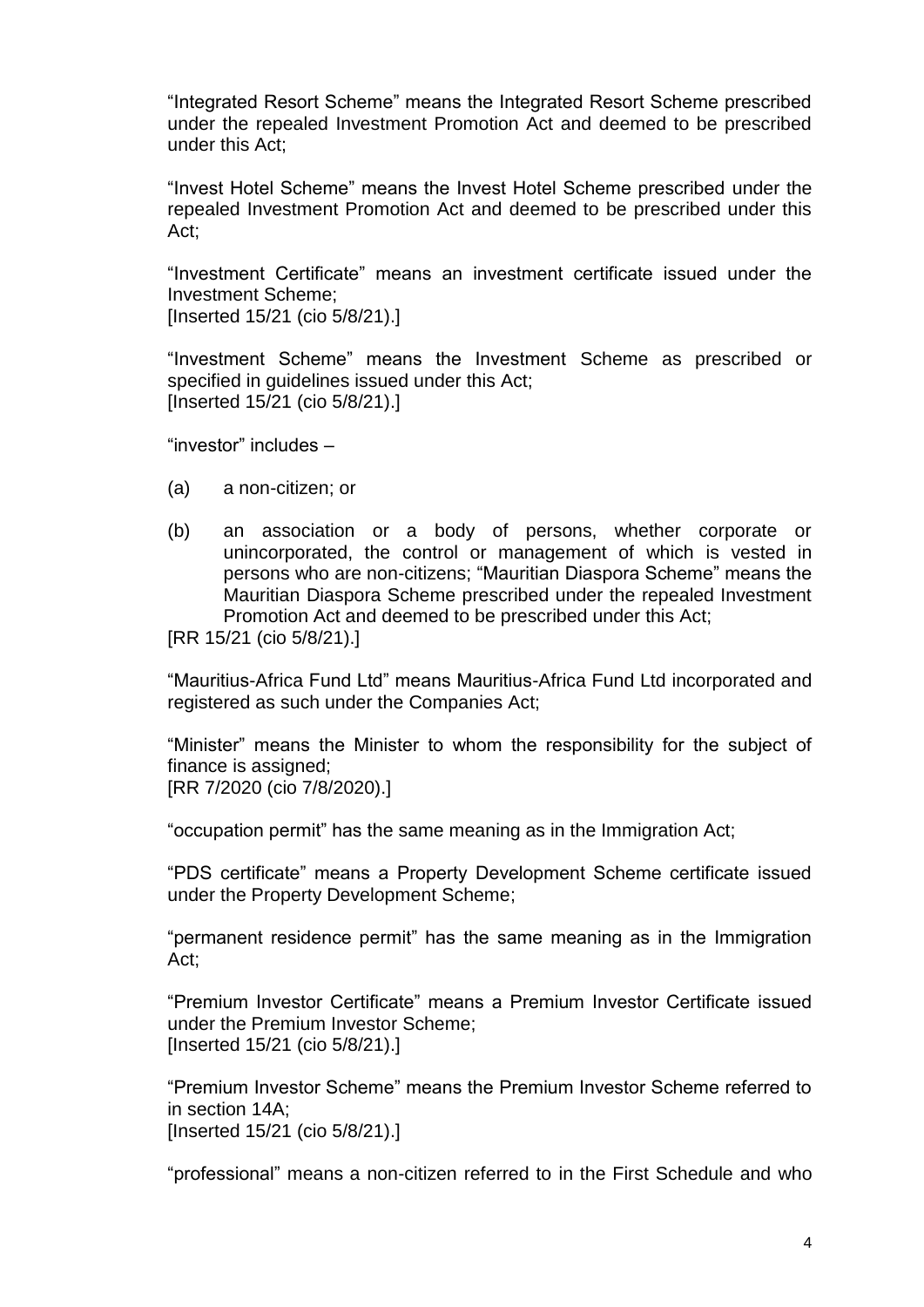"Integrated Resort Scheme" means the Integrated Resort Scheme prescribed under the repealed Investment Promotion Act and deemed to be prescribed under this Act;

"Invest Hotel Scheme" means the Invest Hotel Scheme prescribed under the repealed Investment Promotion Act and deemed to be prescribed under this Act;

"Investment Certificate" means an investment certificate issued under the Investment Scheme;
[Inserted 15/21 (cio 5/8/21).]

"Investment Scheme" means the Investment Scheme as prescribed or specified in guidelines issued under this Act;
[Inserted 15/21 (cio 5/8/21).]

"investor" includes –

(a) a non-citizen; or

(b) an association or a body of persons, whether corporate or unincorporated, the control or management of which is vested in persons who are non-citizens; "Mauritian Diaspora Scheme" means the Mauritian Diaspora Scheme prescribed under the repealed Investment Promotion Act and deemed to be prescribed under this Act;

[RR 15/21 (cio 5/8/21).]

"Mauritius-Africa Fund Ltd" means Mauritius-Africa Fund Ltd incorporated and registered as such under the Companies Act;

"Minister" means the Minister to whom the responsibility for the subject of finance is assigned;
[RR 7/2020 (cio 7/8/2020).]

"occupation permit" has the same meaning as in the Immigration Act;

"PDS certificate" means a Property Development Scheme certificate issued under the Property Development Scheme;

"permanent residence permit" has the same meaning as in the Immigration Act;

"Premium Investor Certificate" means a Premium Investor Certificate issued under the Premium Investor Scheme;
[Inserted 15/21 (cio 5/8/21).]

"Premium Investor Scheme" means the Premium Investor Scheme referred to in section 14A;
[Inserted 15/21 (cio 5/8/21).]

"professional" means a non-citizen referred to in the First Schedule and who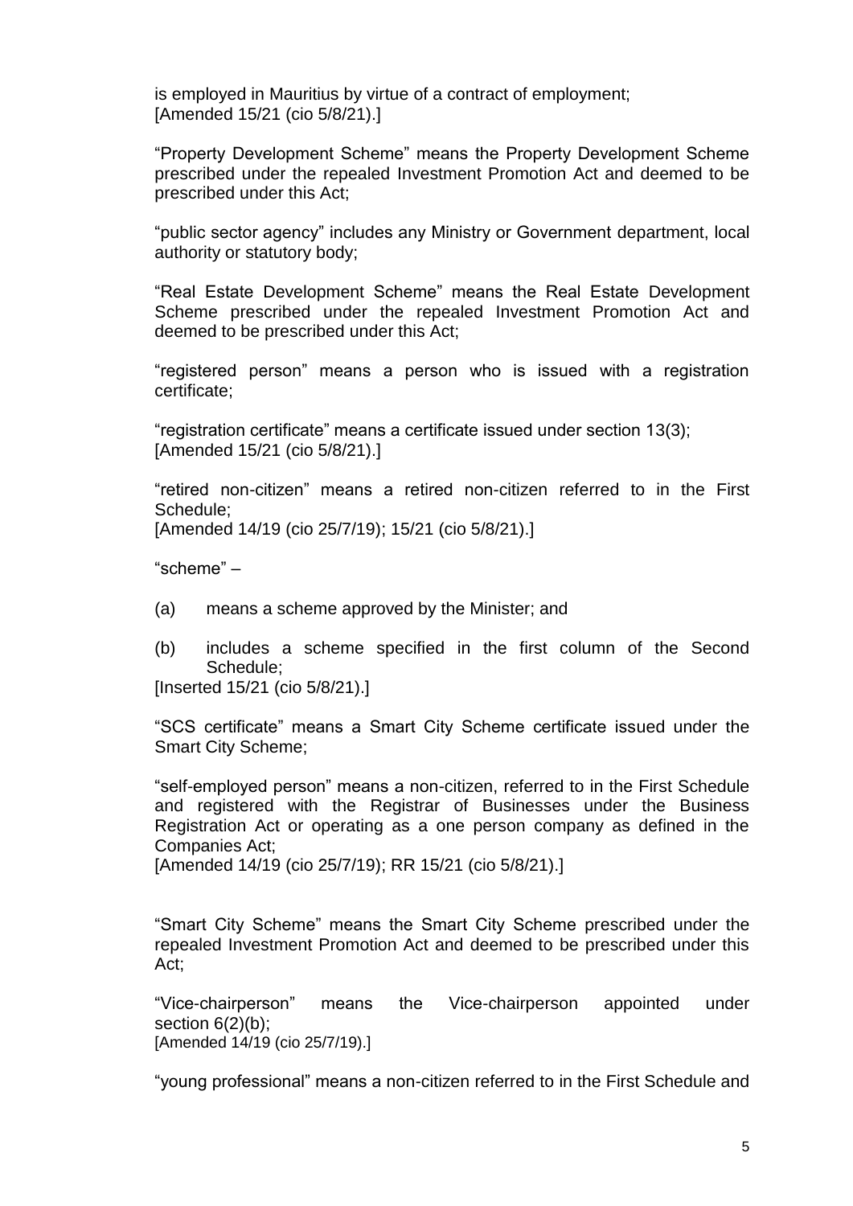is employed in Mauritius by virtue of a contract of employment;
[Amended 15/21 (cio 5/8/21).]

"Property Development Scheme" means the Property Development Scheme prescribed under the repealed Investment Promotion Act and deemed to be prescribed under this Act;

"public sector agency" includes any Ministry or Government department, local authority or statutory body;

"Real Estate Development Scheme" means the Real Estate Development Scheme prescribed under the repealed Investment Promotion Act and deemed to be prescribed under this Act;

"registered person" means a person who is issued with a registration certificate;

"registration certificate" means a certificate issued under section 13(3);
[Amended 15/21 (cio 5/8/21).]

"retired non-citizen" means a retired non-citizen referred to in the First Schedule;
[Amended 14/19 (cio 25/7/19); 15/21 (cio 5/8/21).]

"scheme" –

(a) means a scheme approved by the Minister; and

(b) includes a scheme specified in the first column of the Second Schedule;

[Inserted 15/21 (cio 5/8/21).]

"SCS certificate" means a Smart City Scheme certificate issued under the Smart City Scheme;

"self-employed person" means a non-citizen, referred to in the First Schedule and registered with the Registrar of Businesses under the Business Registration Act or operating as a one person company as defined in the Companies Act;
[Amended 14/19 (cio 25/7/19); RR 15/21 (cio 5/8/21).]

"Smart City Scheme" means the Smart City Scheme prescribed under the repealed Investment Promotion Act and deemed to be prescribed under this Act;

"Vice-chairperson" means the Vice-chairperson appointed under section 6(2)(b);
[Amended 14/19 (cio 25/7/19).]

"young professional" means a non-citizen referred to in the First Schedule and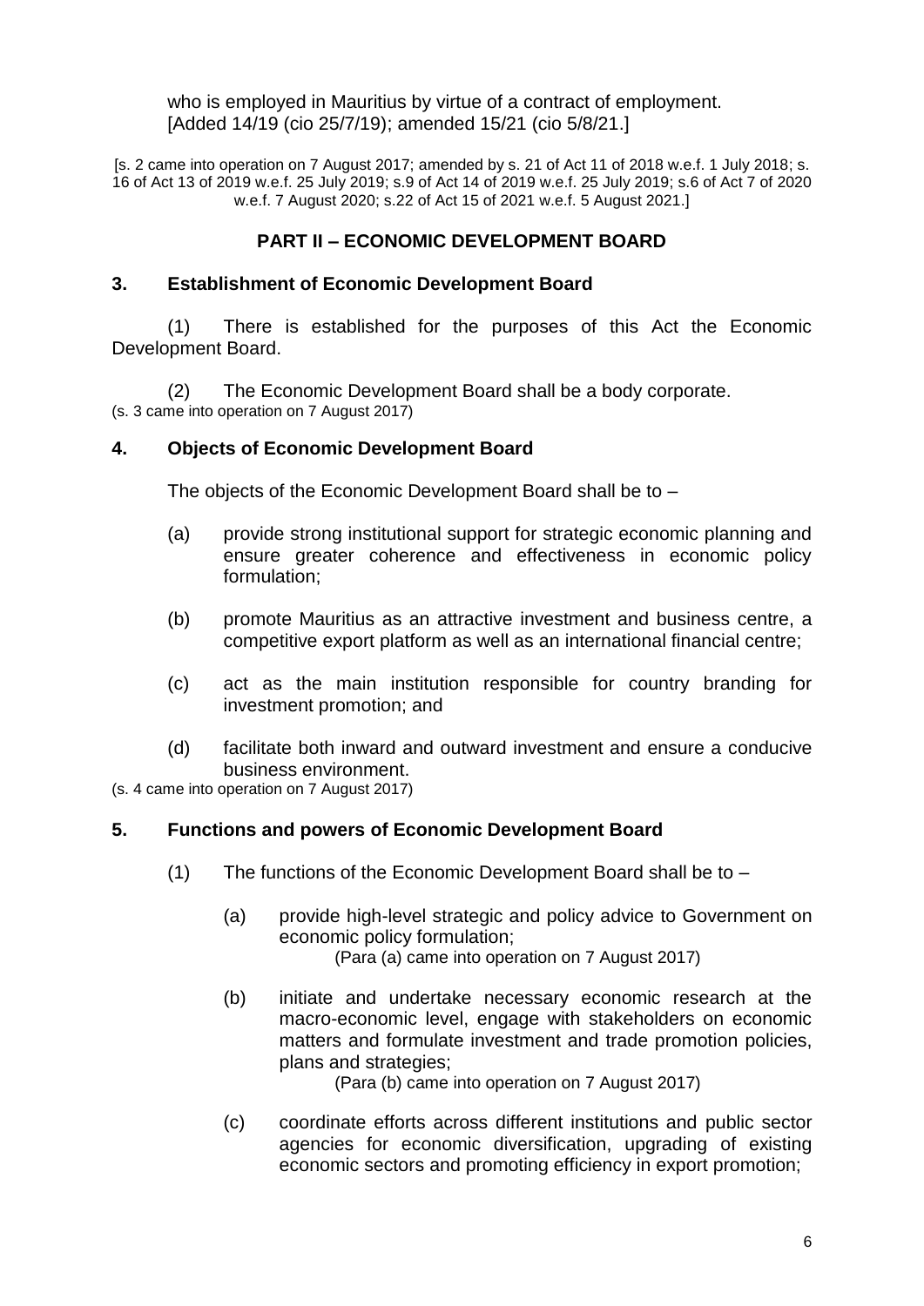who is employed in Mauritius by virtue of a contract of employment.
[Added 14/19 (cio 25/7/19); amended 15/21 (cio 5/8/21.]

[s. 2 came into operation on 7 August 2017; amended by s. 21 of Act 11 of 2018 w.e.f. 1 July 2018; s. 16 of Act 13 of 2019 w.e.f. 25 July 2019; s.9 of Act 14 of 2019 w.e.f. 25 July 2019; s.6 of Act 7 of 2020 w.e.f. 7 August 2020; s.22 of Act 15 of 2021 w.e.f. 5 August 2021.]

## PART II – ECONOMIC DEVELOPMENT BOARD

### 3. Establishment of Economic Development Board

(1) There is established for the purposes of this Act the Economic Development Board.

(2) The Economic Development Board shall be a body corporate.
(s. 3 came into operation on 7 August 2017)

### 4. Objects of Economic Development Board

The objects of the Economic Development Board shall be to –

(a) provide strong institutional support for strategic economic planning and ensure greater coherence and effectiveness in economic policy formulation;

(b) promote Mauritius as an attractive investment and business centre, a competitive export platform as well as an international financial centre;

(c) act as the main institution responsible for country branding for investment promotion; and

(d) facilitate both inward and outward investment and ensure a conducive business environment.

(s. 4 came into operation on 7 August 2017)

### 5. Functions and powers of Economic Development Board

(1) The functions of the Economic Development Board shall be to –

(a) provide high-level strategic and policy advice to Government on economic policy formulation;
(Para (a) came into operation on 7 August 2017)

(b) initiate and undertake necessary economic research at the macro-economic level, engage with stakeholders on economic matters and formulate investment and trade promotion policies, plans and strategies;
(Para (b) came into operation on 7 August 2017)

(c) coordinate efforts across different institutions and public sector agencies for economic diversification, upgrading of existing economic sectors and promoting efficiency in export promotion;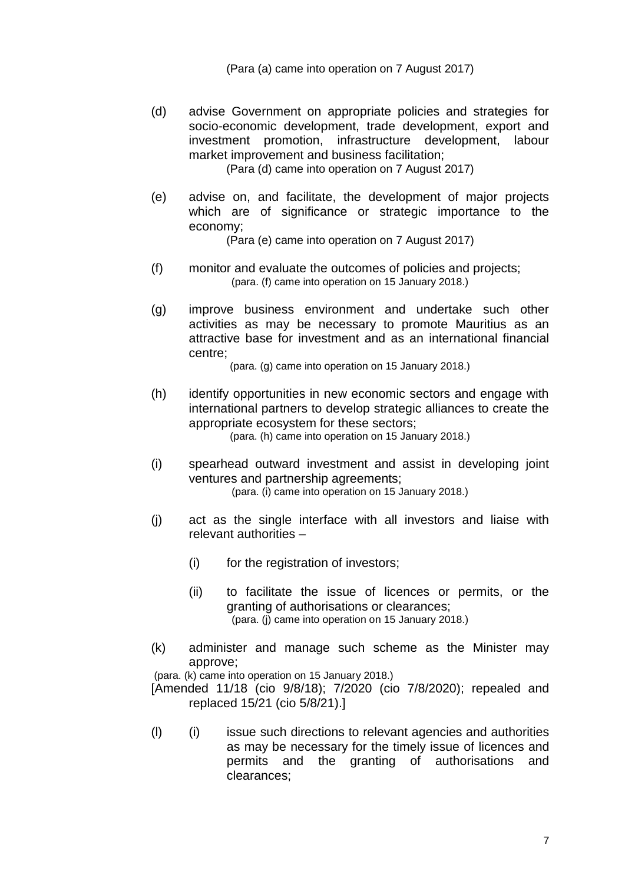(Para (a) came into operation on 7 August 2017)

(d) advise Government on appropriate policies and strategies for socio-economic development, trade development, export and investment promotion, infrastructure development, labour market improvement and business facilitation;
(Para (d) came into operation on 7 August 2017)

(e) advise on, and facilitate, the development of major projects which are of significance or strategic importance to the economy;
(Para (e) came into operation on 7 August 2017)

(f) monitor and evaluate the outcomes of policies and projects;
(para. (f) came into operation on 15 January 2018.)

(g) improve business environment and undertake such other activities as may be necessary to promote Mauritius as an attractive base for investment and as an international financial centre;
(para. (g) came into operation on 15 January 2018.)

(h) identify opportunities in new economic sectors and engage with international partners to develop strategic alliances to create the appropriate ecosystem for these sectors;
(para. (h) came into operation on 15 January 2018.)

(i) spearhead outward investment and assist in developing joint ventures and partnership agreements;
(para. (i) came into operation on 15 January 2018.)

(j) act as the single interface with all investors and liaise with relevant authorities –

(i) for the registration of investors;

(ii) to facilitate the issue of licences or permits, or the granting of authorisations or clearances;
(para. (j) came into operation on 15 January 2018.)

(k) administer and manage such scheme as the Minister may approve;
(para. (k) came into operation on 15 January 2018.)
[Amended 11/18 (cio 9/8/18); 7/2020 (cio 7/8/2020); repealed and replaced 15/21 (cio 5/8/21).]

(l) (i) issue such directions to relevant agencies and authorities as may be necessary for the timely issue of licences and permits and the granting of authorisations and clearances;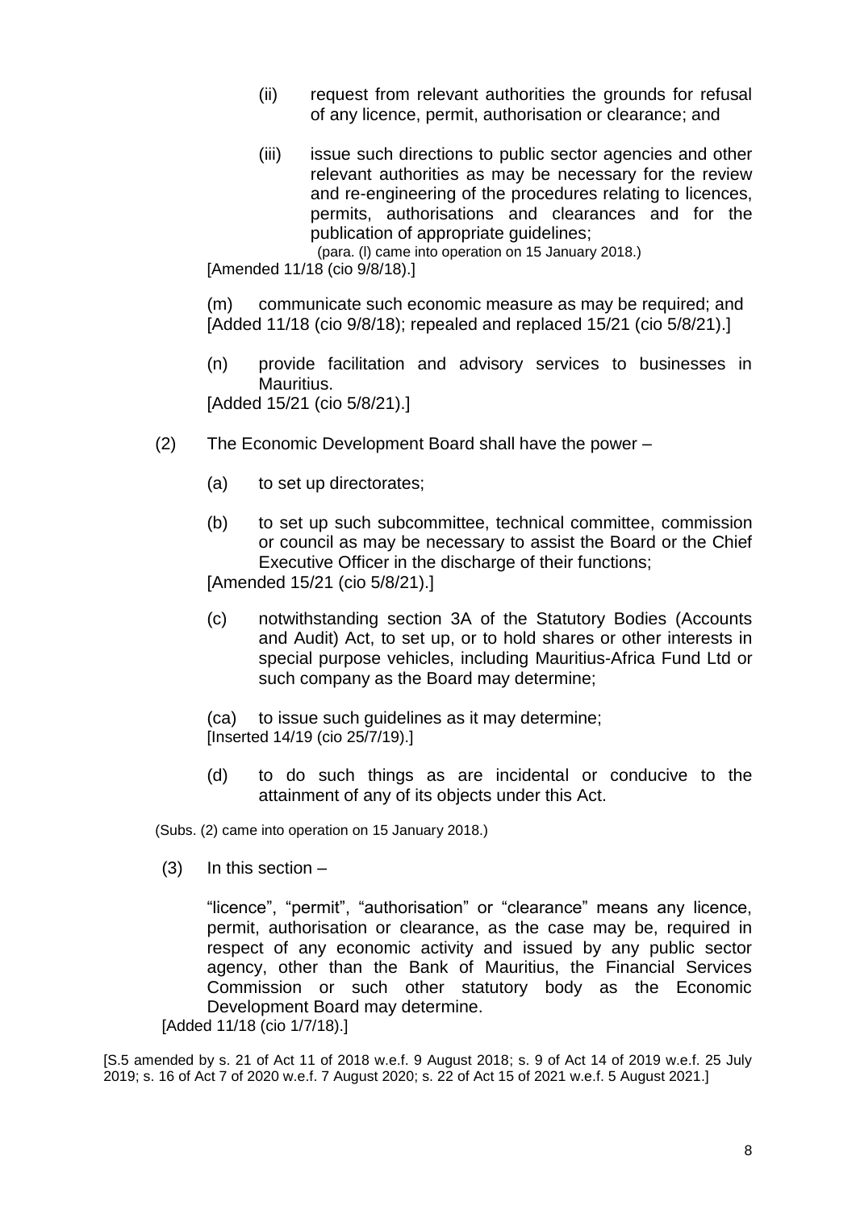(ii) request from relevant authorities the grounds for refusal of any licence, permit, authorisation or clearance; and

(iii) issue such directions to public sector agencies and other relevant authorities as may be necessary for the review and re-engineering of the procedures relating to licences, permits, authorisations and clearances and for the publication of appropriate guidelines;

(para. (l) came into operation on 15 January 2018.)

[Amended 11/18 (cio 9/8/18).]

(m) communicate such economic measure as may be required; and
[Added 11/18 (cio 9/8/18); repealed and replaced 15/21 (cio 5/8/21).]

(n) provide facilitation and advisory services to businesses in Mauritius.
[Added 15/21 (cio 5/8/21).]

(2) The Economic Development Board shall have the power –

(a) to set up directorates;

(b) to set up such subcommittee, technical committee, commission or council as may be necessary to assist the Board or the Chief Executive Officer in the discharge of their functions;
[Amended 15/21 (cio 5/8/21).]

(c) notwithstanding section 3A of the Statutory Bodies (Accounts and Audit) Act, to set up, or to hold shares or other interests in special purpose vehicles, including Mauritius-Africa Fund Ltd or such company as the Board may determine;

(ca) to issue such guidelines as it may determine;
[Inserted 14/19 (cio 25/7/19).]

(d) to do such things as are incidental or conducive to the attainment of any of its objects under this Act.

(Subs. (2) came into operation on 15 January 2018.)

(3) In this section –

"licence", "permit", "authorisation" or "clearance" means any licence, permit, authorisation or clearance, as the case may be, required in respect of any economic activity and issued by any public sector agency, other than the Bank of Mauritius, the Financial Services Commission or such other statutory body as the Economic Development Board may determine.

[Added 11/18 (cio 1/7/18).]

[S.5 amended by s. 21 of Act 11 of 2018 w.e.f. 9 August 2018; s. 9 of Act 14 of 2019 w.e.f. 25 July 2019; s. 16 of Act 7 of 2020 w.e.f. 7 August 2020; s. 22 of Act 15 of 2021 w.e.f. 5 August 2021.]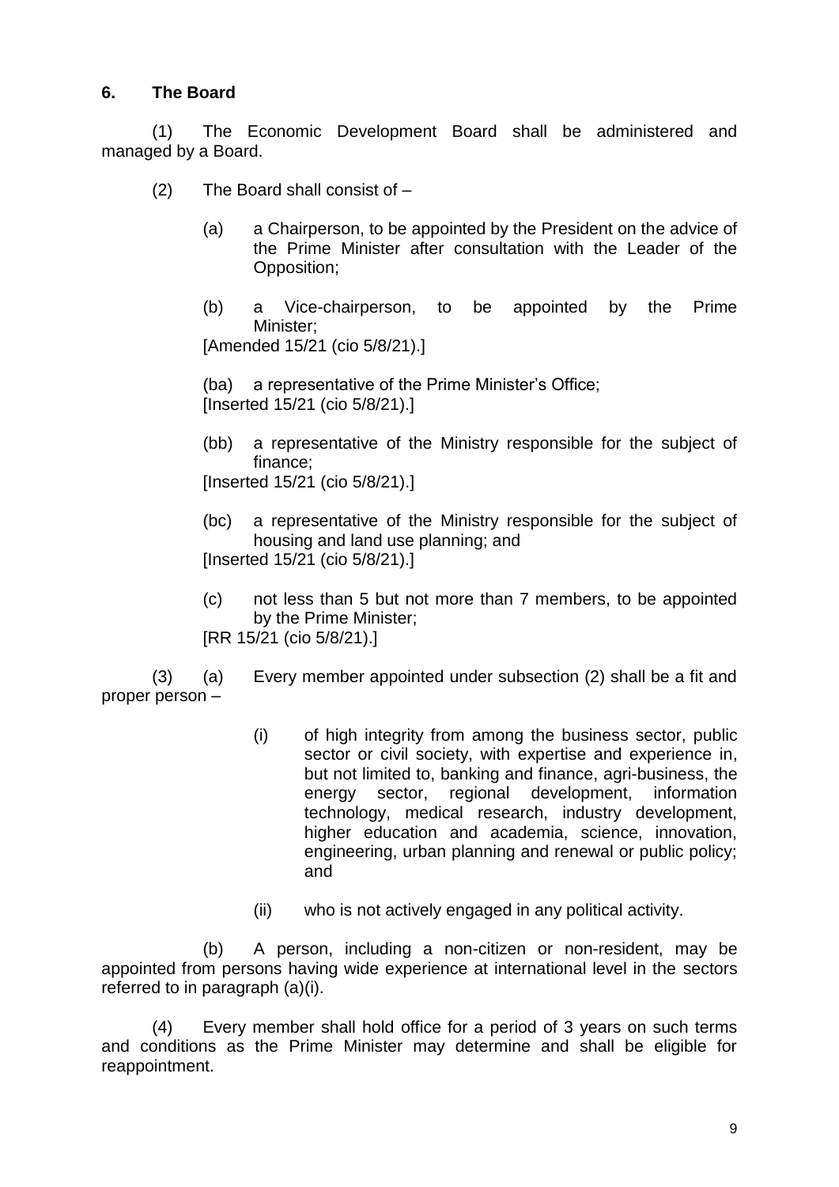**6. The Board**

(1) The Economic Development Board shall be administered and managed by a Board.

(2) The Board shall consist of –

(a) a Chairperson, to be appointed by the President on the advice of the Prime Minister after consultation with the Leader of the Opposition;

(b) a Vice-chairperson, to be appointed by the Prime Minister;

[Amended 15/21 (cio 5/8/21).]

(ba) a representative of the Prime Minister's Office;

[Inserted 15/21 (cio 5/8/21).]

(bb) a representative of the Ministry responsible for the subject of finance;

[Inserted 15/21 (cio 5/8/21).]

(bc) a representative of the Ministry responsible for the subject of housing and land use planning; and

[Inserted 15/21 (cio 5/8/21).]

(c) not less than 5 but not more than 7 members, to be appointed by the Prime Minister;

[RR 15/21 (cio 5/8/21).]

(3) (a) Every member appointed under subsection (2) shall be a fit and proper person –

(i) of high integrity from among the business sector, public sector or civil society, with expertise and experience in, but not limited to, banking and finance, agri-business, the energy sector, regional development, information technology, medical research, industry development, higher education and academia, science, innovation, engineering, urban planning and renewal or public policy; and

(ii) who is not actively engaged in any political activity.

(b) A person, including a non-citizen or non-resident, may be appointed from persons having wide experience at international level in the sectors referred to in paragraph (a)(i).

(4) Every member shall hold office for a period of 3 years on such terms and conditions as the Prime Minister may determine and shall be eligible for reappointment.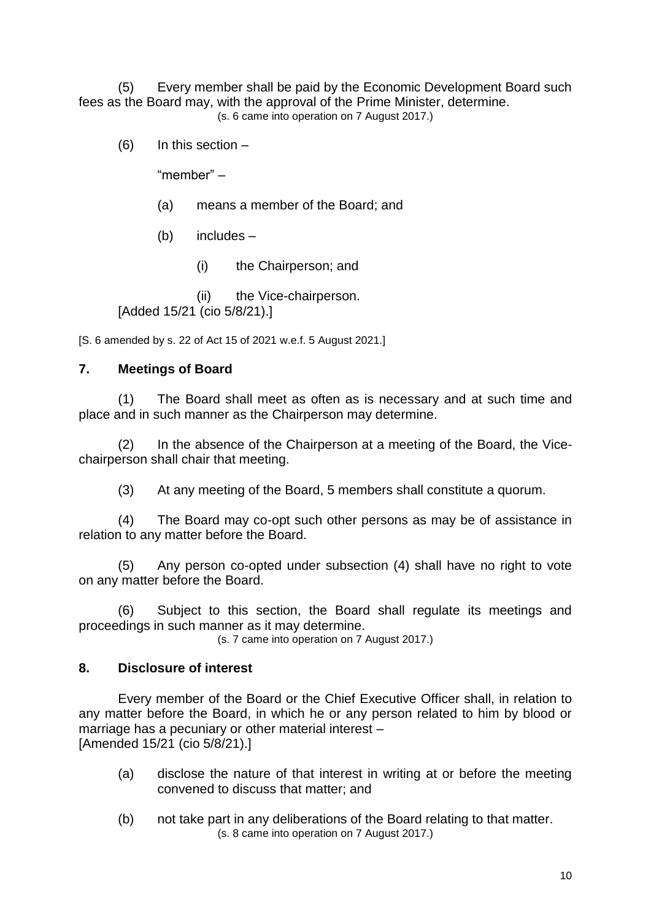(5) Every member shall be paid by the Economic Development Board such fees as the Board may, with the approval of the Prime Minister, determine.

(s. 6 came into operation on 7 August 2017.)

(6) In this section –

"member" –

(a) means a member of the Board; and

(b) includes –

(i) the Chairperson; and

(ii) the Vice-chairperson.

[Added 15/21 (cio 5/8/21).]

[S. 6 amended by s. 22 of Act 15 of 2021 w.e.f. 5 August 2021.]

## 7. Meetings of Board

(1) The Board shall meet as often as is necessary and at such time and place and in such manner as the Chairperson may determine.

(2) In the absence of the Chairperson at a meeting of the Board, the Vice-chairperson shall chair that meeting.

(3) At any meeting of the Board, 5 members shall constitute a quorum.

(4) The Board may co-opt such other persons as may be of assistance in relation to any matter before the Board.

(5) Any person co-opted under subsection (4) shall have no right to vote on any matter before the Board.

(6) Subject to this section, the Board shall regulate its meetings and proceedings in such manner as it may determine.

(s. 7 came into operation on 7 August 2017.)

## 8. Disclosure of interest

Every member of the Board or the Chief Executive Officer shall, in relation to any matter before the Board, in which he or any person related to him by blood or marriage has a pecuniary or other material interest –

[Amended 15/21 (cio 5/8/21).]

(a) disclose the nature of that interest in writing at or before the meeting convened to discuss that matter; and

(b) not take part in any deliberations of the Board relating to that matter.

(s. 8 came into operation on 7 August 2017.)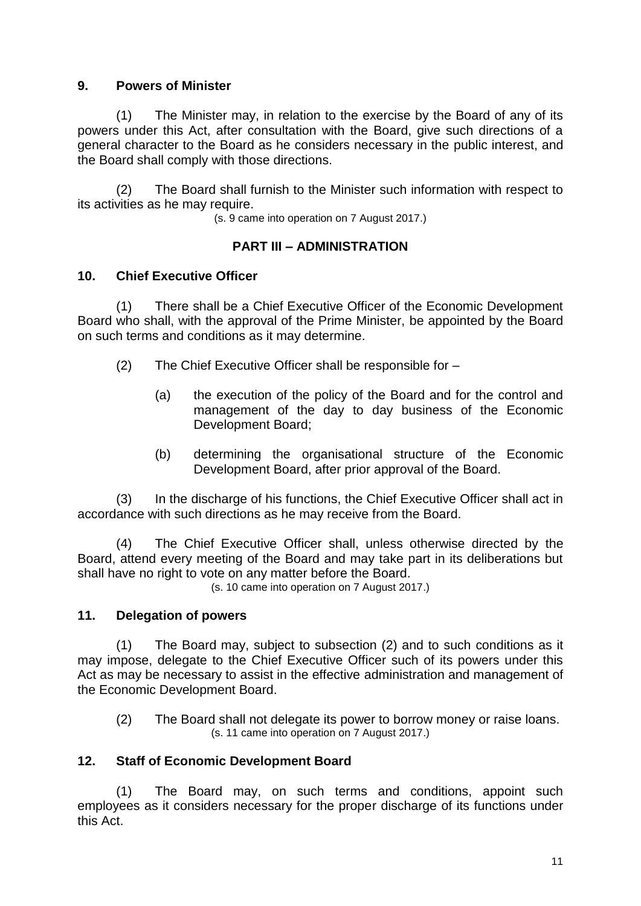**9. Powers of Minister**

(1) The Minister may, in relation to the exercise by the Board of any of its powers under this Act, after consultation with the Board, give such directions of a general character to the Board as he considers necessary in the public interest, and the Board shall comply with those directions.

(2) The Board shall furnish to the Minister such information with respect to its activities as he may require.

(s. 9 came into operation on 7 August 2017.)

## PART III – ADMINISTRATION

**10. Chief Executive Officer**

(1) There shall be a Chief Executive Officer of the Economic Development Board who shall, with the approval of the Prime Minister, be appointed by the Board on such terms and conditions as it may determine.

(2) The Chief Executive Officer shall be responsible for –

(a) the execution of the policy of the Board and for the control and management of the day to day business of the Economic Development Board;

(b) determining the organisational structure of the Economic Development Board, after prior approval of the Board.

(3) In the discharge of his functions, the Chief Executive Officer shall act in accordance with such directions as he may receive from the Board.

(4) The Chief Executive Officer shall, unless otherwise directed by the Board, attend every meeting of the Board and may take part in its deliberations but shall have no right to vote on any matter before the Board.

(s. 10 came into operation on 7 August 2017.)

**11. Delegation of powers**

(1) The Board may, subject to subsection (2) and to such conditions as it may impose, delegate to the Chief Executive Officer such of its powers under this Act as may be necessary to assist in the effective administration and management of the Economic Development Board.

(2) The Board shall not delegate its power to borrow money or raise loans.

(s. 11 came into operation on 7 August 2017.)

**12. Staff of Economic Development Board**

(1) The Board may, on such terms and conditions, appoint such employees as it considers necessary for the proper discharge of its functions under this Act.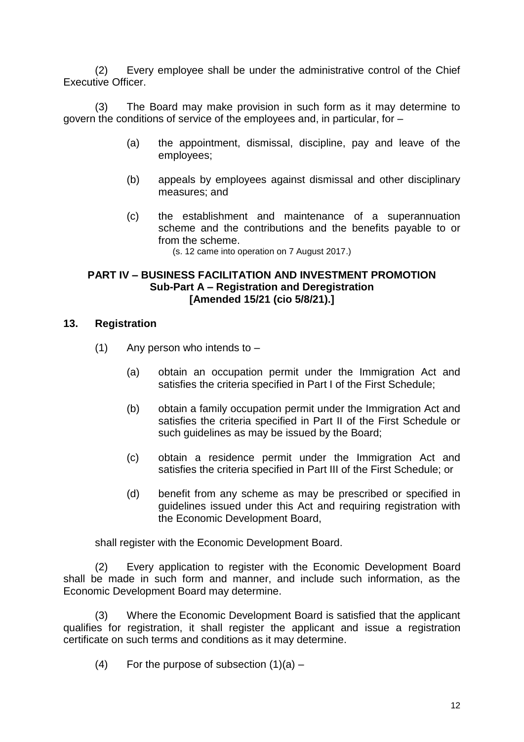(2) Every employee shall be under the administrative control of the Chief Executive Officer.

(3) The Board may make provision in such form as it may determine to govern the conditions of service of the employees and, in particular, for –

- (a) the appointment, dismissal, discipline, pay and leave of the employees;
- (b) appeals by employees against dismissal and other disciplinary measures; and
- (c) the establishment and maintenance of a superannuation scheme and the contributions and the benefits payable to or from the scheme.

(s. 12 came into operation on 7 August 2017.)

## PART IV – BUSINESS FACILITATION AND INVESTMENT PROMOTION
### Sub-Part A – Registration and Deregistration
### [Amended 15/21 (cio 5/8/21).]

### 13. Registration

(1) Any person who intends to –

- (a) obtain an occupation permit under the Immigration Act and satisfies the criteria specified in Part I of the First Schedule;
- (b) obtain a family occupation permit under the Immigration Act and satisfies the criteria specified in Part II of the First Schedule or such guidelines as may be issued by the Board;
- (c) obtain a residence permit under the Immigration Act and satisfies the criteria specified in Part III of the First Schedule; or
- (d) benefit from any scheme as may be prescribed or specified in guidelines issued under this Act and requiring registration with the Economic Development Board,

shall register with the Economic Development Board.

(2) Every application to register with the Economic Development Board shall be made in such form and manner, and include such information, as the Economic Development Board may determine.

(3) Where the Economic Development Board is satisfied that the applicant qualifies for registration, it shall register the applicant and issue a registration certificate on such terms and conditions as it may determine.

(4) For the purpose of subsection (1)(a) –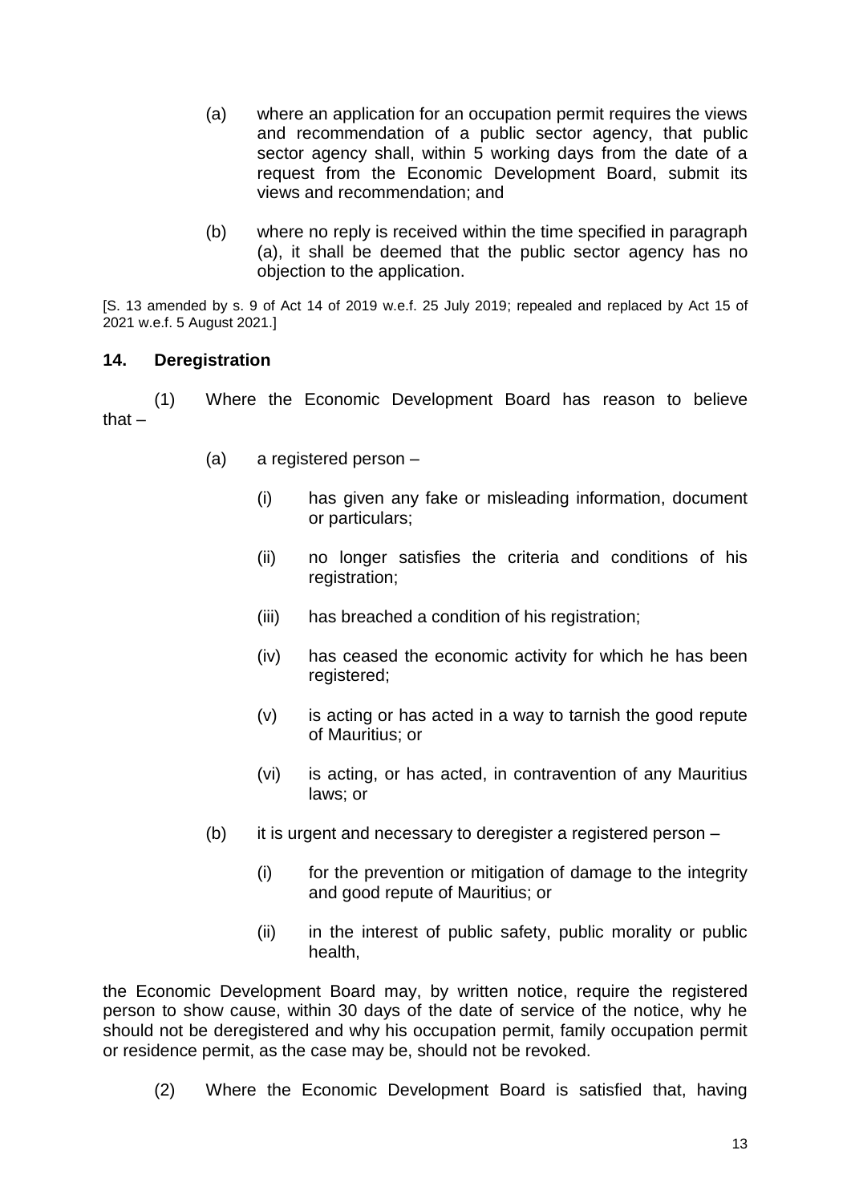(a) where an application for an occupation permit requires the views and recommendation of a public sector agency, that public sector agency shall, within 5 working days from the date of a request from the Economic Development Board, submit its views and recommendation; and

(b) where no reply is received within the time specified in paragraph (a), it shall be deemed that the public sector agency has no objection to the application.

[S. 13 amended by s. 9 of Act 14 of 2019 w.e.f. 25 July 2019; repealed and replaced by Act 15 of 2021 w.e.f. 5 August 2021.]

**14. Deregistration**

(1) Where the Economic Development Board has reason to believe that –

(a) a registered person –

(i) has given any fake or misleading information, document or particulars;

(ii) no longer satisfies the criteria and conditions of his registration;

(iii) has breached a condition of his registration;

(iv) has ceased the economic activity for which he has been registered;

(v) is acting or has acted in a way to tarnish the good repute of Mauritius; or

(vi) is acting, or has acted, in contravention of any Mauritius laws; or

(b) it is urgent and necessary to deregister a registered person –

(i) for the prevention or mitigation of damage to the integrity and good repute of Mauritius; or

(ii) in the interest of public safety, public morality or public health,

the Economic Development Board may, by written notice, require the registered person to show cause, within 30 days of the date of service of the notice, why he should not be deregistered and why his occupation permit, family occupation permit or residence permit, as the case may be, should not be revoked.

(2) Where the Economic Development Board is satisfied that, having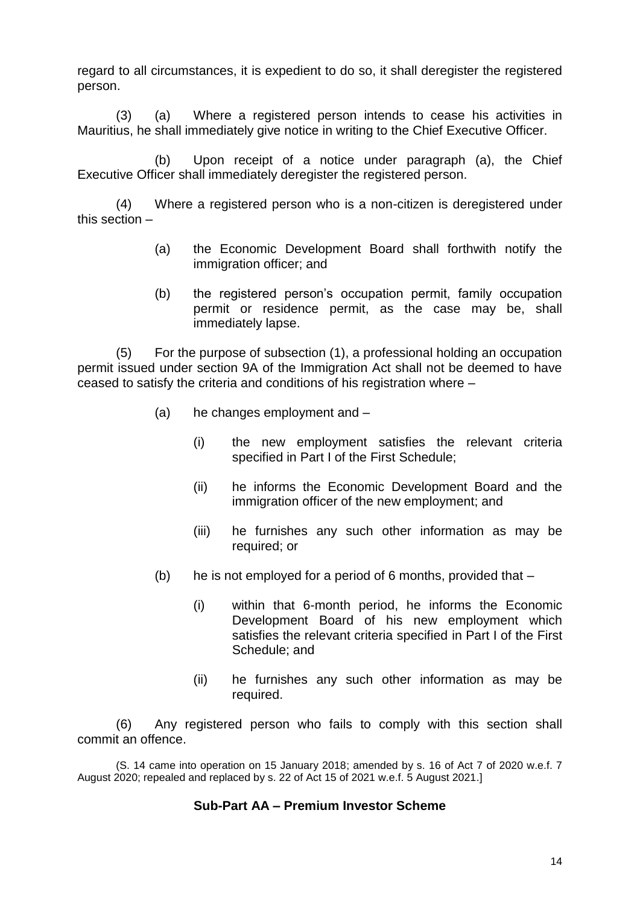regard to all circumstances, it is expedient to do so, it shall deregister the registered person.

(3) (a) Where a registered person intends to cease his activities in Mauritius, he shall immediately give notice in writing to the Chief Executive Officer.

(b) Upon receipt of a notice under paragraph (a), the Chief Executive Officer shall immediately deregister the registered person.

(4) Where a registered person who is a non-citizen is deregistered under this section –

(a) the Economic Development Board shall forthwith notify the immigration officer; and

(b) the registered person's occupation permit, family occupation permit or residence permit, as the case may be, shall immediately lapse.

(5) For the purpose of subsection (1), a professional holding an occupation permit issued under section 9A of the Immigration Act shall not be deemed to have ceased to satisfy the criteria and conditions of his registration where –

(a) he changes employment and –

(i) the new employment satisfies the relevant criteria specified in Part I of the First Schedule;

(ii) he informs the Economic Development Board and the immigration officer of the new employment; and

(iii) he furnishes any such other information as may be required; or

(b) he is not employed for a period of 6 months, provided that –

(i) within that 6-month period, he informs the Economic Development Board of his new employment which satisfies the relevant criteria specified in Part I of the First Schedule; and

(ii) he furnishes any such other information as may be required.

(6) Any registered person who fails to comply with this section shall commit an offence.

(S. 14 came into operation on 15 January 2018; amended by s. 16 of Act 7 of 2020 w.e.f. 7 August 2020; repealed and replaced by s. 22 of Act 15 of 2021 w.e.f. 5 August 2021.]

**Sub-Part AA – Premium Investor Scheme**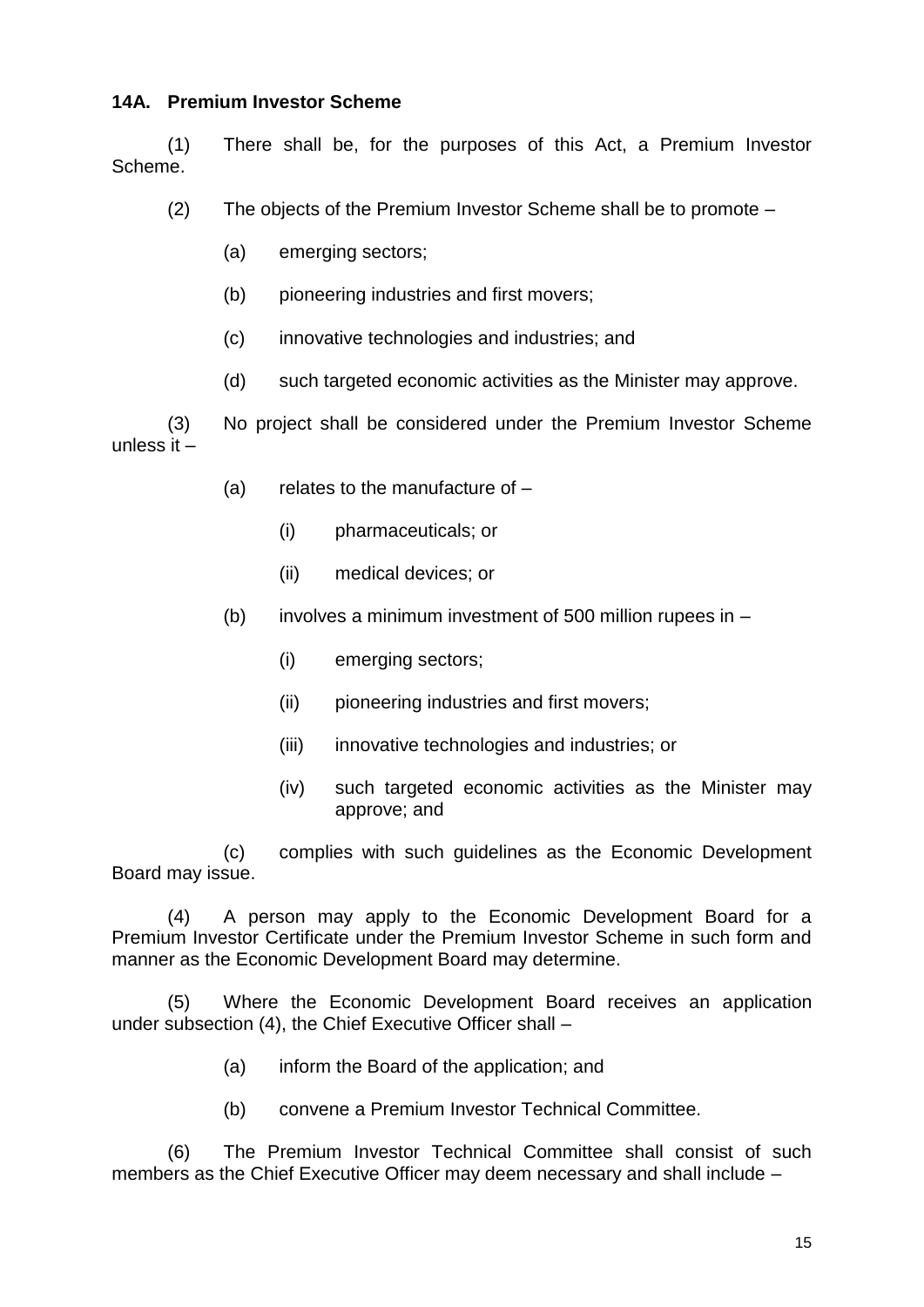**14A. Premium Investor Scheme**

(1) There shall be, for the purposes of this Act, a Premium Investor Scheme.

(2) The objects of the Premium Investor Scheme shall be to promote –

(a) emerging sectors;

(b) pioneering industries and first movers;

(c) innovative technologies and industries; and

(d) such targeted economic activities as the Minister may approve.

(3) No project shall be considered under the Premium Investor Scheme unless it –

(a) relates to the manufacture of –

(i) pharmaceuticals; or

(ii) medical devices; or

(b) involves a minimum investment of 500 million rupees in –

(i) emerging sectors;

(ii) pioneering industries and first movers;

(iii) innovative technologies and industries; or

(iv) such targeted economic activities as the Minister may approve; and

(c) complies with such guidelines as the Economic Development Board may issue.

(4) A person may apply to the Economic Development Board for a Premium Investor Certificate under the Premium Investor Scheme in such form and manner as the Economic Development Board may determine.

(5) Where the Economic Development Board receives an application under subsection (4), the Chief Executive Officer shall –

(a) inform the Board of the application; and

(b) convene a Premium Investor Technical Committee.

(6) The Premium Investor Technical Committee shall consist of such members as the Chief Executive Officer may deem necessary and shall include –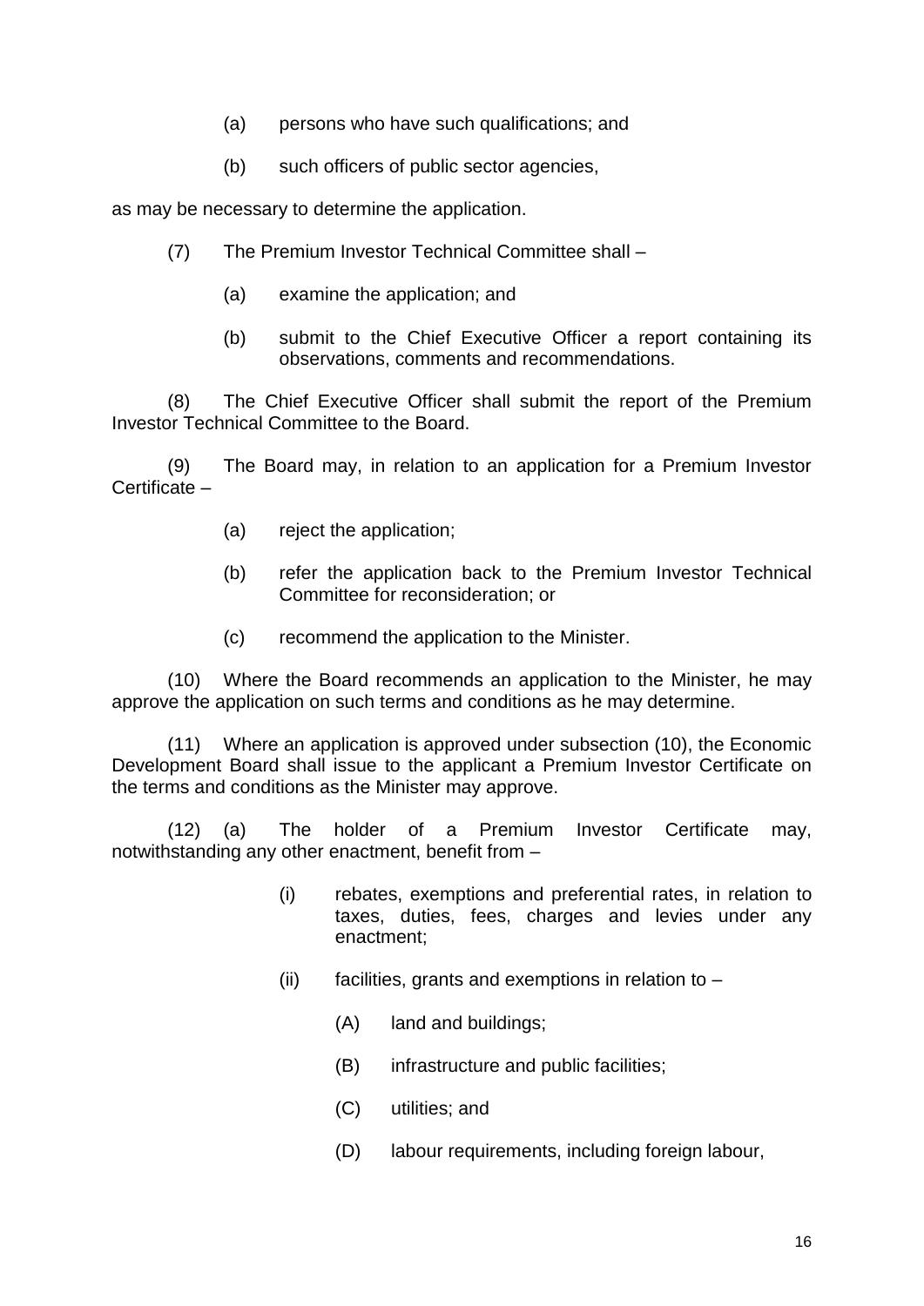(a) persons who have such qualifications; and

(b) such officers of public sector agencies,

as may be necessary to determine the application.

(7) The Premium Investor Technical Committee shall –

(a) examine the application; and

(b) submit to the Chief Executive Officer a report containing its observations, comments and recommendations.

(8) The Chief Executive Officer shall submit the report of the Premium Investor Technical Committee to the Board.

(9) The Board may, in relation to an application for a Premium Investor Certificate –

(a) reject the application;

(b) refer the application back to the Premium Investor Technical Committee for reconsideration; or

(c) recommend the application to the Minister.

(10) Where the Board recommends an application to the Minister, he may approve the application on such terms and conditions as he may determine.

(11) Where an application is approved under subsection (10), the Economic Development Board shall issue to the applicant a Premium Investor Certificate on the terms and conditions as the Minister may approve.

(12) (a) The holder of a Premium Investor Certificate may, notwithstanding any other enactment, benefit from –

(i) rebates, exemptions and preferential rates, in relation to taxes, duties, fees, charges and levies under any enactment;

(ii) facilities, grants and exemptions in relation to –

(A) land and buildings;

(B) infrastructure and public facilities;

(C) utilities; and

(D) labour requirements, including foreign labour,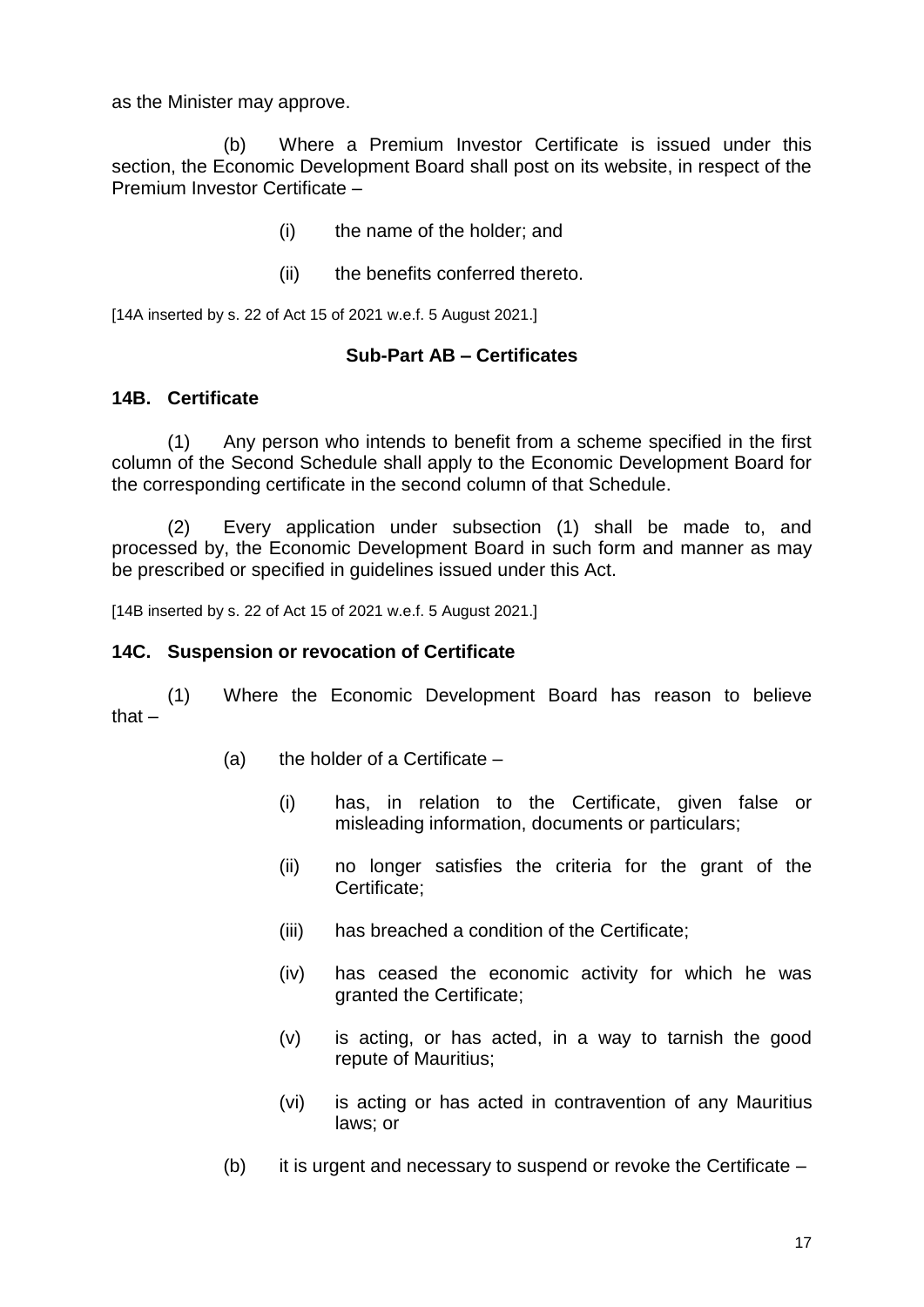as the Minister may approve.

(b) Where a Premium Investor Certificate is issued under this section, the Economic Development Board shall post on its website, in respect of the Premium Investor Certificate –

(i) the name of the holder; and

(ii) the benefits conferred thereto.

[14A inserted by s. 22 of Act 15 of 2021 w.e.f. 5 August 2021.]

### Sub-Part AB – Certificates

#### 14B. Certificate

(1) Any person who intends to benefit from a scheme specified in the first column of the Second Schedule shall apply to the Economic Development Board for the corresponding certificate in the second column of that Schedule.

(2) Every application under subsection (1) shall be made to, and processed by, the Economic Development Board in such form and manner as may be prescribed or specified in guidelines issued under this Act.

[14B inserted by s. 22 of Act 15 of 2021 w.e.f. 5 August 2021.]

#### 14C. Suspension or revocation of Certificate

(1) Where the Economic Development Board has reason to believe that –

(a) the holder of a Certificate –

(i) has, in relation to the Certificate, given false or misleading information, documents or particulars;

(ii) no longer satisfies the criteria for the grant of the Certificate;

(iii) has breached a condition of the Certificate;

(iv) has ceased the economic activity for which he was granted the Certificate;

(v) is acting, or has acted, in a way to tarnish the good repute of Mauritius;

(vi) is acting or has acted in contravention of any Mauritius laws; or

(b) it is urgent and necessary to suspend or revoke the Certificate –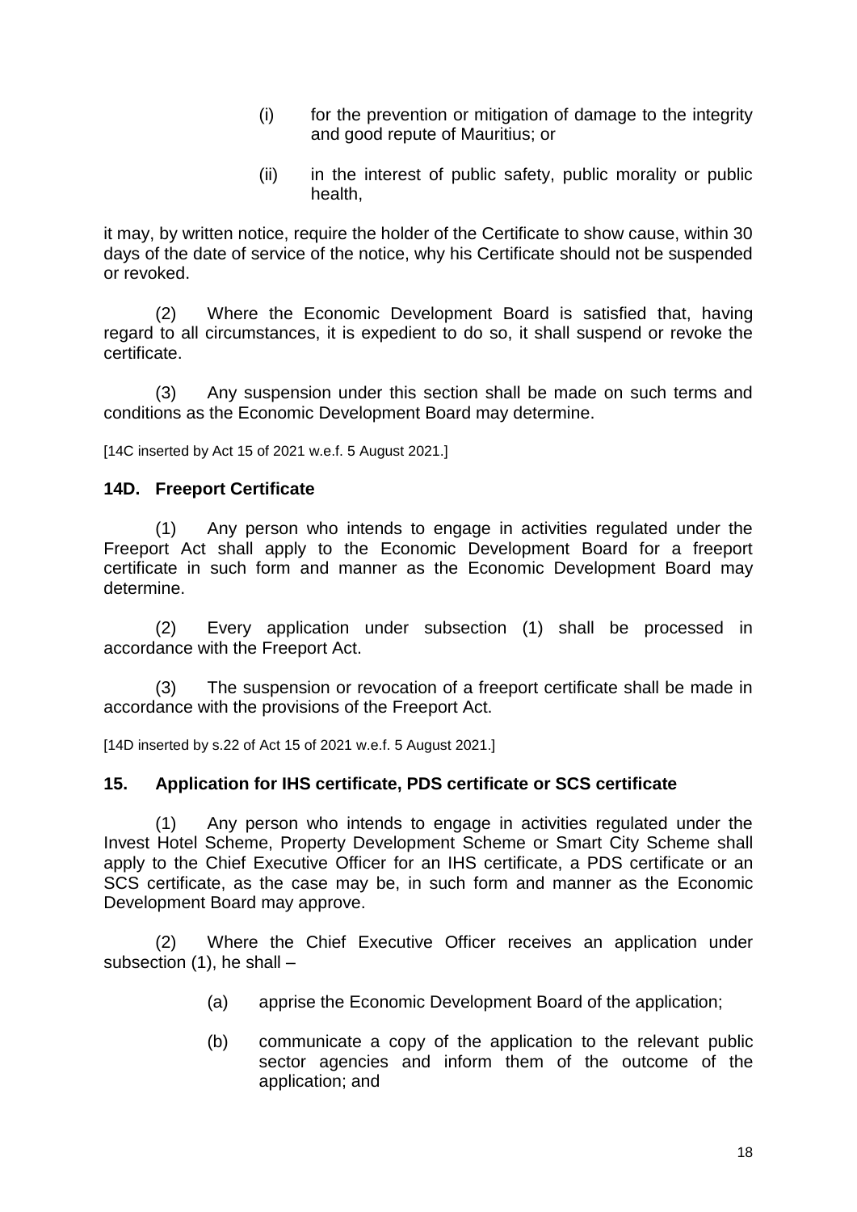(i) for the prevention or mitigation of damage to the integrity and good repute of Mauritius; or

(ii) in the interest of public safety, public morality or public health,

it may, by written notice, require the holder of the Certificate to show cause, within 30 days of the date of service of the notice, why his Certificate should not be suspended or revoked.

(2) Where the Economic Development Board is satisfied that, having regard to all circumstances, it is expedient to do so, it shall suspend or revoke the certificate.

(3) Any suspension under this section shall be made on such terms and conditions as the Economic Development Board may determine.

[14C inserted by Act 15 of 2021 w.e.f. 5 August 2021.]

### 14D. Freeport Certificate

(1) Any person who intends to engage in activities regulated under the Freeport Act shall apply to the Economic Development Board for a freeport certificate in such form and manner as the Economic Development Board may determine.

(2) Every application under subsection (1) shall be processed in accordance with the Freeport Act.

(3) The suspension or revocation of a freeport certificate shall be made in accordance with the provisions of the Freeport Act.

[14D inserted by s.22 of Act 15 of 2021 w.e.f. 5 August 2021.]

### 15. Application for IHS certificate, PDS certificate or SCS certificate

(1) Any person who intends to engage in activities regulated under the Invest Hotel Scheme, Property Development Scheme or Smart City Scheme shall apply to the Chief Executive Officer for an IHS certificate, a PDS certificate or an SCS certificate, as the case may be, in such form and manner as the Economic Development Board may approve.

(2) Where the Chief Executive Officer receives an application under subsection (1), he shall –

(a) apprise the Economic Development Board of the application;

(b) communicate a copy of the application to the relevant public sector agencies and inform them of the outcome of the application; and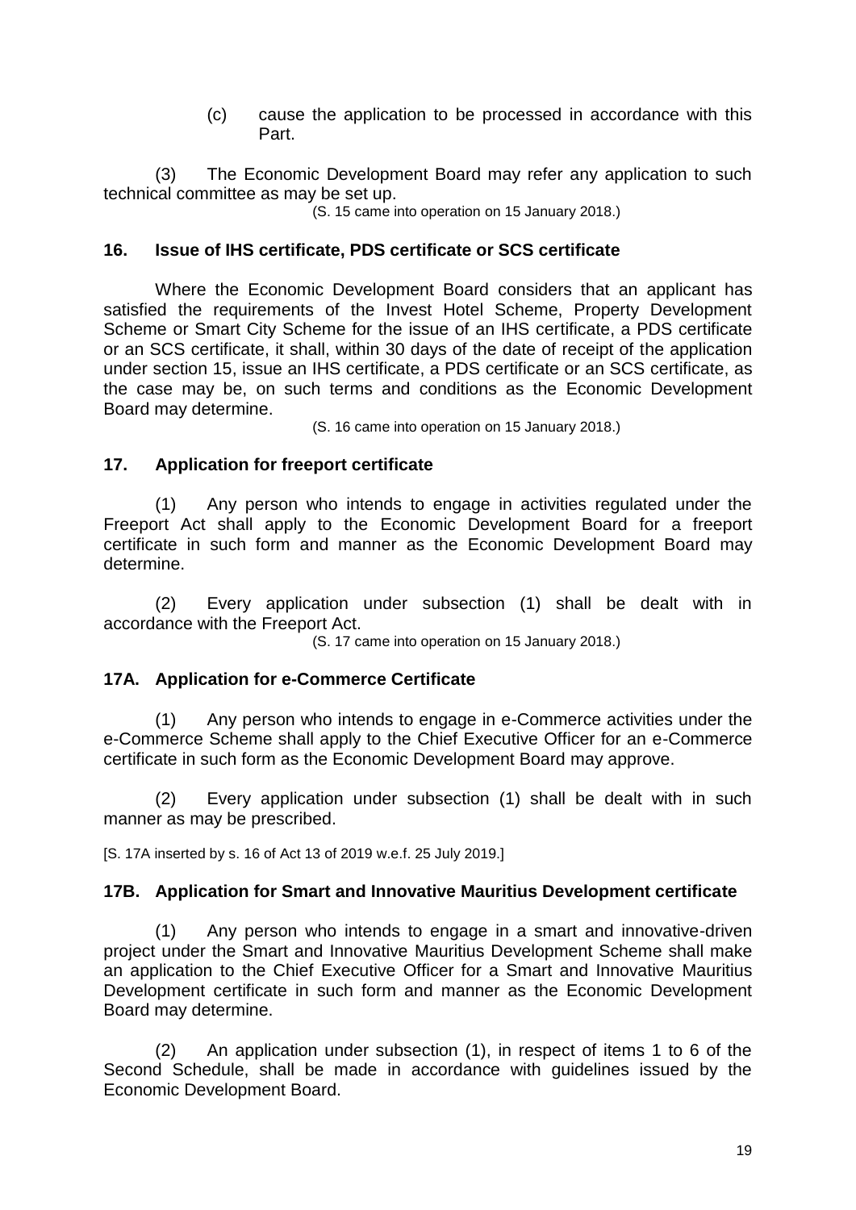(c) cause the application to be processed in accordance with this Part.

(3) The Economic Development Board may refer any application to such technical committee as may be set up.

(S. 15 came into operation on 15 January 2018.)

### 16. Issue of IHS certificate, PDS certificate or SCS certificate

Where the Economic Development Board considers that an applicant has satisfied the requirements of the Invest Hotel Scheme, Property Development Scheme or Smart City Scheme for the issue of an IHS certificate, a PDS certificate or an SCS certificate, it shall, within 30 days of the date of receipt of the application under section 15, issue an IHS certificate, a PDS certificate or an SCS certificate, as the case may be, on such terms and conditions as the Economic Development Board may determine.

(S. 16 came into operation on 15 January 2018.)

### 17. Application for freeport certificate

(1) Any person who intends to engage in activities regulated under the Freeport Act shall apply to the Economic Development Board for a freeport certificate in such form and manner as the Economic Development Board may determine.

(2) Every application under subsection (1) shall be dealt with in accordance with the Freeport Act.

(S. 17 came into operation on 15 January 2018.)

### 17A. Application for e-Commerce Certificate

(1) Any person who intends to engage in e-Commerce activities under the e-Commerce Scheme shall apply to the Chief Executive Officer for an e-Commerce certificate in such form as the Economic Development Board may approve.

(2) Every application under subsection (1) shall be dealt with in such manner as may be prescribed.

[S. 17A inserted by s. 16 of Act 13 of 2019 w.e.f. 25 July 2019.]

### 17B. Application for Smart and Innovative Mauritius Development certificate

(1) Any person who intends to engage in a smart and innovative-driven project under the Smart and Innovative Mauritius Development Scheme shall make an application to the Chief Executive Officer for a Smart and Innovative Mauritius Development certificate in such form and manner as the Economic Development Board may determine.

(2) An application under subsection (1), in respect of items 1 to 6 of the Second Schedule, shall be made in accordance with guidelines issued by the Economic Development Board.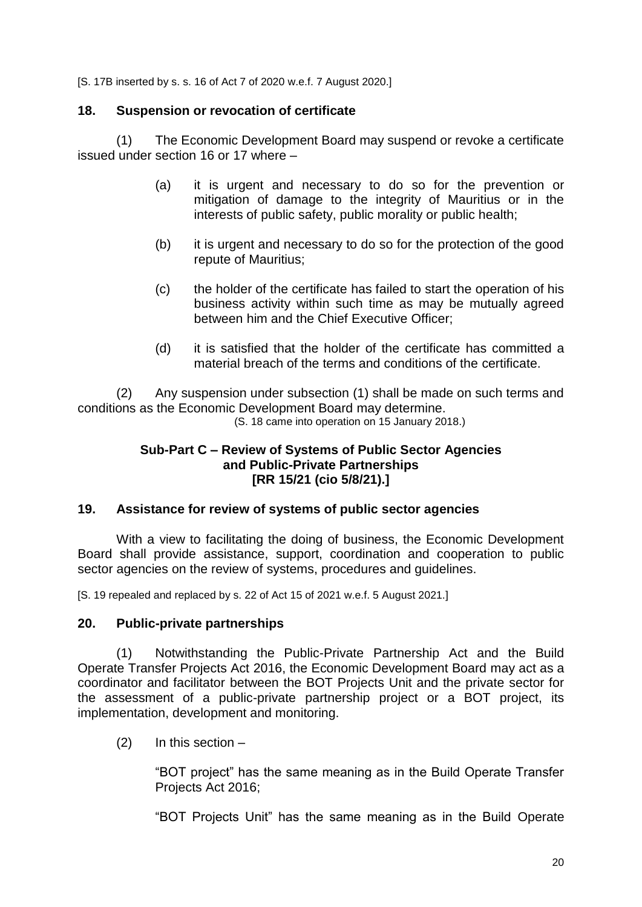[S. 17B inserted by s. s. 16 of Act 7 of 2020 w.e.f. 7 August 2020.]

### 18. Suspension or revocation of certificate

(1) The Economic Development Board may suspend or revoke a certificate issued under section 16 or 17 where –

(a) it is urgent and necessary to do so for the prevention or mitigation of damage to the integrity of Mauritius or in the interests of public safety, public morality or public health;

(b) it is urgent and necessary to do so for the protection of the good repute of Mauritius;

(c) the holder of the certificate has failed to start the operation of his business activity within such time as may be mutually agreed between him and the Chief Executive Officer;

(d) it is satisfied that the holder of the certificate has committed a material breach of the terms and conditions of the certificate.

(2) Any suspension under subsection (1) shall be made on such terms and conditions as the Economic Development Board may determine.

(S. 18 came into operation on 15 January 2018.)

## Sub-Part C – Review of Systems of Public Sector Agencies and Public-Private Partnerships [RR 15/21 (cio 5/8/21).]

### 19. Assistance for review of systems of public sector agencies

With a view to facilitating the doing of business, the Economic Development Board shall provide assistance, support, coordination and cooperation to public sector agencies on the review of systems, procedures and guidelines.

[S. 19 repealed and replaced by s. 22 of Act 15 of 2021 w.e.f. 5 August 2021.]

### 20. Public-private partnerships

(1) Notwithstanding the Public-Private Partnership Act and the Build Operate Transfer Projects Act 2016, the Economic Development Board may act as a coordinator and facilitator between the BOT Projects Unit and the private sector for the assessment of a public-private partnership project or a BOT project, its implementation, development and monitoring.

(2) In this section –

"BOT project" has the same meaning as in the Build Operate Transfer Projects Act 2016;

"BOT Projects Unit" has the same meaning as in the Build Operate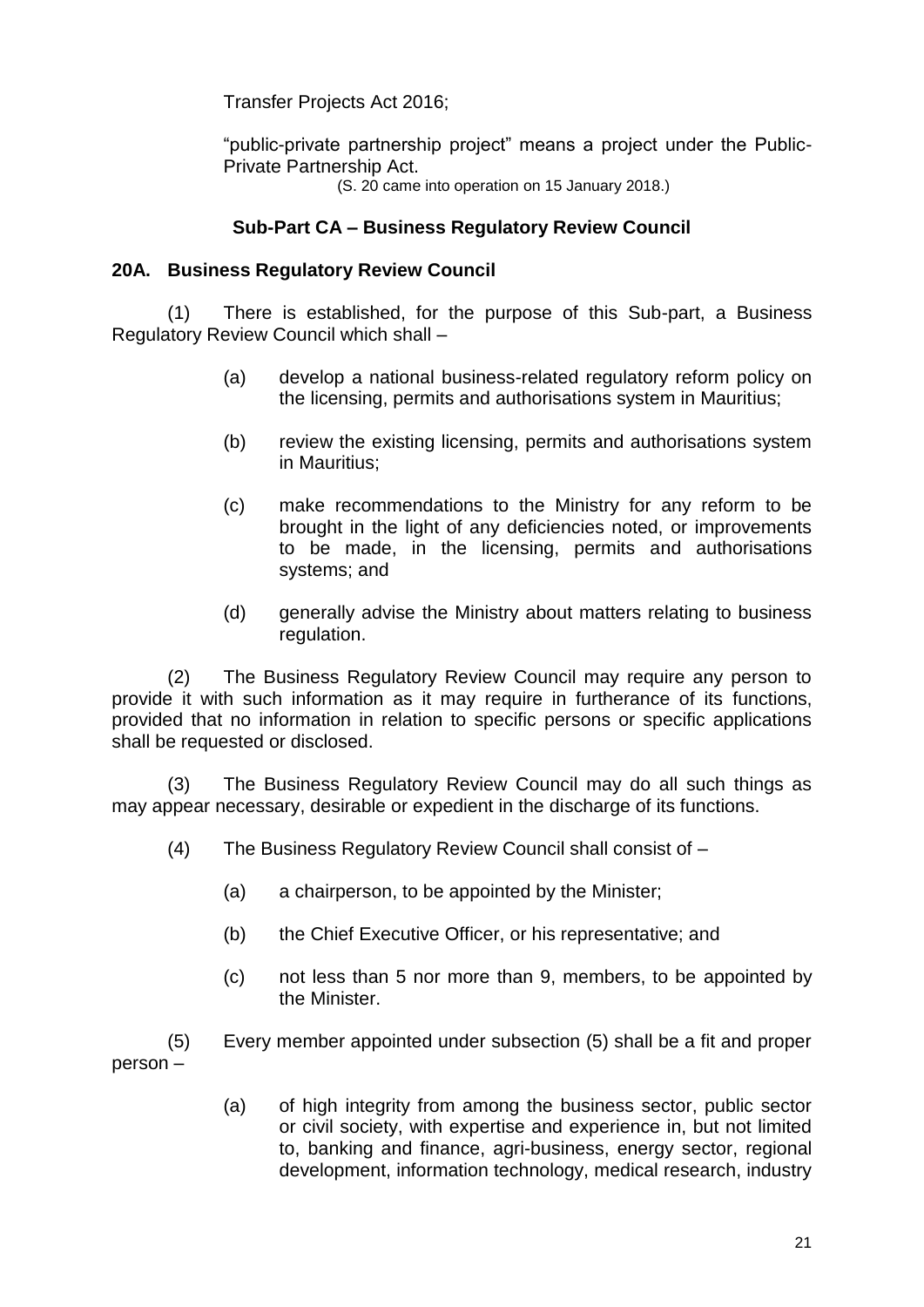Transfer Projects Act 2016;

"public-private partnership project" means a project under the Public-Private Partnership Act.

(S. 20 came into operation on 15 January 2018.)

### Sub-Part CA – Business Regulatory Review Council

**20A. Business Regulatory Review Council**

(1) There is established, for the purpose of this Sub-part, a Business Regulatory Review Council which shall –

(a) develop a national business-related regulatory reform policy on the licensing, permits and authorisations system in Mauritius;

(b) review the existing licensing, permits and authorisations system in Mauritius;

(c) make recommendations to the Ministry for any reform to be brought in the light of any deficiencies noted, or improvements to be made, in the licensing, permits and authorisations systems; and

(d) generally advise the Ministry about matters relating to business regulation.

(2) The Business Regulatory Review Council may require any person to provide it with such information as it may require in furtherance of its functions, provided that no information in relation to specific persons or specific applications shall be requested or disclosed.

(3) The Business Regulatory Review Council may do all such things as may appear necessary, desirable or expedient in the discharge of its functions.

(4) The Business Regulatory Review Council shall consist of –

(a) a chairperson, to be appointed by the Minister;

(b) the Chief Executive Officer, or his representative; and

(c) not less than 5 nor more than 9, members, to be appointed by the Minister.

(5) Every member appointed under subsection (5) shall be a fit and proper person –

(a) of high integrity from among the business sector, public sector or civil society, with expertise and experience in, but not limited to, banking and finance, agri-business, energy sector, regional development, information technology, medical research, industry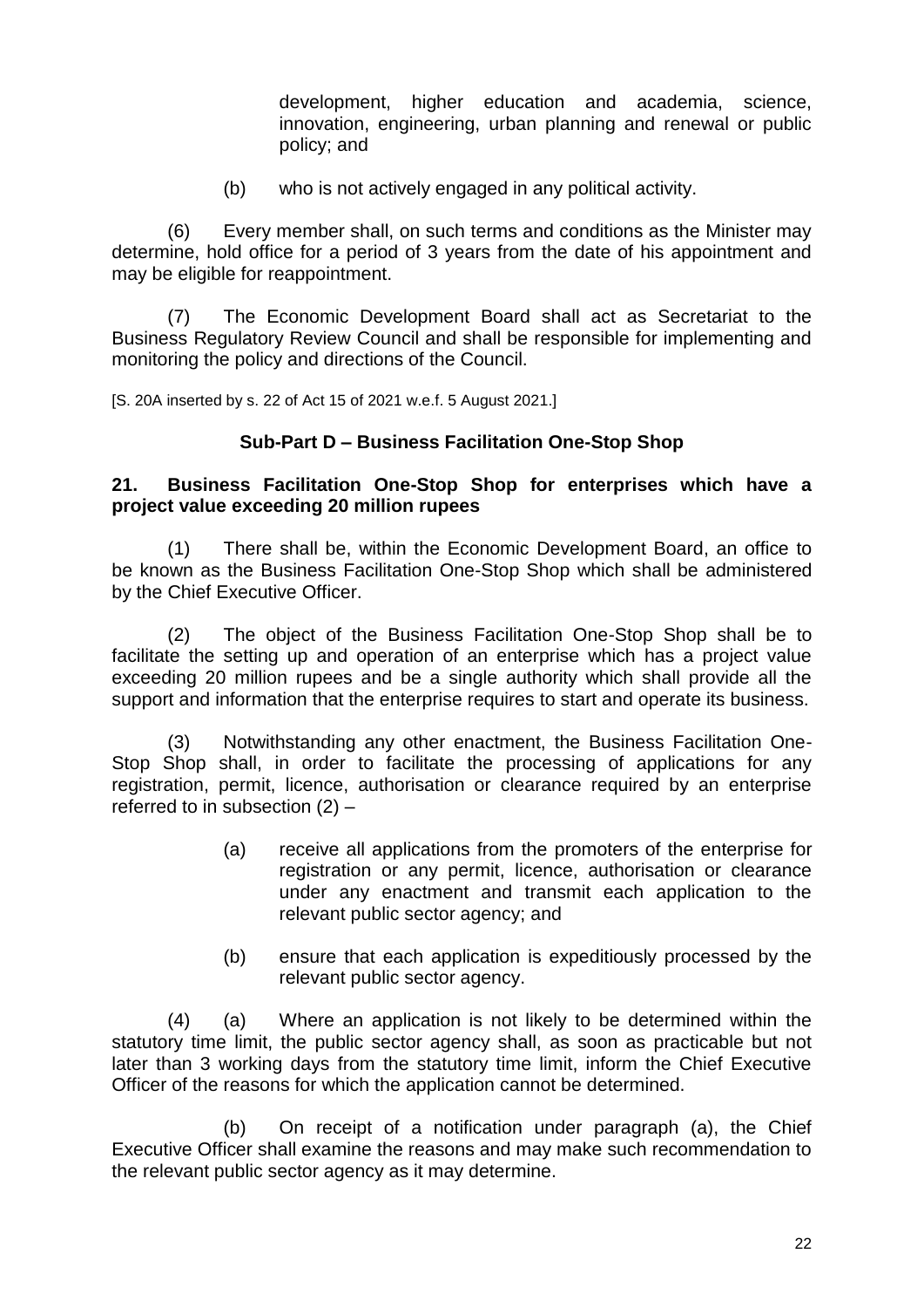development, higher education and academia, science, innovation, engineering, urban planning and renewal or public policy; and

(b) who is not actively engaged in any political activity.

(6) Every member shall, on such terms and conditions as the Minister may determine, hold office for a period of 3 years from the date of his appointment and may be eligible for reappointment.

(7) The Economic Development Board shall act as Secretariat to the Business Regulatory Review Council and shall be responsible for implementing and monitoring the policy and directions of the Council.

[S. 20A inserted by s. 22 of Act 15 of 2021 w.e.f. 5 August 2021.]

### Sub-Part D – Business Facilitation One-Stop Shop

**21. Business Facilitation One-Stop Shop for enterprises which have a project value exceeding 20 million rupees**

(1) There shall be, within the Economic Development Board, an office to be known as the Business Facilitation One-Stop Shop which shall be administered by the Chief Executive Officer.

(2) The object of the Business Facilitation One-Stop Shop shall be to facilitate the setting up and operation of an enterprise which has a project value exceeding 20 million rupees and be a single authority which shall provide all the support and information that the enterprise requires to start and operate its business.

(3) Notwithstanding any other enactment, the Business Facilitation One-Stop Shop shall, in order to facilitate the processing of applications for any registration, permit, licence, authorisation or clearance required by an enterprise referred to in subsection (2) –

(a) receive all applications from the promoters of the enterprise for registration or any permit, licence, authorisation or clearance under any enactment and transmit each application to the relevant public sector agency; and

(b) ensure that each application is expeditiously processed by the relevant public sector agency.

(4) (a) Where an application is not likely to be determined within the statutory time limit, the public sector agency shall, as soon as practicable but not later than 3 working days from the statutory time limit, inform the Chief Executive Officer of the reasons for which the application cannot be determined.

(b) On receipt of a notification under paragraph (a), the Chief Executive Officer shall examine the reasons and may make such recommendation to the relevant public sector agency as it may determine.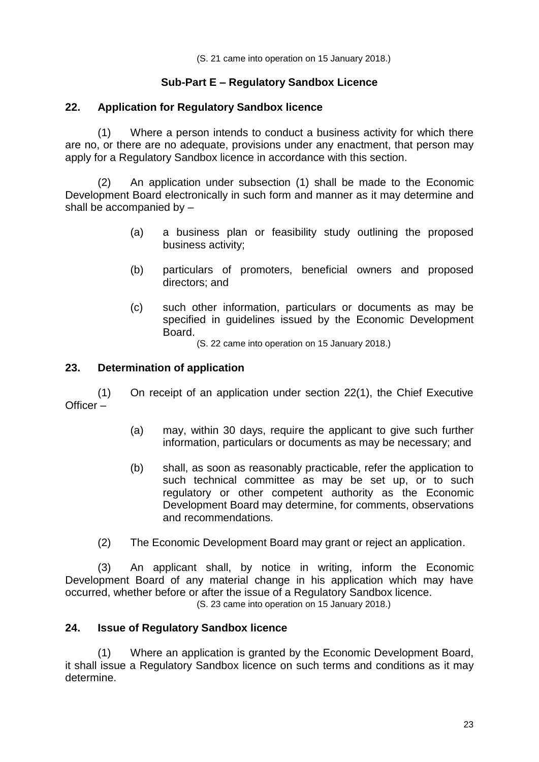(S. 21 came into operation on 15 January 2018.)

## Sub-Part E – Regulatory Sandbox Licence

### 22. Application for Regulatory Sandbox licence

(1) Where a person intends to conduct a business activity for which there are no, or there are no adequate, provisions under any enactment, that person may apply for a Regulatory Sandbox licence in accordance with this section.

(2) An application under subsection (1) shall be made to the Economic Development Board electronically in such form and manner as it may determine and shall be accompanied by –

(a) a business plan or feasibility study outlining the proposed business activity;

(b) particulars of promoters, beneficial owners and proposed directors; and

(c) such other information, particulars or documents as may be specified in guidelines issued by the Economic Development Board.

(S. 22 came into operation on 15 January 2018.)

### 23. Determination of application

(1) On receipt of an application under section 22(1), the Chief Executive Officer –

(a) may, within 30 days, require the applicant to give such further information, particulars or documents as may be necessary; and

(b) shall, as soon as reasonably practicable, refer the application to such technical committee as may be set up, or to such regulatory or other competent authority as the Economic Development Board may determine, for comments, observations and recommendations.

(2) The Economic Development Board may grant or reject an application.

(3) An applicant shall, by notice in writing, inform the Economic Development Board of any material change in his application which may have occurred, whether before or after the issue of a Regulatory Sandbox licence.

(S. 23 came into operation on 15 January 2018.)

### 24. Issue of Regulatory Sandbox licence

(1) Where an application is granted by the Economic Development Board, it shall issue a Regulatory Sandbox licence on such terms and conditions as it may determine.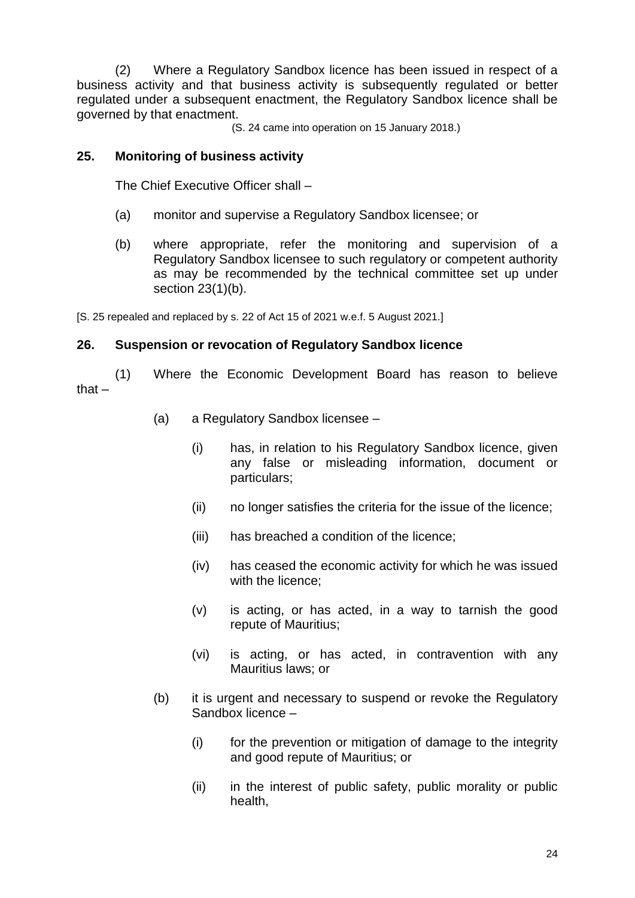(2) Where a Regulatory Sandbox licence has been issued in respect of a business activity and that business activity is subsequently regulated or better regulated under a subsequent enactment, the Regulatory Sandbox licence shall be governed by that enactment.

(S. 24 came into operation on 15 January 2018.)

### 25. Monitoring of business activity

The Chief Executive Officer shall –

(a) monitor and supervise a Regulatory Sandbox licensee; or

(b) where appropriate, refer the monitoring and supervision of a Regulatory Sandbox licensee to such regulatory or competent authority as may be recommended by the technical committee set up under section 23(1)(b).

[S. 25 repealed and replaced by s. 22 of Act 15 of 2021 w.e.f. 5 August 2021.]

### 26. Suspension or revocation of Regulatory Sandbox licence

(1) Where the Economic Development Board has reason to believe that –

(a) a Regulatory Sandbox licensee –

(i) has, in relation to his Regulatory Sandbox licence, given any false or misleading information, document or particulars;

(ii) no longer satisfies the criteria for the issue of the licence;

(iii) has breached a condition of the licence;

(iv) has ceased the economic activity for which he was issued with the licence;

(v) is acting, or has acted, in a way to tarnish the good repute of Mauritius;

(vi) is acting, or has acted, in contravention with any Mauritius laws; or

(b) it is urgent and necessary to suspend or revoke the Regulatory Sandbox licence –

(i) for the prevention or mitigation of damage to the integrity and good repute of Mauritius; or

(ii) in the interest of public safety, public morality or public health,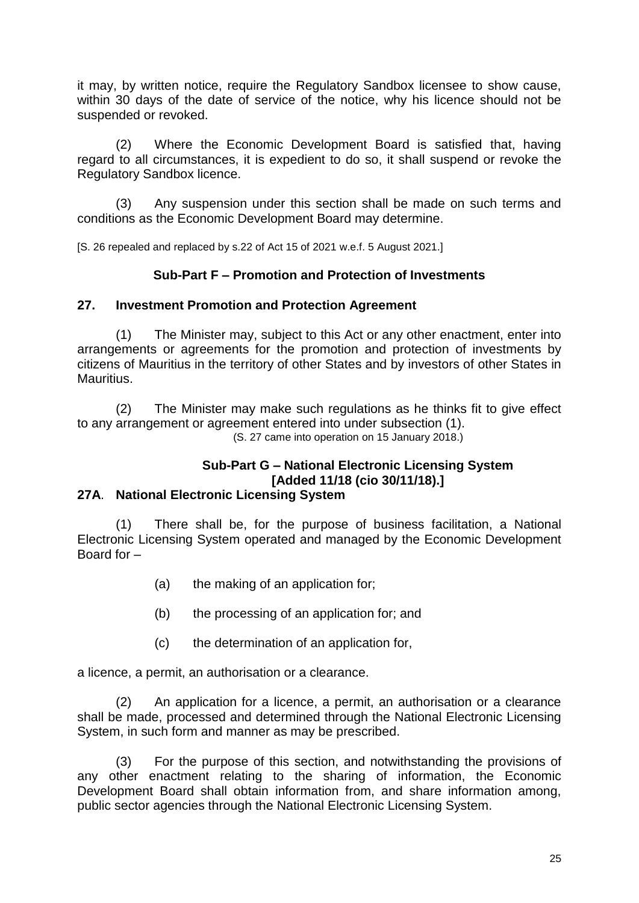it may, by written notice, require the Regulatory Sandbox licensee to show cause, within 30 days of the date of service of the notice, why his licence should not be suspended or revoked.

(2) Where the Economic Development Board is satisfied that, having regard to all circumstances, it is expedient to do so, it shall suspend or revoke the Regulatory Sandbox licence.

(3) Any suspension under this section shall be made on such terms and conditions as the Economic Development Board may determine.

[S. 26 repealed and replaced by s.22 of Act 15 of 2021 w.e.f. 5 August 2021.]

## Sub-Part F – Promotion and Protection of Investments

### 27. Investment Promotion and Protection Agreement

(1) The Minister may, subject to this Act or any other enactment, enter into arrangements or agreements for the promotion and protection of investments by citizens of Mauritius in the territory of other States and by investors of other States in Mauritius.

(2) The Minister may make such regulations as he thinks fit to give effect to any arrangement or agreement entered into under subsection (1).

(S. 27 came into operation on 15 January 2018.)

## Sub-Part G – National Electronic Licensing System
**[Added 11/18 (cio 30/11/18).]**

### 27A. National Electronic Licensing System

(1) There shall be, for the purpose of business facilitation, a National Electronic Licensing System operated and managed by the Economic Development Board for –

(a) the making of an application for;

(b) the processing of an application for; and

(c) the determination of an application for,

a licence, a permit, an authorisation or a clearance.

(2) An application for a licence, a permit, an authorisation or a clearance shall be made, processed and determined through the National Electronic Licensing System, in such form and manner as may be prescribed.

(3) For the purpose of this section, and notwithstanding the provisions of any other enactment relating to the sharing of information, the Economic Development Board shall obtain information from, and share information among, public sector agencies through the National Electronic Licensing System.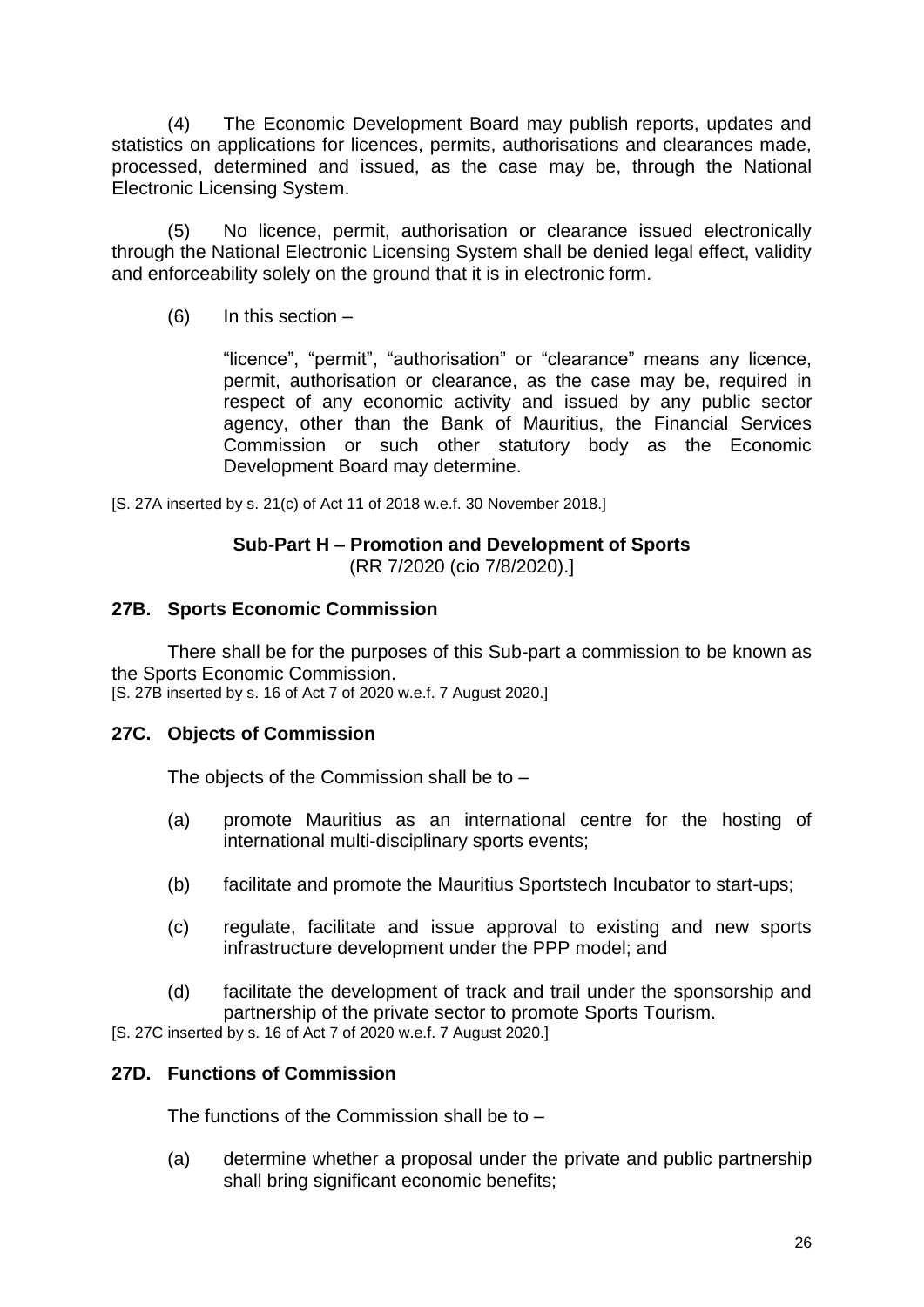(4) The Economic Development Board may publish reports, updates and statistics on applications for licences, permits, authorisations and clearances made, processed, determined and issued, as the case may be, through the National Electronic Licensing System.

(5) No licence, permit, authorisation or clearance issued electronically through the National Electronic Licensing System shall be denied legal effect, validity and enforceability solely on the ground that it is in electronic form.

(6) In this section –

"licence", "permit", "authorisation" or "clearance" means any licence, permit, authorisation or clearance, as the case may be, required in respect of any economic activity and issued by any public sector agency, other than the Bank of Mauritius, the Financial Services Commission or such other statutory body as the Economic Development Board may determine.

[S. 27A inserted by s. 21(c) of Act 11 of 2018 w.e.f. 30 November 2018.]

## Sub-Part H – Promotion and Development of Sports

(RR 7/2020 (cio 7/8/2020).]

### 27B. Sports Economic Commission

There shall be for the purposes of this Sub-part a commission to be known as the Sports Economic Commission.

[S. 27B inserted by s. 16 of Act 7 of 2020 w.e.f. 7 August 2020.]

### 27C. Objects of Commission

The objects of the Commission shall be to –

(a) promote Mauritius as an international centre for the hosting of international multi-disciplinary sports events;

(b) facilitate and promote the Mauritius Sportstech Incubator to start-ups;

(c) regulate, facilitate and issue approval to existing and new sports infrastructure development under the PPP model; and

(d) facilitate the development of track and trail under the sponsorship and partnership of the private sector to promote Sports Tourism.

[S. 27C inserted by s. 16 of Act 7 of 2020 w.e.f. 7 August 2020.]

### 27D. Functions of Commission

The functions of the Commission shall be to –

(a) determine whether a proposal under the private and public partnership shall bring significant economic benefits;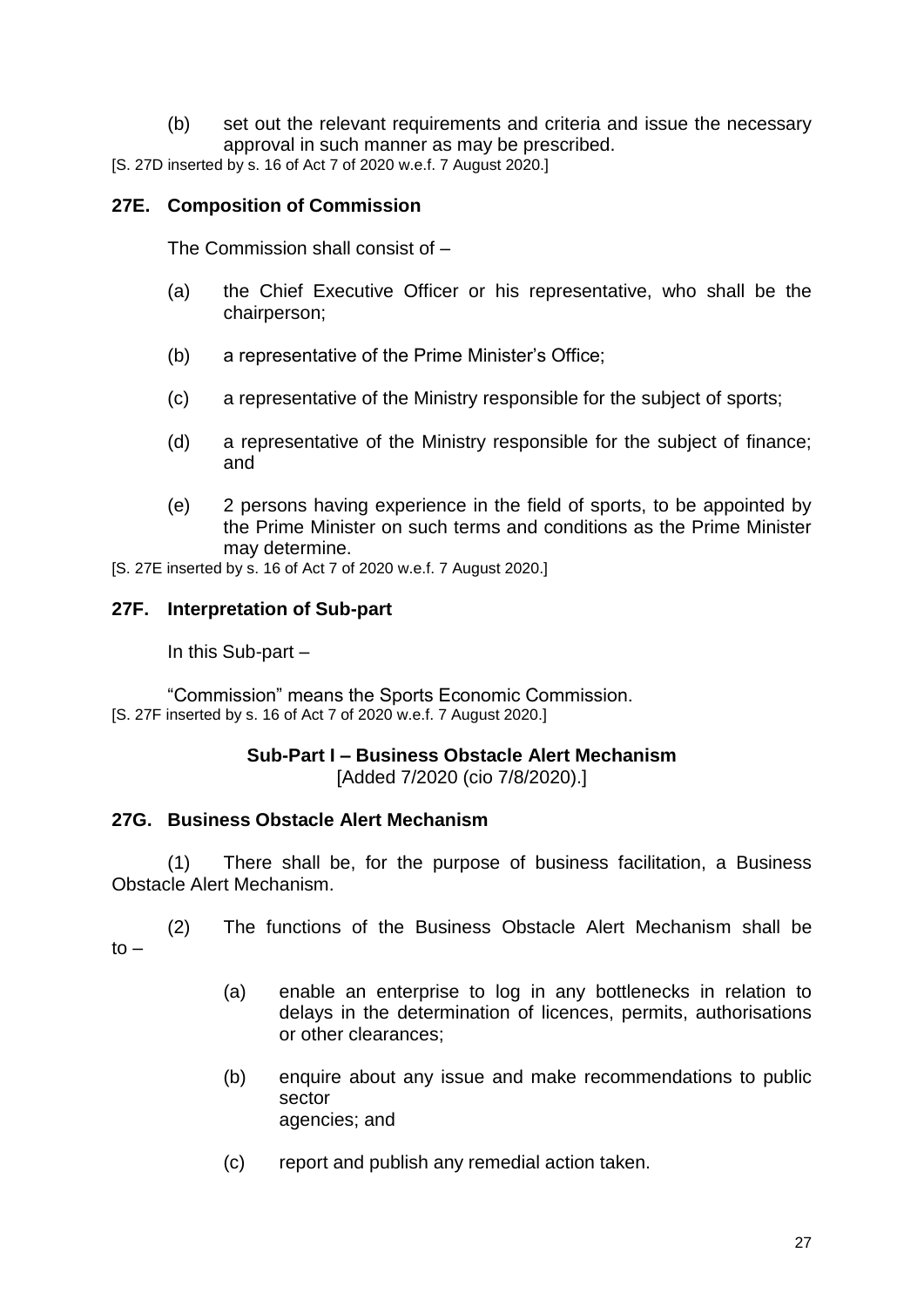(b) set out the relevant requirements and criteria and issue the necessary approval in such manner as may be prescribed.

[S. 27D inserted by s. 16 of Act 7 of 2020 w.e.f. 7 August 2020.]

### 27E. Composition of Commission

The Commission shall consist of –

(a) the Chief Executive Officer or his representative, who shall be the chairperson;

(b) a representative of the Prime Minister's Office;

(c) a representative of the Ministry responsible for the subject of sports;

(d) a representative of the Ministry responsible for the subject of finance; and

(e) 2 persons having experience in the field of sports, to be appointed by the Prime Minister on such terms and conditions as the Prime Minister may determine.

[S. 27E inserted by s. 16 of Act 7 of 2020 w.e.f. 7 August 2020.]

### 27F. Interpretation of Sub-part

In this Sub-part –

"Commission" means the Sports Economic Commission.

[S. 27F inserted by s. 16 of Act 7 of 2020 w.e.f. 7 August 2020.]

## Sub-Part I – Business Obstacle Alert Mechanism

[Added 7/2020 (cio 7/8/2020).]

### 27G. Business Obstacle Alert Mechanism

(1) There shall be, for the purpose of business facilitation, a Business Obstacle Alert Mechanism.

(2) The functions of the Business Obstacle Alert Mechanism shall be to –

(a) enable an enterprise to log in any bottlenecks in relation to delays in the determination of licences, permits, authorisations or other clearances;

(b) enquire about any issue and make recommendations to public sector agencies; and

(c) report and publish any remedial action taken.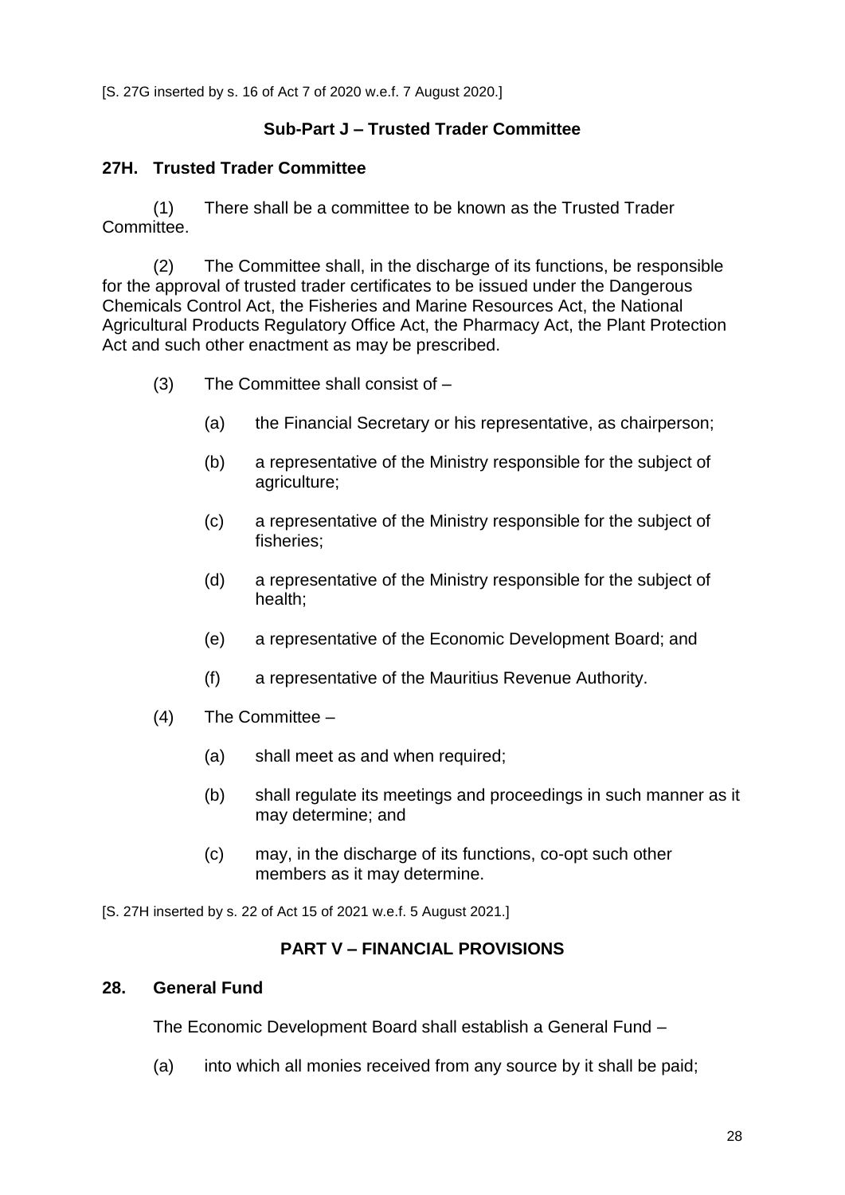[S. 27G inserted by s. 16 of Act 7 of 2020 w.e.f. 7 August 2020.]

## Sub-Part J – Trusted Trader Committee

### 27H. Trusted Trader Committee

(1) There shall be a committee to be known as the Trusted Trader Committee.

(2) The Committee shall, in the discharge of its functions, be responsible for the approval of trusted trader certificates to be issued under the Dangerous Chemicals Control Act, the Fisheries and Marine Resources Act, the National Agricultural Products Regulatory Office Act, the Pharmacy Act, the Plant Protection Act and such other enactment as may be prescribed.

(3) The Committee shall consist of –

(a) the Financial Secretary or his representative, as chairperson;

(b) a representative of the Ministry responsible for the subject of agriculture;

(c) a representative of the Ministry responsible for the subject of fisheries;

(d) a representative of the Ministry responsible for the subject of health;

(e) a representative of the Economic Development Board; and

(f) a representative of the Mauritius Revenue Authority.

(4) The Committee –

(a) shall meet as and when required;

(b) shall regulate its meetings and proceedings in such manner as it may determine; and

(c) may, in the discharge of its functions, co-opt such other members as it may determine.

[S. 27H inserted by s. 22 of Act 15 of 2021 w.e.f. 5 August 2021.]

## PART V – FINANCIAL PROVISIONS

### 28. General Fund

The Economic Development Board shall establish a General Fund –

(a) into which all monies received from any source by it shall be paid;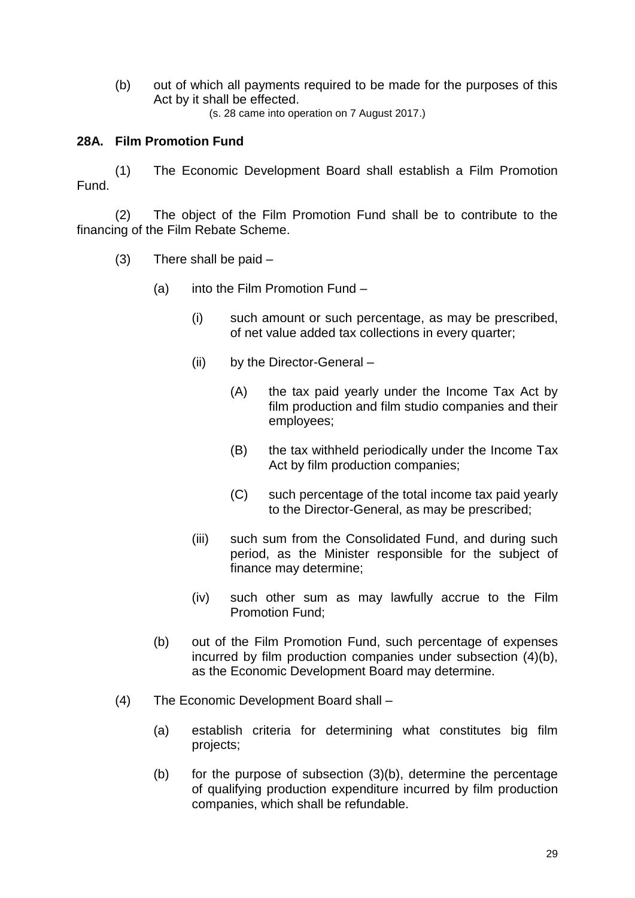(b) out of which all payments required to be made for the purposes of this Act by it shall be effected.

(s. 28 came into operation on 7 August 2017.)

**28A. Film Promotion Fund**

(1) The Economic Development Board shall establish a Film Promotion Fund.

(2) The object of the Film Promotion Fund shall be to contribute to the financing of the Film Rebate Scheme.

(3) There shall be paid –

(a) into the Film Promotion Fund –

(i) such amount or such percentage, as may be prescribed, of net value added tax collections in every quarter;

(ii) by the Director-General –

(A) the tax paid yearly under the Income Tax Act by film production and film studio companies and their employees;

(B) the tax withheld periodically under the Income Tax Act by film production companies;

(C) such percentage of the total income tax paid yearly to the Director-General, as may be prescribed;

(iii) such sum from the Consolidated Fund, and during such period, as the Minister responsible for the subject of finance may determine;

(iv) such other sum as may lawfully accrue to the Film Promotion Fund;

(b) out of the Film Promotion Fund, such percentage of expenses incurred by film production companies under subsection (4)(b), as the Economic Development Board may determine.

(4) The Economic Development Board shall –

(a) establish criteria for determining what constitutes big film projects;

(b) for the purpose of subsection (3)(b), determine the percentage of qualifying production expenditure incurred by film production companies, which shall be refundable.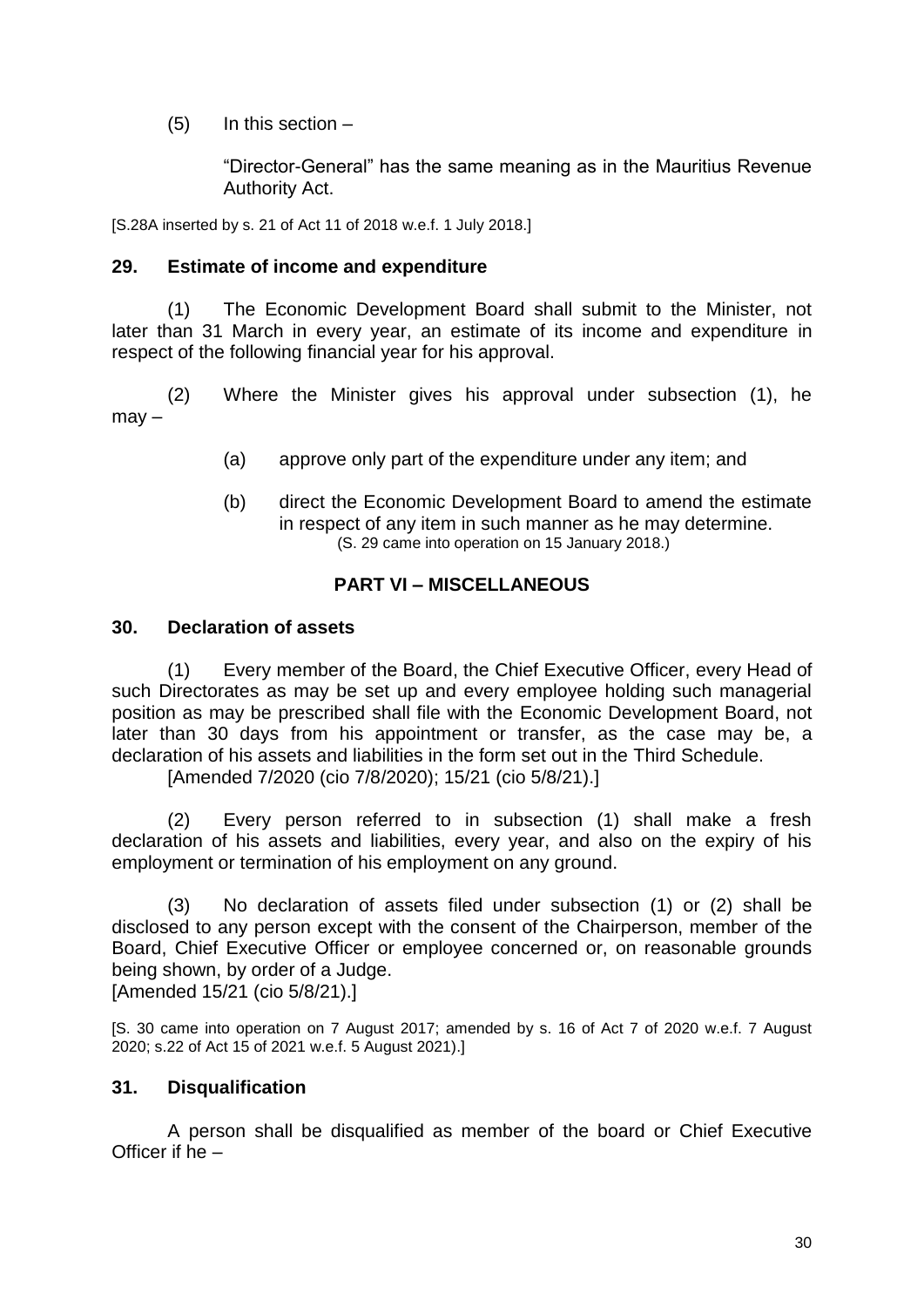(5) In this section –

"Director-General" has the same meaning as in the Mauritius Revenue Authority Act.

[S.28A inserted by s. 21 of Act 11 of 2018 w.e.f. 1 July 2018.]

**29. Estimate of income and expenditure**

(1) The Economic Development Board shall submit to the Minister, not later than 31 March in every year, an estimate of its income and expenditure in respect of the following financial year for his approval.

(2) Where the Minister gives his approval under subsection (1), he may –

(a) approve only part of the expenditure under any item; and

(b) direct the Economic Development Board to amend the estimate in respect of any item in such manner as he may determine.
(S. 29 came into operation on 15 January 2018.)

## PART VI – MISCELLANEOUS

**30. Declaration of assets**

(1) Every member of the Board, the Chief Executive Officer, every Head of such Directorates as may be set up and every employee holding such managerial position as may be prescribed shall file with the Economic Development Board, not later than 30 days from his appointment or transfer, as the case may be, a declaration of his assets and liabilities in the form set out in the Third Schedule.
[Amended 7/2020 (cio 7/8/2020); 15/21 (cio 5/8/21).]

(2) Every person referred to in subsection (1) shall make a fresh declaration of his assets and liabilities, every year, and also on the expiry of his employment or termination of his employment on any ground.

(3) No declaration of assets filed under subsection (1) or (2) shall be disclosed to any person except with the consent of the Chairperson, member of the Board, Chief Executive Officer or employee concerned or, on reasonable grounds being shown, by order of a Judge.
[Amended 15/21 (cio 5/8/21).]

[S. 30 came into operation on 7 August 2017; amended by s. 16 of Act 7 of 2020 w.e.f. 7 August 2020; s.22 of Act 15 of 2021 w.e.f. 5 August 2021).]

**31. Disqualification**

A person shall be disqualified as member of the board or Chief Executive Officer if he –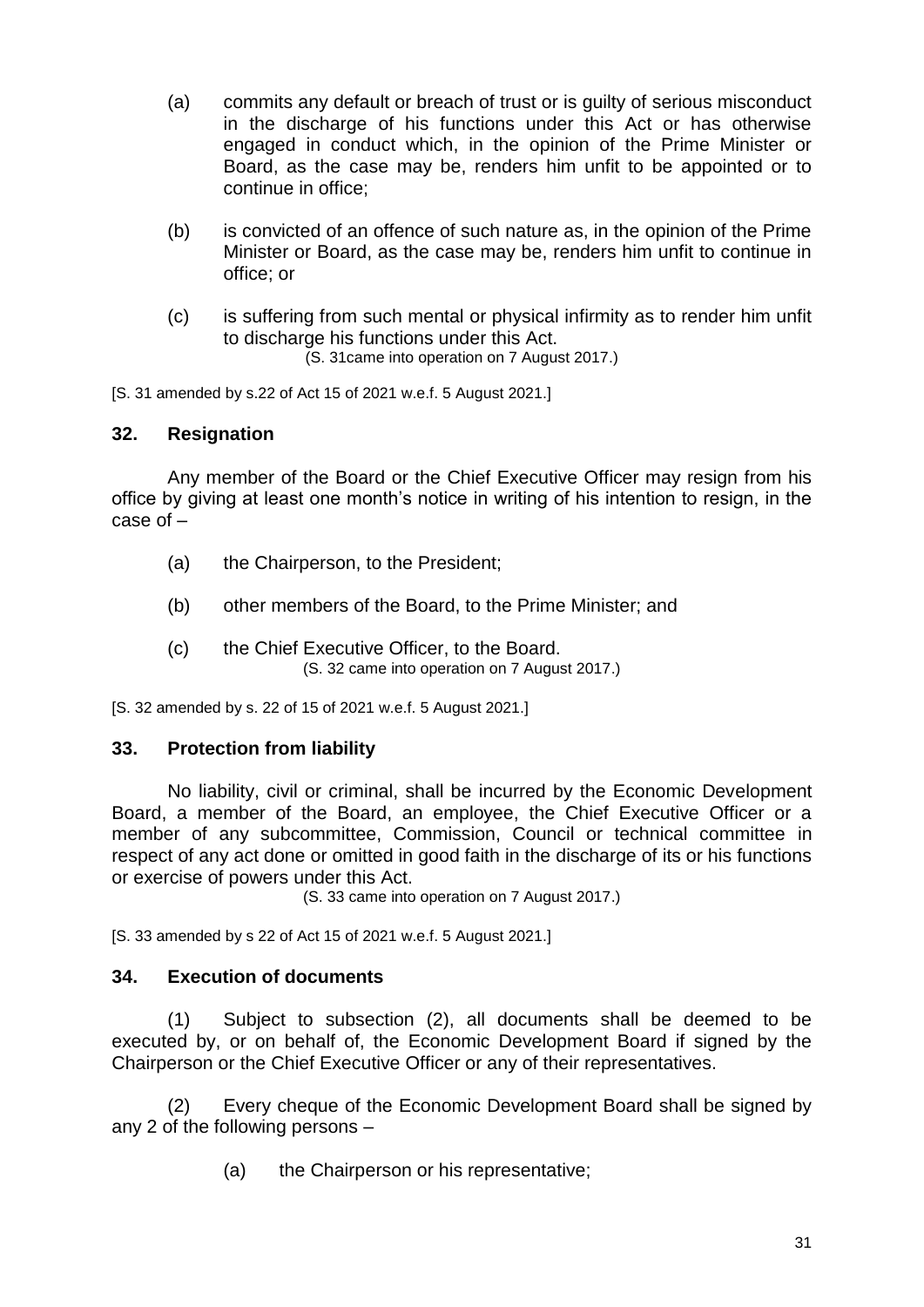(a) commits any default or breach of trust or is guilty of serious misconduct in the discharge of his functions under this Act or has otherwise engaged in conduct which, in the opinion of the Prime Minister or Board, as the case may be, renders him unfit to be appointed or to continue in office;

(b) is convicted of an offence of such nature as, in the opinion of the Prime Minister or Board, as the case may be, renders him unfit to continue in office; or

(c) is suffering from such mental or physical infirmity as to render him unfit to discharge his functions under this Act.

(S. 31came into operation on 7 August 2017.)

[S. 31 amended by s.22 of Act 15 of 2021 w.e.f. 5 August 2021.]

### 32. Resignation

Any member of the Board or the Chief Executive Officer may resign from his office by giving at least one month's notice in writing of his intention to resign, in the case of –

(a) the Chairperson, to the President;

(b) other members of the Board, to the Prime Minister; and

(c) the Chief Executive Officer, to the Board.

(S. 32 came into operation on 7 August 2017.)

[S. 32 amended by s. 22 of 15 of 2021 w.e.f. 5 August 2021.]

### 33. Protection from liability

No liability, civil or criminal, shall be incurred by the Economic Development Board, a member of the Board, an employee, the Chief Executive Officer or a member of any subcommittee, Commission, Council or technical committee in respect of any act done or omitted in good faith in the discharge of its or his functions or exercise of powers under this Act.

(S. 33 came into operation on 7 August 2017.)

[S. 33 amended by s 22 of Act 15 of 2021 w.e.f. 5 August 2021.]

### 34. Execution of documents

(1) Subject to subsection (2), all documents shall be deemed to be executed by, or on behalf of, the Economic Development Board if signed by the Chairperson or the Chief Executive Officer or any of their representatives.

(2) Every cheque of the Economic Development Board shall be signed by any 2 of the following persons –

(a) the Chairperson or his representative;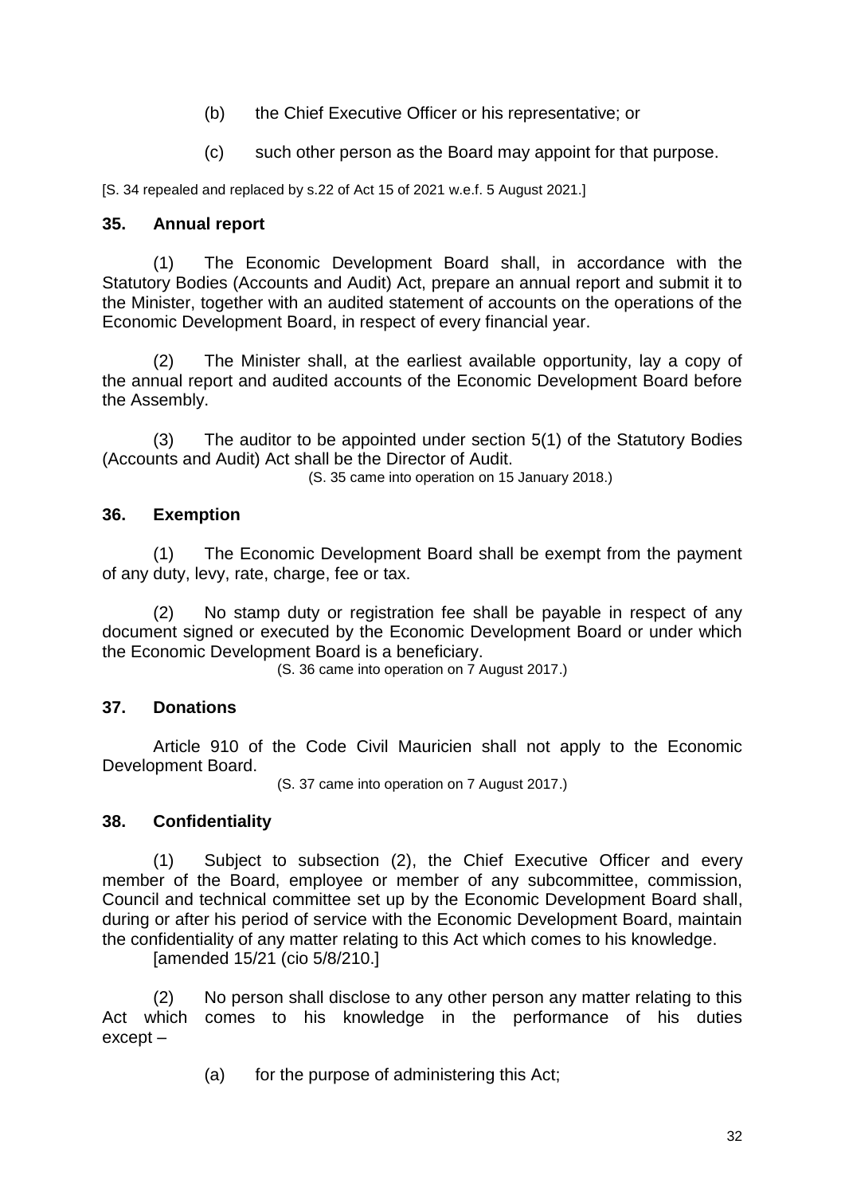(b) the Chief Executive Officer or his representative; or

(c) such other person as the Board may appoint for that purpose.

[S. 34 repealed and replaced by s.22 of Act 15 of 2021 w.e.f. 5 August 2021.]

**35. Annual report**

(1) The Economic Development Board shall, in accordance with the Statutory Bodies (Accounts and Audit) Act, prepare an annual report and submit it to the Minister, together with an audited statement of accounts on the operations of the Economic Development Board, in respect of every financial year.

(2) The Minister shall, at the earliest available opportunity, lay a copy of the annual report and audited accounts of the Economic Development Board before the Assembly.

(3) The auditor to be appointed under section 5(1) of the Statutory Bodies (Accounts and Audit) Act shall be the Director of Audit.

(S. 35 came into operation on 15 January 2018.)

**36. Exemption**

(1) The Economic Development Board shall be exempt from the payment of any duty, levy, rate, charge, fee or tax.

(2) No stamp duty or registration fee shall be payable in respect of any document signed or executed by the Economic Development Board or under which the Economic Development Board is a beneficiary.

(S. 36 came into operation on 7 August 2017.)

**37. Donations**

Article 910 of the Code Civil Mauricien shall not apply to the Economic Development Board.

(S. 37 came into operation on 7 August 2017.)

**38. Confidentiality**

(1) Subject to subsection (2), the Chief Executive Officer and every member of the Board, employee or member of any subcommittee, commission, Council and technical committee set up by the Economic Development Board shall, during or after his period of service with the Economic Development Board, maintain the confidentiality of any matter relating to this Act which comes to his knowledge.

[amended 15/21 (cio 5/8/210.]

(2) No person shall disclose to any other person any matter relating to this Act which comes to his knowledge in the performance of his duties except –

(a) for the purpose of administering this Act;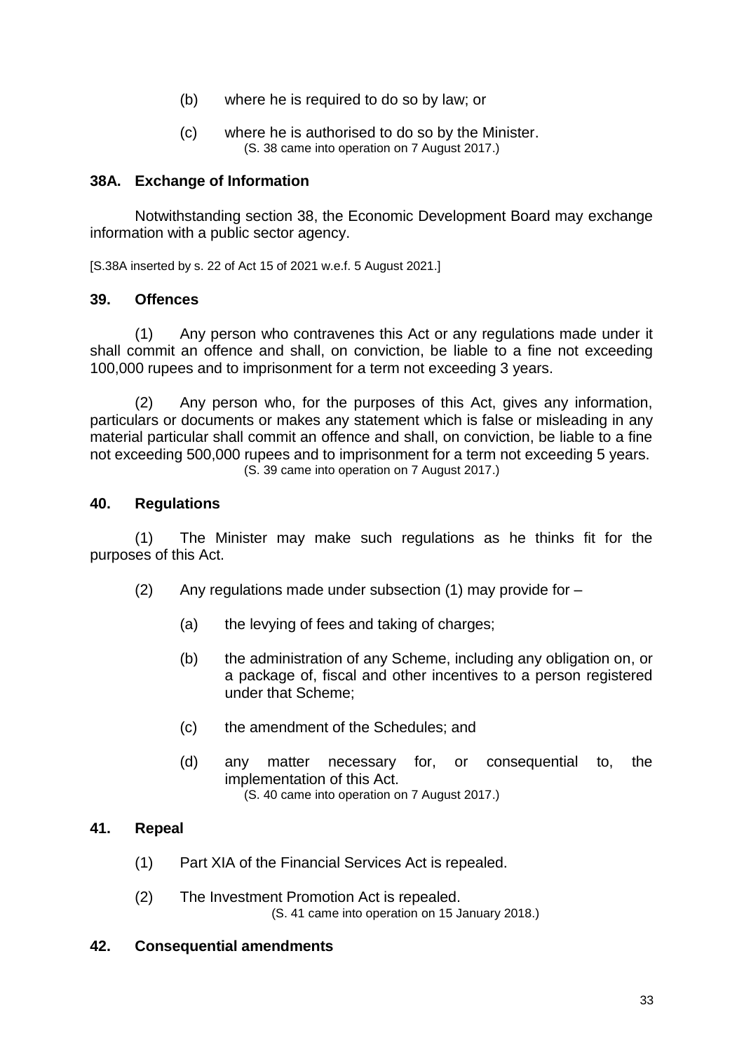(b) where he is required to do so by law; or

(c) where he is authorised to do so by the Minister.
(S. 38 came into operation on 7 August 2017.)

### 38A. Exchange of Information

Notwithstanding section 38, the Economic Development Board may exchange information with a public sector agency.

[S.38A inserted by s. 22 of Act 15 of 2021 w.e.f. 5 August 2021.]

### 39. Offences

(1) Any person who contravenes this Act or any regulations made under it shall commit an offence and shall, on conviction, be liable to a fine not exceeding 100,000 rupees and to imprisonment for a term not exceeding 3 years.

(2) Any person who, for the purposes of this Act, gives any information, particulars or documents or makes any statement which is false or misleading in any material particular shall commit an offence and shall, on conviction, be liable to a fine not exceeding 500,000 rupees and to imprisonment for a term not exceeding 5 years.
(S. 39 came into operation on 7 August 2017.)

### 40. Regulations

(1) The Minister may make such regulations as he thinks fit for the purposes of this Act.

(2) Any regulations made under subsection (1) may provide for –

(a) the levying of fees and taking of charges;

(b) the administration of any Scheme, including any obligation on, or a package of, fiscal and other incentives to a person registered under that Scheme;

(c) the amendment of the Schedules; and

(d) any matter necessary for, or consequential to, the implementation of this Act.
(S. 40 came into operation on 7 August 2017.)

### 41. Repeal

(1) Part XIA of the Financial Services Act is repealed.

(2) The Investment Promotion Act is repealed.
(S. 41 came into operation on 15 January 2018.)

### 42. Consequential amendments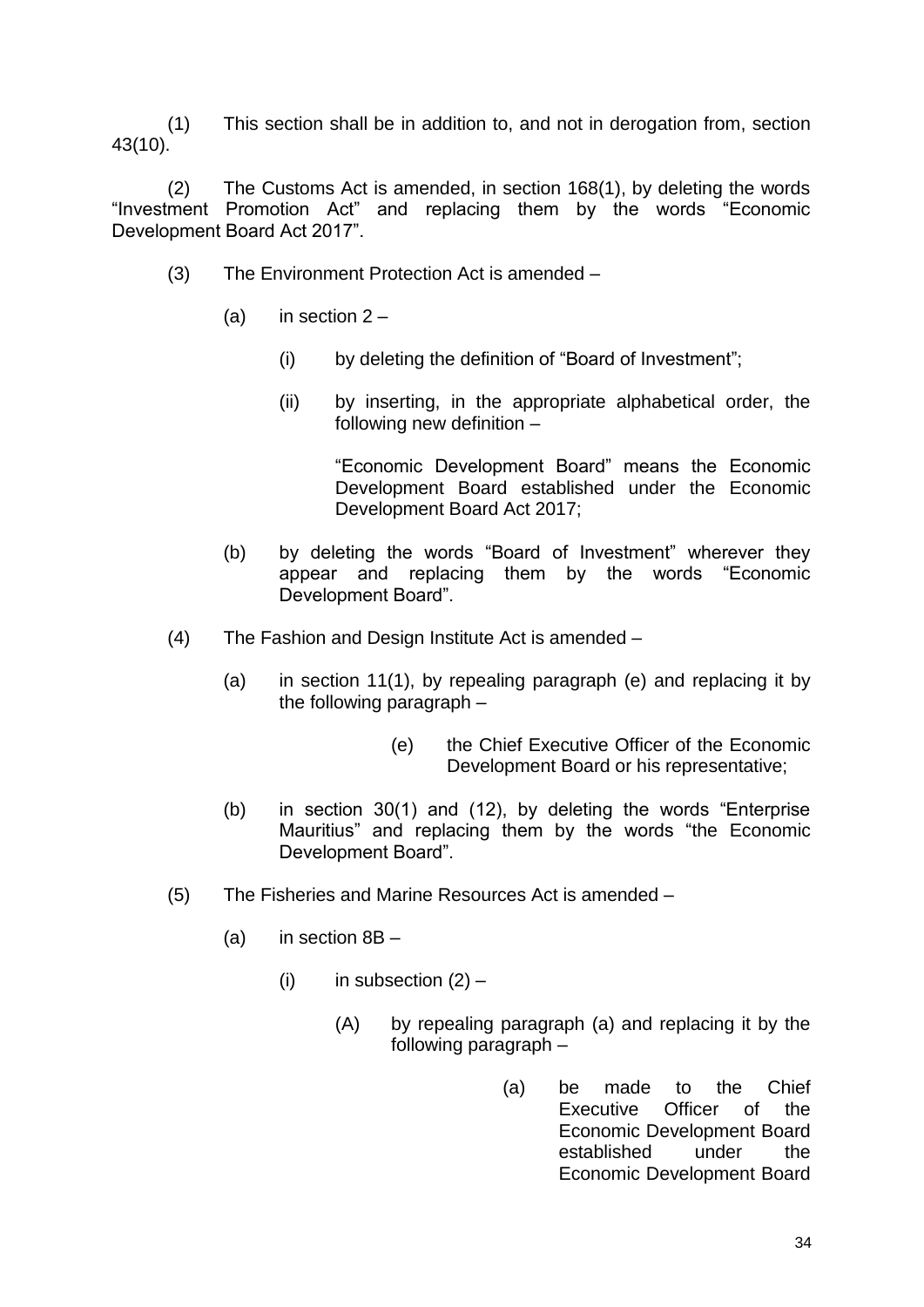(1) This section shall be in addition to, and not in derogation from, section 43(10).

(2) The Customs Act is amended, in section 168(1), by deleting the words "Investment Promotion Act" and replacing them by the words "Economic Development Board Act 2017".

(3) The Environment Protection Act is amended –

(a) in section 2 –

(i) by deleting the definition of "Board of Investment";

(ii) by inserting, in the appropriate alphabetical order, the following new definition –

"Economic Development Board" means the Economic Development Board established under the Economic Development Board Act 2017;

(b) by deleting the words "Board of Investment" wherever they appear and replacing them by the words "Economic Development Board".

(4) The Fashion and Design Institute Act is amended –

(a) in section 11(1), by repealing paragraph (e) and replacing it by the following paragraph –

(e) the Chief Executive Officer of the Economic Development Board or his representative;

(b) in section 30(1) and (12), by deleting the words "Enterprise Mauritius" and replacing them by the words "the Economic Development Board".

(5) The Fisheries and Marine Resources Act is amended –

(a) in section 8B –

(i) in subsection (2) –

(A) by repealing paragraph (a) and replacing it by the following paragraph –

(a) be made to the Chief Executive Officer of the Economic Development Board established under the Economic Development Board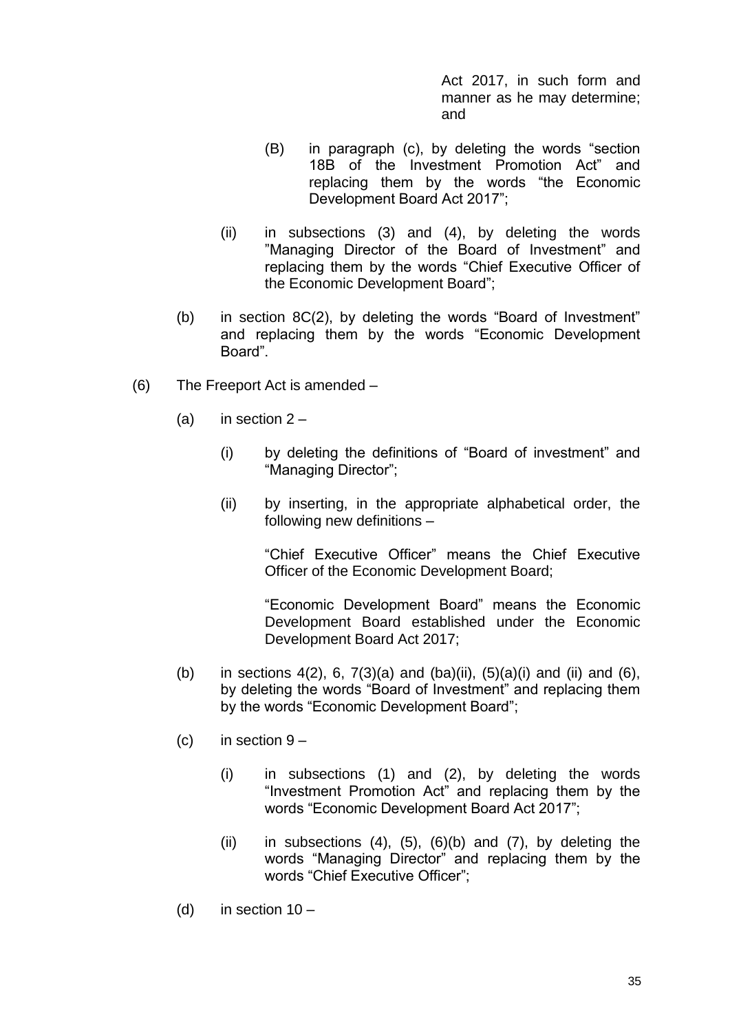Act 2017, in such form and manner as he may determine; and

(B) in paragraph (c), by deleting the words "section 18B of the Investment Promotion Act" and replacing them by the words "the Economic Development Board Act 2017";

(ii) in subsections (3) and (4), by deleting the words "Managing Director of the Board of Investment" and replacing them by the words "Chief Executive Officer of the Economic Development Board";

(b) in section 8C(2), by deleting the words "Board of Investment" and replacing them by the words "Economic Development Board".

(6) The Freeport Act is amended –

(a) in section 2 –

(i) by deleting the definitions of "Board of investment" and "Managing Director";

(ii) by inserting, in the appropriate alphabetical order, the following new definitions –

"Chief Executive Officer" means the Chief Executive Officer of the Economic Development Board;

"Economic Development Board" means the Economic Development Board established under the Economic Development Board Act 2017;

(b) in sections 4(2), 6, 7(3)(a) and (ba)(ii), (5)(a)(i) and (ii) and (6), by deleting the words "Board of Investment" and replacing them by the words "Economic Development Board";

(c) in section 9 –

(i) in subsections (1) and (2), by deleting the words "Investment Promotion Act" and replacing them by the words "Economic Development Board Act 2017";

(ii) in subsections (4), (5), (6)(b) and (7), by deleting the words "Managing Director" and replacing them by the words "Chief Executive Officer";

(d) in section 10 –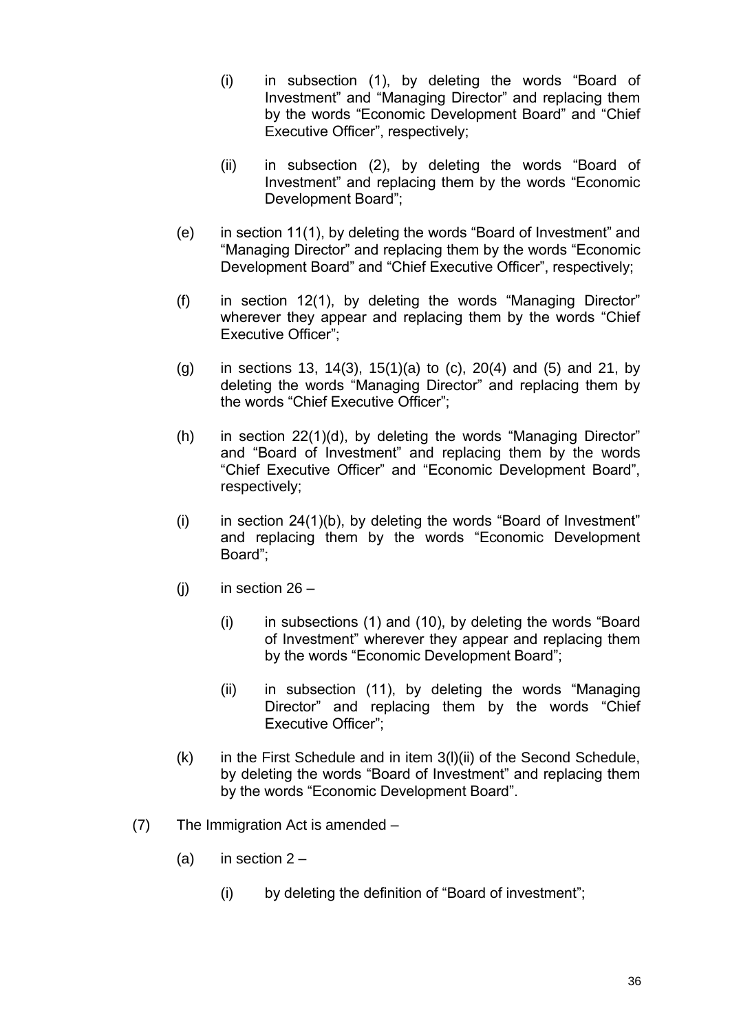(i) in subsection (1), by deleting the words "Board of Investment" and "Managing Director" and replacing them by the words "Economic Development Board" and "Chief Executive Officer", respectively;

(ii) in subsection (2), by deleting the words "Board of Investment" and replacing them by the words "Economic Development Board";

(e) in section 11(1), by deleting the words "Board of Investment" and "Managing Director" and replacing them by the words "Economic Development Board" and "Chief Executive Officer", respectively;

(f) in section 12(1), by deleting the words "Managing Director" wherever they appear and replacing them by the words "Chief Executive Officer";

(g) in sections 13, 14(3), 15(1)(a) to (c), 20(4) and (5) and 21, by deleting the words "Managing Director" and replacing them by the words "Chief Executive Officer";

(h) in section 22(1)(d), by deleting the words "Managing Director" and "Board of Investment" and replacing them by the words "Chief Executive Officer" and "Economic Development Board", respectively;

(i) in section 24(1)(b), by deleting the words "Board of Investment" and replacing them by the words "Economic Development Board";

(j) in section 26 –

(i) in subsections (1) and (10), by deleting the words "Board of Investment" wherever they appear and replacing them by the words "Economic Development Board";

(ii) in subsection (11), by deleting the words "Managing Director" and replacing them by the words "Chief Executive Officer";

(k) in the First Schedule and in item 3(l)(ii) of the Second Schedule, by deleting the words "Board of Investment" and replacing them by the words "Economic Development Board".

(7) The Immigration Act is amended –

(a) in section 2 –

(i) by deleting the definition of "Board of investment";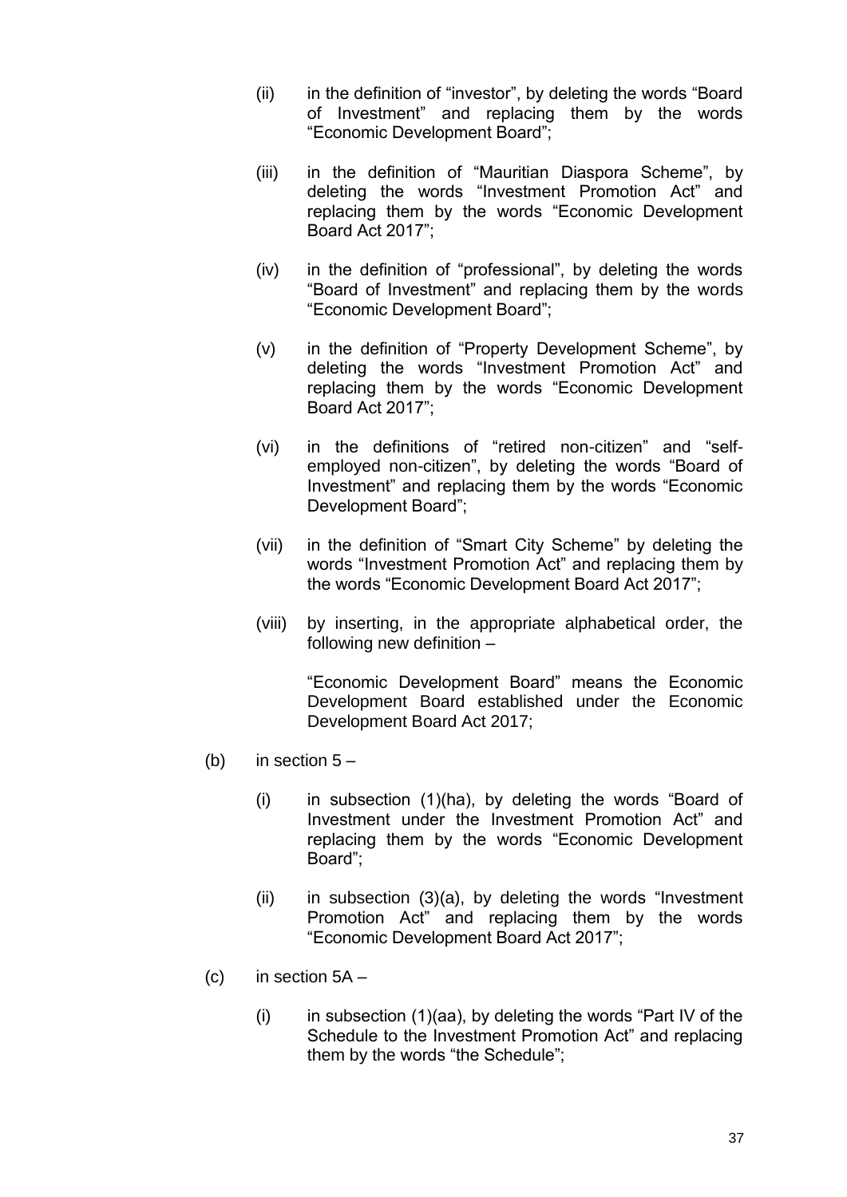(ii) in the definition of "investor", by deleting the words "Board of Investment" and replacing them by the words "Economic Development Board";

(iii) in the definition of "Mauritian Diaspora Scheme", by deleting the words "Investment Promotion Act" and replacing them by the words "Economic Development Board Act 2017";

(iv) in the definition of "professional", by deleting the words "Board of Investment" and replacing them by the words "Economic Development Board";

(v) in the definition of "Property Development Scheme", by deleting the words "Investment Promotion Act" and replacing them by the words "Economic Development Board Act 2017";

(vi) in the definitions of "retired non-citizen" and "self-employed non-citizen", by deleting the words "Board of Investment" and replacing them by the words "Economic Development Board";

(vii) in the definition of "Smart City Scheme" by deleting the words "Investment Promotion Act" and replacing them by the words "Economic Development Board Act 2017";

(viii) by inserting, in the appropriate alphabetical order, the following new definition –

"Economic Development Board" means the Economic Development Board established under the Economic Development Board Act 2017;

(b) in section 5 –

(i) in subsection (1)(ha), by deleting the words "Board of Investment under the Investment Promotion Act" and replacing them by the words "Economic Development Board";

(ii) in subsection (3)(a), by deleting the words "Investment Promotion Act" and replacing them by the words "Economic Development Board Act 2017";

(c) in section 5A –

(i) in subsection (1)(aa), by deleting the words "Part IV of the Schedule to the Investment Promotion Act" and replacing them by the words "the Schedule";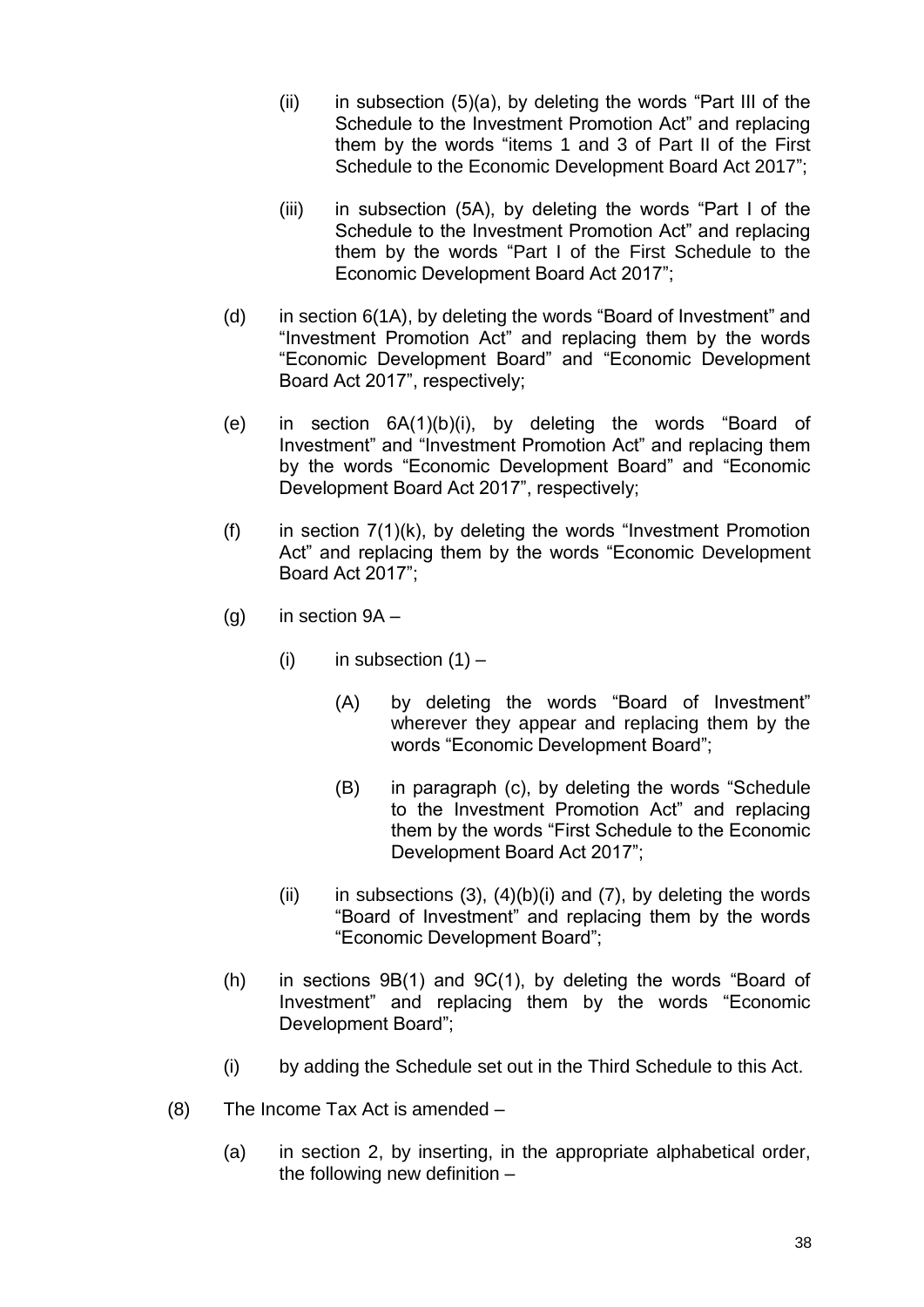(ii) in subsection (5)(a), by deleting the words "Part III of the Schedule to the Investment Promotion Act" and replacing them by the words "items 1 and 3 of Part II of the First Schedule to the Economic Development Board Act 2017";

(iii) in subsection (5A), by deleting the words "Part I of the Schedule to the Investment Promotion Act" and replacing them by the words "Part I of the First Schedule to the Economic Development Board Act 2017";

(d) in section 6(1A), by deleting the words "Board of Investment" and "Investment Promotion Act" and replacing them by the words "Economic Development Board" and "Economic Development Board Act 2017", respectively;

(e) in section 6A(1)(b)(i), by deleting the words "Board of Investment" and "Investment Promotion Act" and replacing them by the words "Economic Development Board" and "Economic Development Board Act 2017", respectively;

(f) in section 7(1)(k), by deleting the words "Investment Promotion Act" and replacing them by the words "Economic Development Board Act 2017";

(g) in section 9A –

   (i) in subsection (1) –

      (A) by deleting the words "Board of Investment" wherever they appear and replacing them by the words "Economic Development Board";

      (B) in paragraph (c), by deleting the words "Schedule to the Investment Promotion Act" and replacing them by the words "First Schedule to the Economic Development Board Act 2017";

   (ii) in subsections (3), (4)(b)(i) and (7), by deleting the words "Board of Investment" and replacing them by the words "Economic Development Board";

(h) in sections 9B(1) and 9C(1), by deleting the words "Board of Investment" and replacing them by the words "Economic Development Board";

(i) by adding the Schedule set out in the Third Schedule to this Act.

(8) The Income Tax Act is amended –

   (a) in section 2, by inserting, in the appropriate alphabetical order, the following new definition –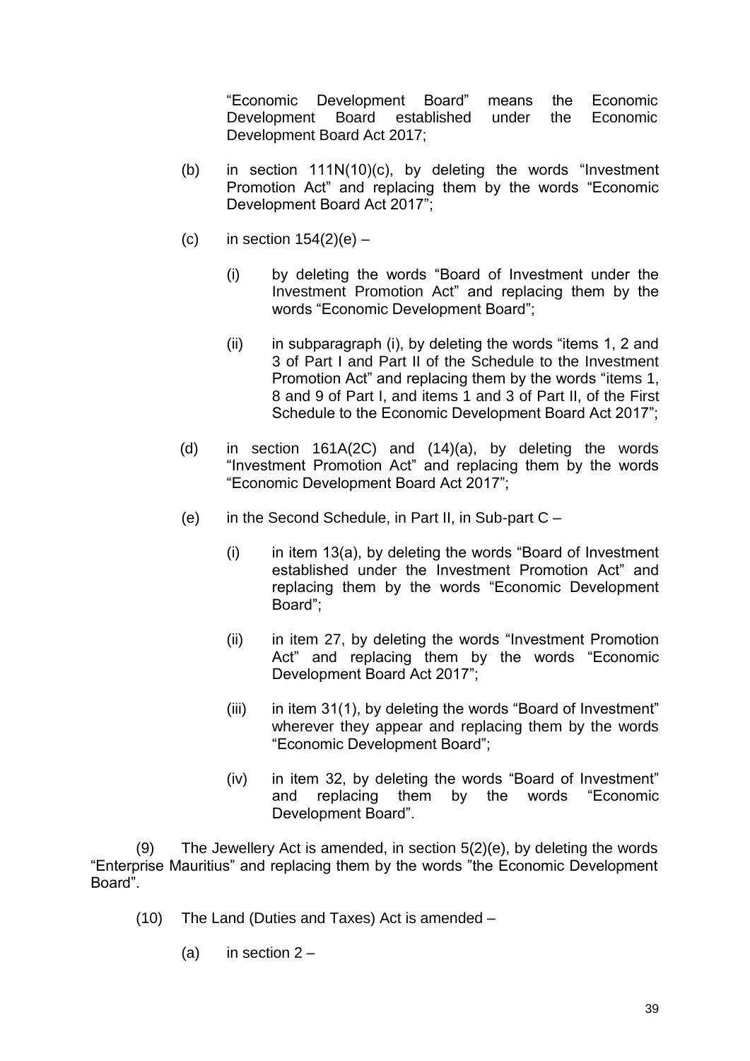"Economic Development Board" means the Economic Development Board established under the Economic Development Board Act 2017;

(b) in section 111N(10)(c), by deleting the words "Investment Promotion Act" and replacing them by the words "Economic Development Board Act 2017";

(c) in section 154(2)(e) –

(i) by deleting the words "Board of Investment under the Investment Promotion Act" and replacing them by the words "Economic Development Board";

(ii) in subparagraph (i), by deleting the words "items 1, 2 and 3 of Part I and Part II of the Schedule to the Investment Promotion Act" and replacing them by the words "items 1, 8 and 9 of Part I, and items 1 and 3 of Part II, of the First Schedule to the Economic Development Board Act 2017";

(d) in section 161A(2C) and (14)(a), by deleting the words "Investment Promotion Act" and replacing them by the words "Economic Development Board Act 2017";

(e) in the Second Schedule, in Part II, in Sub-part C –

(i) in item 13(a), by deleting the words "Board of Investment established under the Investment Promotion Act" and replacing them by the words "Economic Development Board";

(ii) in item 27, by deleting the words "Investment Promotion Act" and replacing them by the words "Economic Development Board Act 2017";

(iii) in item 31(1), by deleting the words "Board of Investment" wherever they appear and replacing them by the words "Economic Development Board";

(iv) in item 32, by deleting the words "Board of Investment" and replacing them by the words "Economic Development Board".

(9) The Jewellery Act is amended, in section 5(2)(e), by deleting the words "Enterprise Mauritius" and replacing them by the words "the Economic Development Board".

(10) The Land (Duties and Taxes) Act is amended –

(a) in section 2 –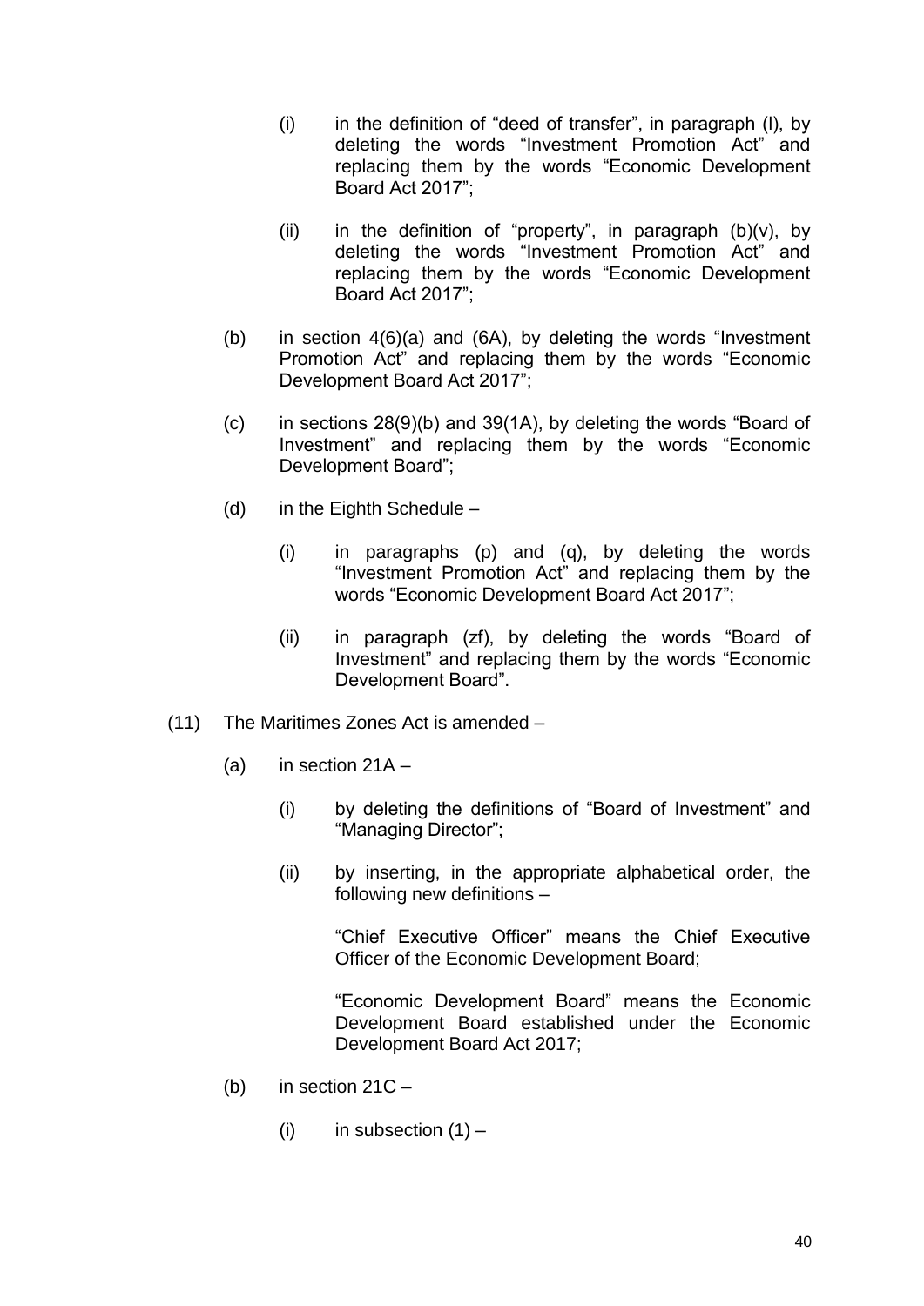(i) in the definition of "deed of transfer", in paragraph (l), by deleting the words "Investment Promotion Act" and replacing them by the words "Economic Development Board Act 2017";

(ii) in the definition of "property", in paragraph (b)(v), by deleting the words "Investment Promotion Act" and replacing them by the words "Economic Development Board Act 2017";

(b) in section 4(6)(a) and (6A), by deleting the words "Investment Promotion Act" and replacing them by the words "Economic Development Board Act 2017";

(c) in sections 28(9)(b) and 39(1A), by deleting the words "Board of Investment" and replacing them by the words "Economic Development Board";

(d) in the Eighth Schedule –

(i) in paragraphs (p) and (q), by deleting the words "Investment Promotion Act" and replacing them by the words "Economic Development Board Act 2017";

(ii) in paragraph (zf), by deleting the words "Board of Investment" and replacing them by the words "Economic Development Board".

(11) The Maritimes Zones Act is amended –

(a) in section 21A –

(i) by deleting the definitions of "Board of Investment" and "Managing Director";

(ii) by inserting, in the appropriate alphabetical order, the following new definitions –

"Chief Executive Officer" means the Chief Executive Officer of the Economic Development Board;

"Economic Development Board" means the Economic Development Board established under the Economic Development Board Act 2017;

(b) in section 21C –

(i) in subsection (1) –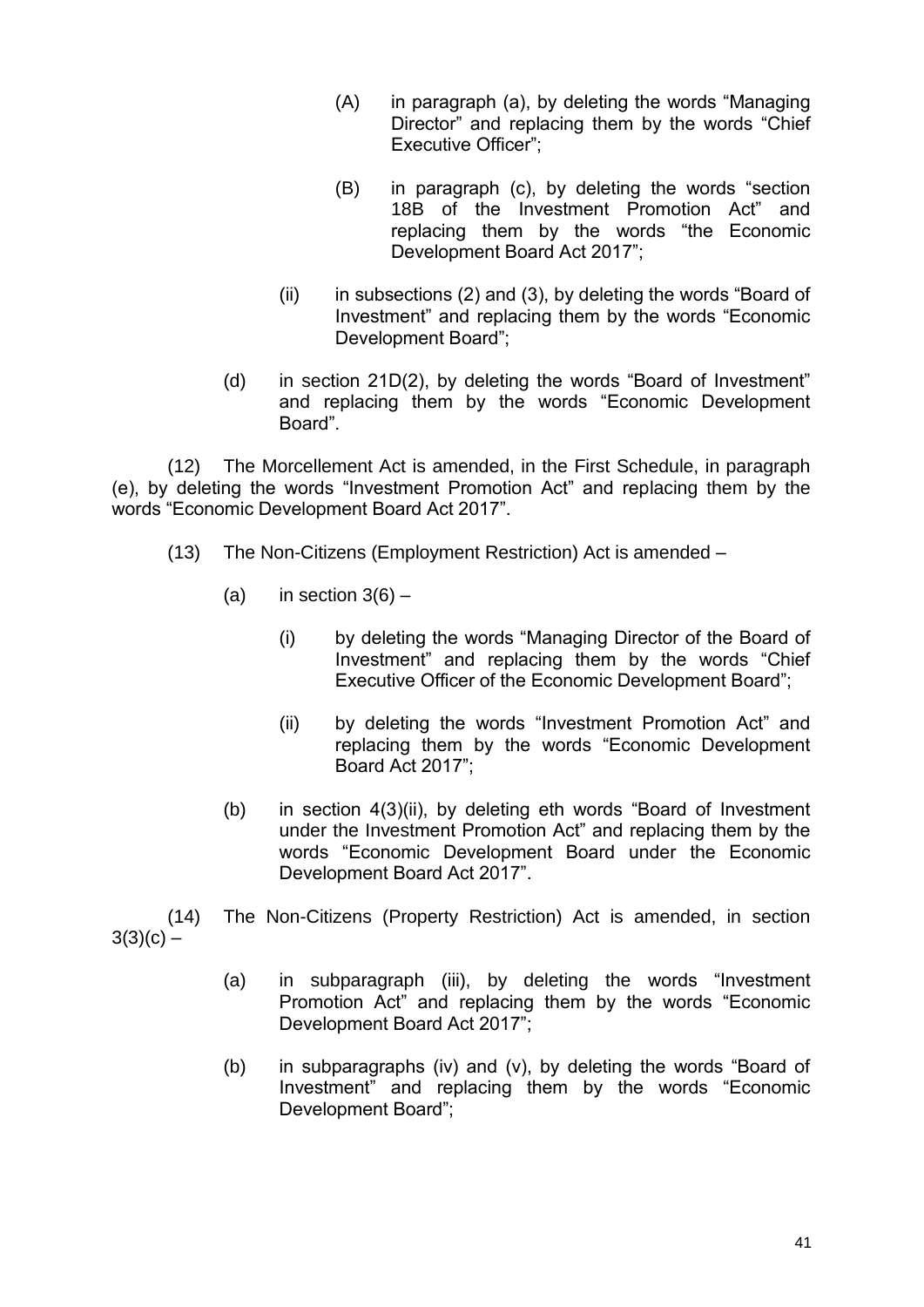(A) in paragraph (a), by deleting the words "Managing Director" and replacing them by the words "Chief Executive Officer";

(B) in paragraph (c), by deleting the words "section 18B of the Investment Promotion Act" and replacing them by the words "the Economic Development Board Act 2017";

(ii) in subsections (2) and (3), by deleting the words "Board of Investment" and replacing them by the words "Economic Development Board";

(d) in section 21D(2), by deleting the words "Board of Investment" and replacing them by the words "Economic Development Board".

(12) The Morcellement Act is amended, in the First Schedule, in paragraph (e), by deleting the words "Investment Promotion Act" and replacing them by the words "Economic Development Board Act 2017".

(13) The Non-Citizens (Employment Restriction) Act is amended –

(a) in section 3(6) –

(i) by deleting the words "Managing Director of the Board of Investment" and replacing them by the words "Chief Executive Officer of the Economic Development Board";

(ii) by deleting the words "Investment Promotion Act" and replacing them by the words "Economic Development Board Act 2017";

(b) in section 4(3)(ii), by deleting eth words "Board of Investment under the Investment Promotion Act" and replacing them by the words "Economic Development Board under the Economic Development Board Act 2017".

(14) The Non-Citizens (Property Restriction) Act is amended, in section 3(3)(c) –

(a) in subparagraph (iii), by deleting the words "Investment Promotion Act" and replacing them by the words "Economic Development Board Act 2017";

(b) in subparagraphs (iv) and (v), by deleting the words "Board of Investment" and replacing them by the words "Economic Development Board";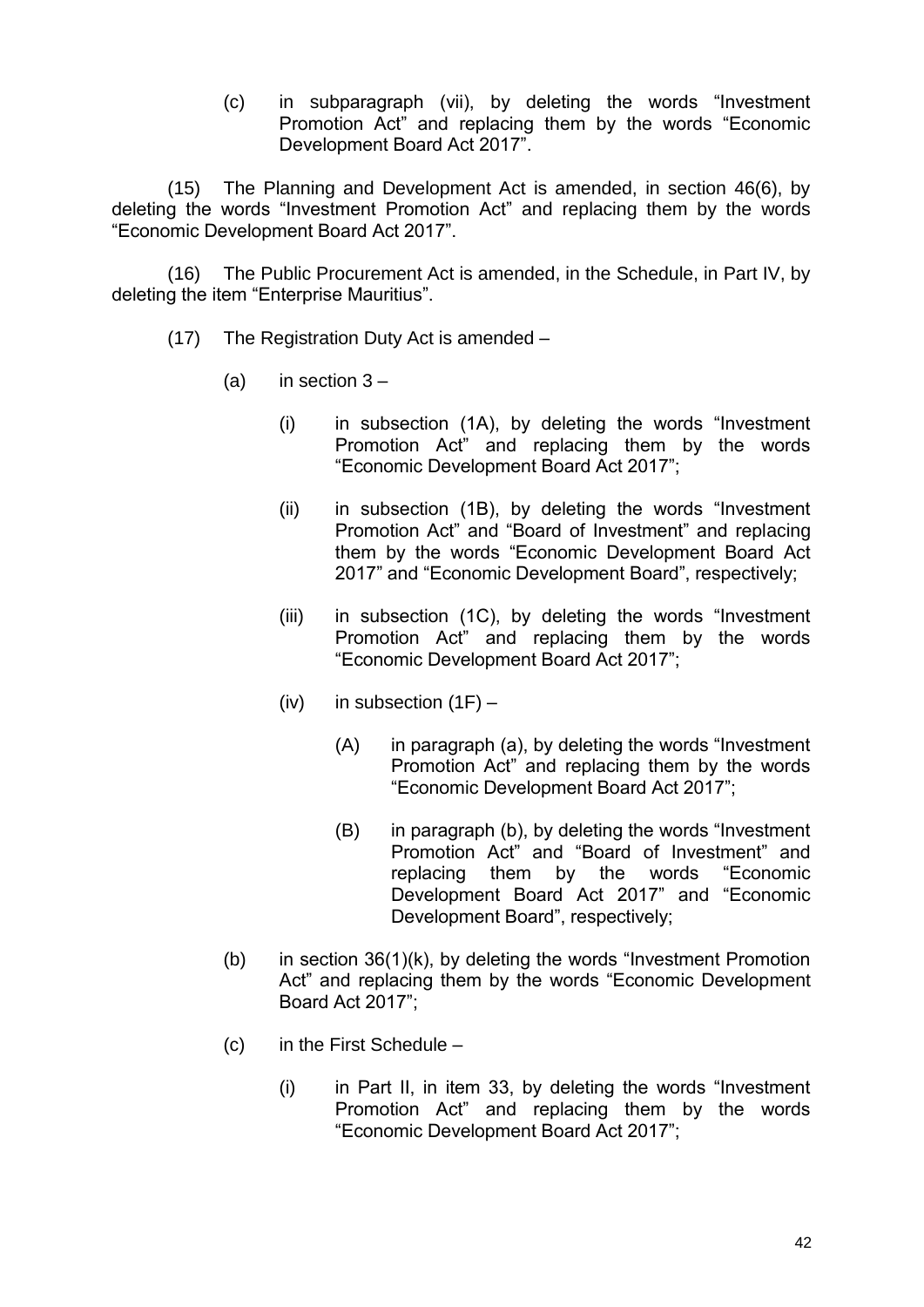(c) in subparagraph (vii), by deleting the words “Investment Promotion Act” and replacing them by the words “Economic Development Board Act 2017”.

(15) The Planning and Development Act is amended, in section 46(6), by deleting the words “Investment Promotion Act” and replacing them by the words “Economic Development Board Act 2017”.

(16) The Public Procurement Act is amended, in the Schedule, in Part IV, by deleting the item “Enterprise Mauritius”.

(17) The Registration Duty Act is amended –

(a) in section 3 –

(i) in subsection (1A), by deleting the words “Investment Promotion Act” and replacing them by the words “Economic Development Board Act 2017”;

(ii) in subsection (1B), by deleting the words “Investment Promotion Act” and “Board of Investment” and replacing them by the words “Economic Development Board Act 2017” and “Economic Development Board”, respectively;

(iii) in subsection (1C), by deleting the words “Investment Promotion Act” and replacing them by the words “Economic Development Board Act 2017”;

(iv) in subsection (1F) –

(A) in paragraph (a), by deleting the words “Investment Promotion Act” and replacing them by the words “Economic Development Board Act 2017”;

(B) in paragraph (b), by deleting the words “Investment Promotion Act” and “Board of Investment” and replacing them by the words “Economic Development Board Act 2017” and “Economic Development Board”, respectively;

(b) in section 36(1)(k), by deleting the words “Investment Promotion Act” and replacing them by the words “Economic Development Board Act 2017”;

(c) in the First Schedule –

(i) in Part II, in item 33, by deleting the words “Investment Promotion Act” and replacing them by the words “Economic Development Board Act 2017”;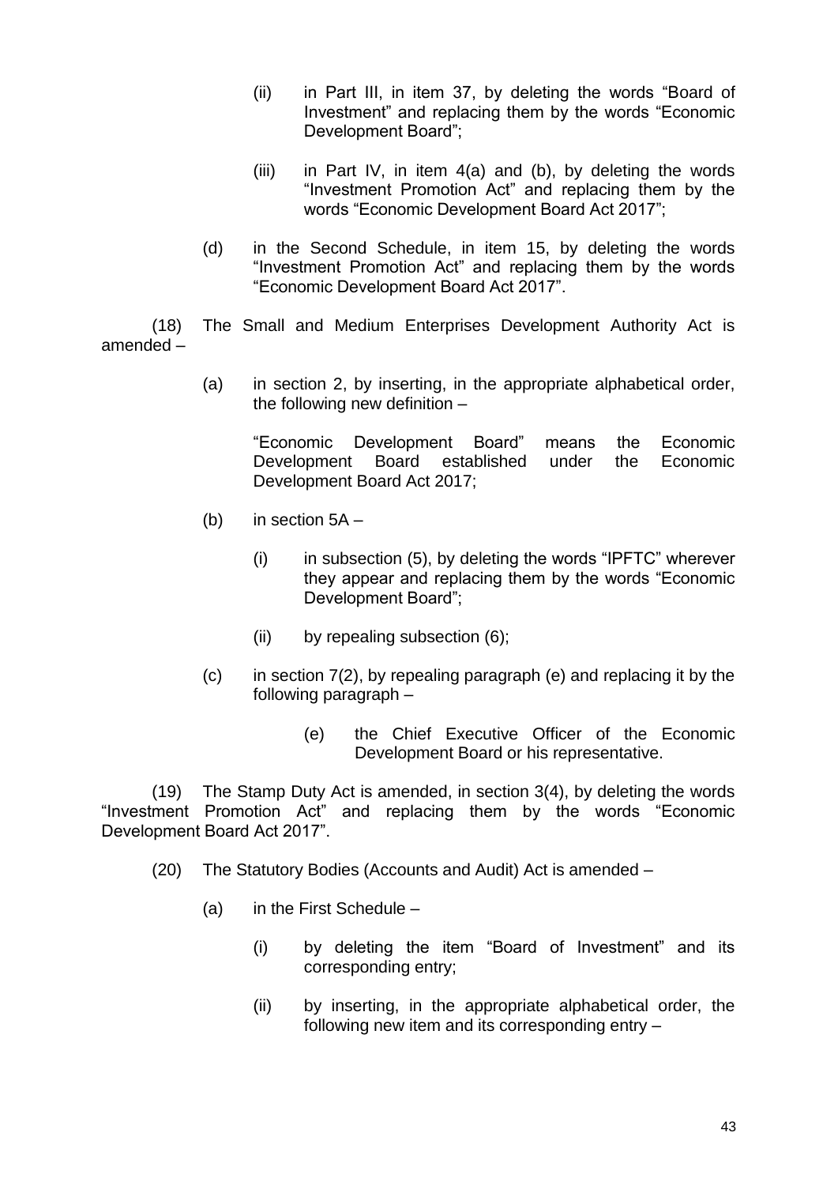(ii) in Part III, in item 37, by deleting the words "Board of Investment" and replacing them by the words "Economic Development Board";

(iii) in Part IV, in item 4(a) and (b), by deleting the words "Investment Promotion Act" and replacing them by the words "Economic Development Board Act 2017";

(d) in the Second Schedule, in item 15, by deleting the words "Investment Promotion Act" and replacing them by the words "Economic Development Board Act 2017".

(18) The Small and Medium Enterprises Development Authority Act is amended –

(a) in section 2, by inserting, in the appropriate alphabetical order, the following new definition –

"Economic Development Board" means the Economic Development Board established under the Economic Development Board Act 2017;

(b) in section 5A –

(i) in subsection (5), by deleting the words "IPFTC" wherever they appear and replacing them by the words "Economic Development Board";

(ii) by repealing subsection (6);

(c) in section 7(2), by repealing paragraph (e) and replacing it by the following paragraph –

(e) the Chief Executive Officer of the Economic Development Board or his representative.

(19) The Stamp Duty Act is amended, in section 3(4), by deleting the words "Investment Promotion Act" and replacing them by the words "Economic Development Board Act 2017".

(20) The Statutory Bodies (Accounts and Audit) Act is amended –

(a) in the First Schedule –

(i) by deleting the item "Board of Investment" and its corresponding entry;

(ii) by inserting, in the appropriate alphabetical order, the following new item and its corresponding entry –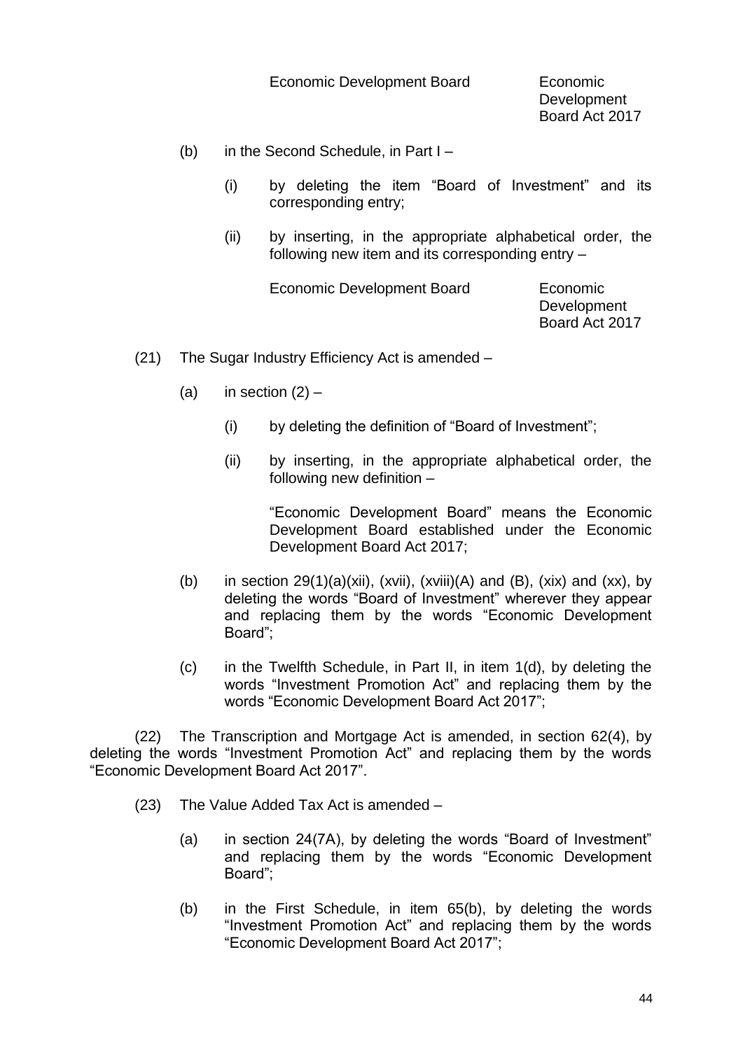| | |
|---|---|
| Economic Development Board | Economic Development Board Act 2017 |

(b) in the Second Schedule, in Part I –

(i) by deleting the item "Board of Investment" and its corresponding entry;

(ii) by inserting, in the appropriate alphabetical order, the following new item and its corresponding entry –

| | |
|---|---|
| Economic Development Board | Economic Development Board Act 2017 |

(21) The Sugar Industry Efficiency Act is amended –

(a) in section (2) –

(i) by deleting the definition of "Board of Investment";

(ii) by inserting, in the appropriate alphabetical order, the following new definition –

"Economic Development Board" means the Economic Development Board established under the Economic Development Board Act 2017;

(b) in section 29(1)(a)(xii), (xvii), (xviii)(A) and (B), (xix) and (xx), by deleting the words "Board of Investment" wherever they appear and replacing them by the words "Economic Development Board";

(c) in the Twelfth Schedule, in Part II, in item 1(d), by deleting the words "Investment Promotion Act" and replacing them by the words "Economic Development Board Act 2017";

(22) The Transcription and Mortgage Act is amended, in section 62(4), by deleting the words "Investment Promotion Act" and replacing them by the words "Economic Development Board Act 2017".

(23) The Value Added Tax Act is amended –

(a) in section 24(7A), by deleting the words "Board of Investment" and replacing them by the words "Economic Development Board";

(b) in the First Schedule, in item 65(b), by deleting the words "Investment Promotion Act" and replacing them by the words "Economic Development Board Act 2017";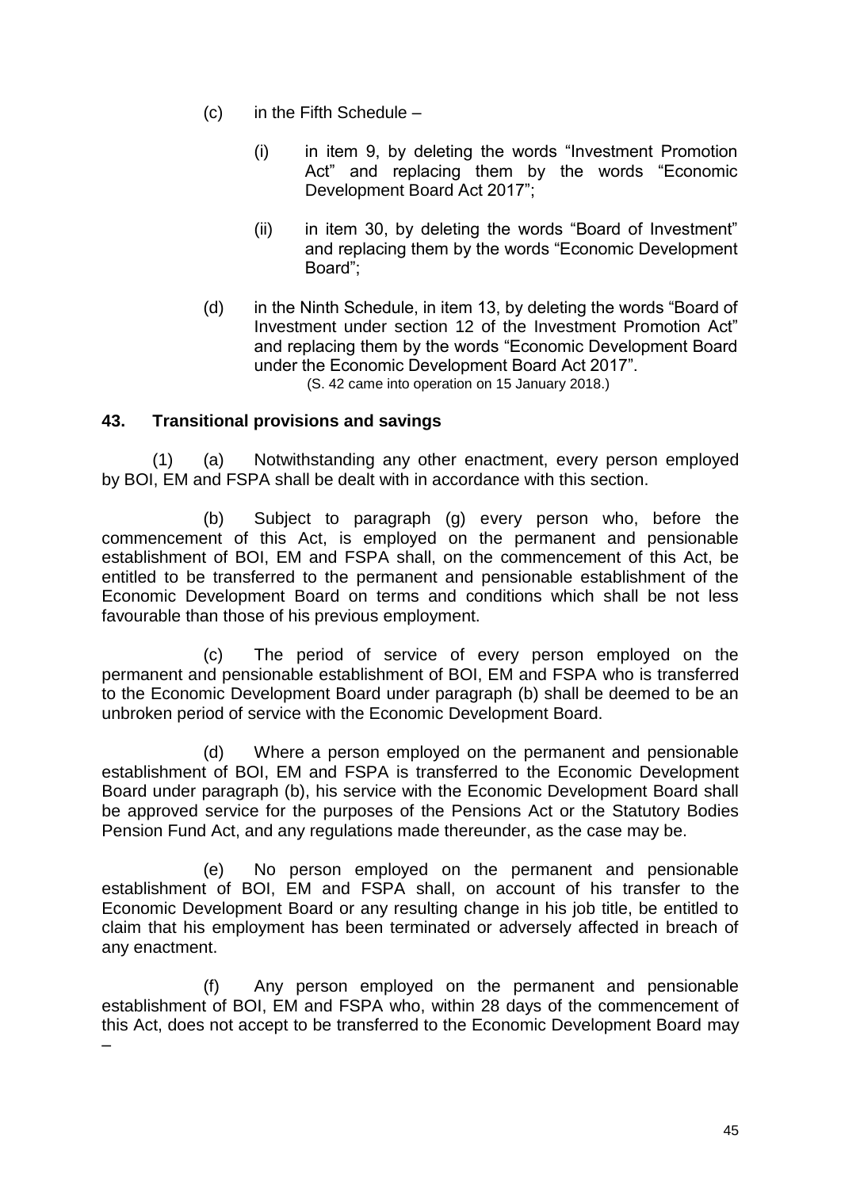(c) in the Fifth Schedule –

(i) in item 9, by deleting the words "Investment Promotion Act" and replacing them by the words "Economic Development Board Act 2017";

(ii) in item 30, by deleting the words "Board of Investment" and replacing them by the words "Economic Development Board";

(d) in the Ninth Schedule, in item 13, by deleting the words "Board of Investment under section 12 of the Investment Promotion Act" and replacing them by the words "Economic Development Board under the Economic Development Board Act 2017".

(S. 42 came into operation on 15 January 2018.)

**43. Transitional provisions and savings**

(1) (a) Notwithstanding any other enactment, every person employed by BOI, EM and FSPA shall be dealt with in accordance with this section.

(b) Subject to paragraph (g) every person who, before the commencement of this Act, is employed on the permanent and pensionable establishment of BOI, EM and FSPA shall, on the commencement of this Act, be entitled to be transferred to the permanent and pensionable establishment of the Economic Development Board on terms and conditions which shall be not less favourable than those of his previous employment.

(c) The period of service of every person employed on the permanent and pensionable establishment of BOI, EM and FSPA who is transferred to the Economic Development Board under paragraph (b) shall be deemed to be an unbroken period of service with the Economic Development Board.

(d) Where a person employed on the permanent and pensionable establishment of BOI, EM and FSPA is transferred to the Economic Development Board under paragraph (b), his service with the Economic Development Board shall be approved service for the purposes of the Pensions Act or the Statutory Bodies Pension Fund Act, and any regulations made thereunder, as the case may be.

(e) No person employed on the permanent and pensionable establishment of BOI, EM and FSPA shall, on account of his transfer to the Economic Development Board or any resulting change in his job title, be entitled to claim that his employment has been terminated or adversely affected in breach of any enactment.

(f) Any person employed on the permanent and pensionable establishment of BOI, EM and FSPA who, within 28 days of the commencement of this Act, does not accept to be transferred to the Economic Development Board may –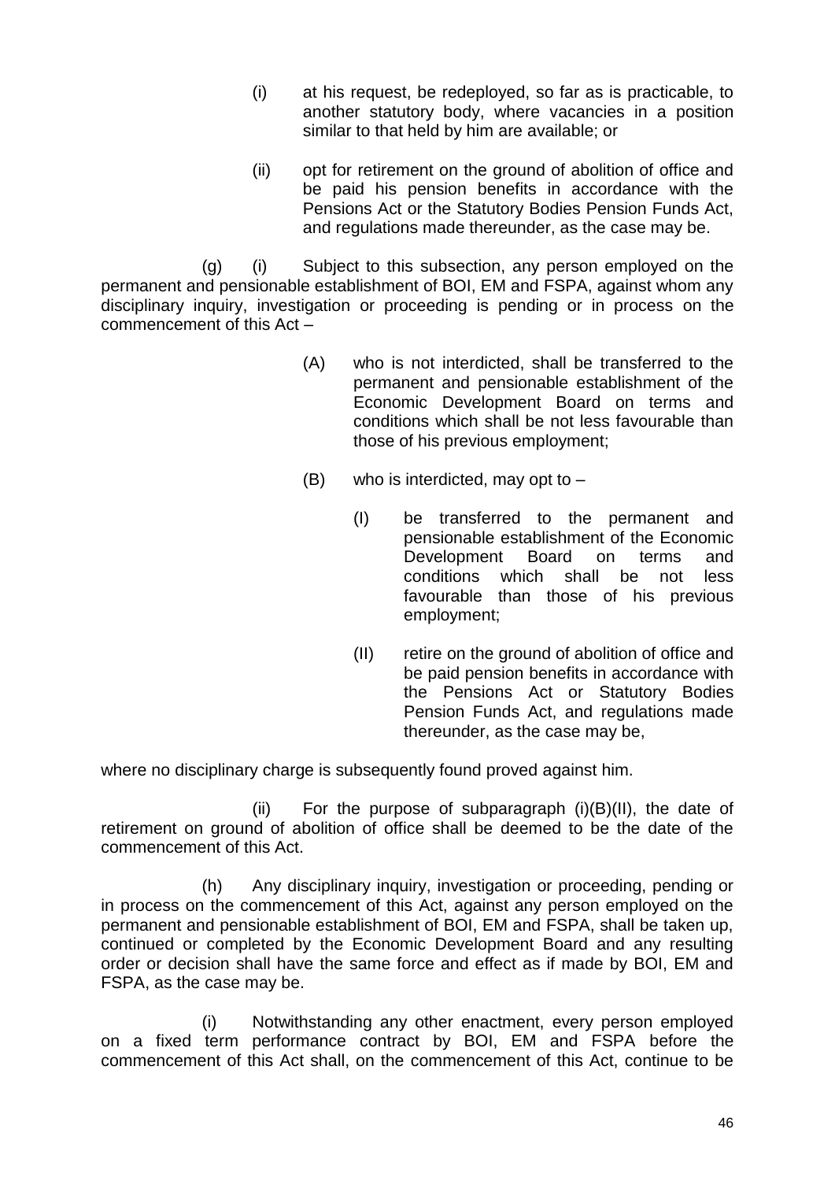(i) at his request, be redeployed, so far as is practicable, to another statutory body, where vacancies in a position similar to that held by him are available; or

(ii) opt for retirement on the ground of abolition of office and be paid his pension benefits in accordance with the Pensions Act or the Statutory Bodies Pension Funds Act, and regulations made thereunder, as the case may be.

(g) (i) Subject to this subsection, any person employed on the permanent and pensionable establishment of BOI, EM and FSPA, against whom any disciplinary inquiry, investigation or proceeding is pending or in process on the commencement of this Act –

(A) who is not interdicted, shall be transferred to the permanent and pensionable establishment of the Economic Development Board on terms and conditions which shall be not less favourable than those of his previous employment;

(B) who is interdicted, may opt to –

(I) be transferred to the permanent and pensionable establishment of the Economic Development Board on terms and conditions which shall be not less favourable than those of his previous employment;

(II) retire on the ground of abolition of office and be paid pension benefits in accordance with the Pensions Act or Statutory Bodies Pension Funds Act, and regulations made thereunder, as the case may be,

where no disciplinary charge is subsequently found proved against him.

(ii) For the purpose of subparagraph (i)(B)(II), the date of retirement on ground of abolition of office shall be deemed to be the date of the commencement of this Act.

(h) Any disciplinary inquiry, investigation or proceeding, pending or in process on the commencement of this Act, against any person employed on the permanent and pensionable establishment of BOI, EM and FSPA, shall be taken up, continued or completed by the Economic Development Board and any resulting order or decision shall have the same force and effect as if made by BOI, EM and FSPA, as the case may be.

(i) Notwithstanding any other enactment, every person employed on a fixed term performance contract by BOI, EM and FSPA before the commencement of this Act shall, on the commencement of this Act, continue to be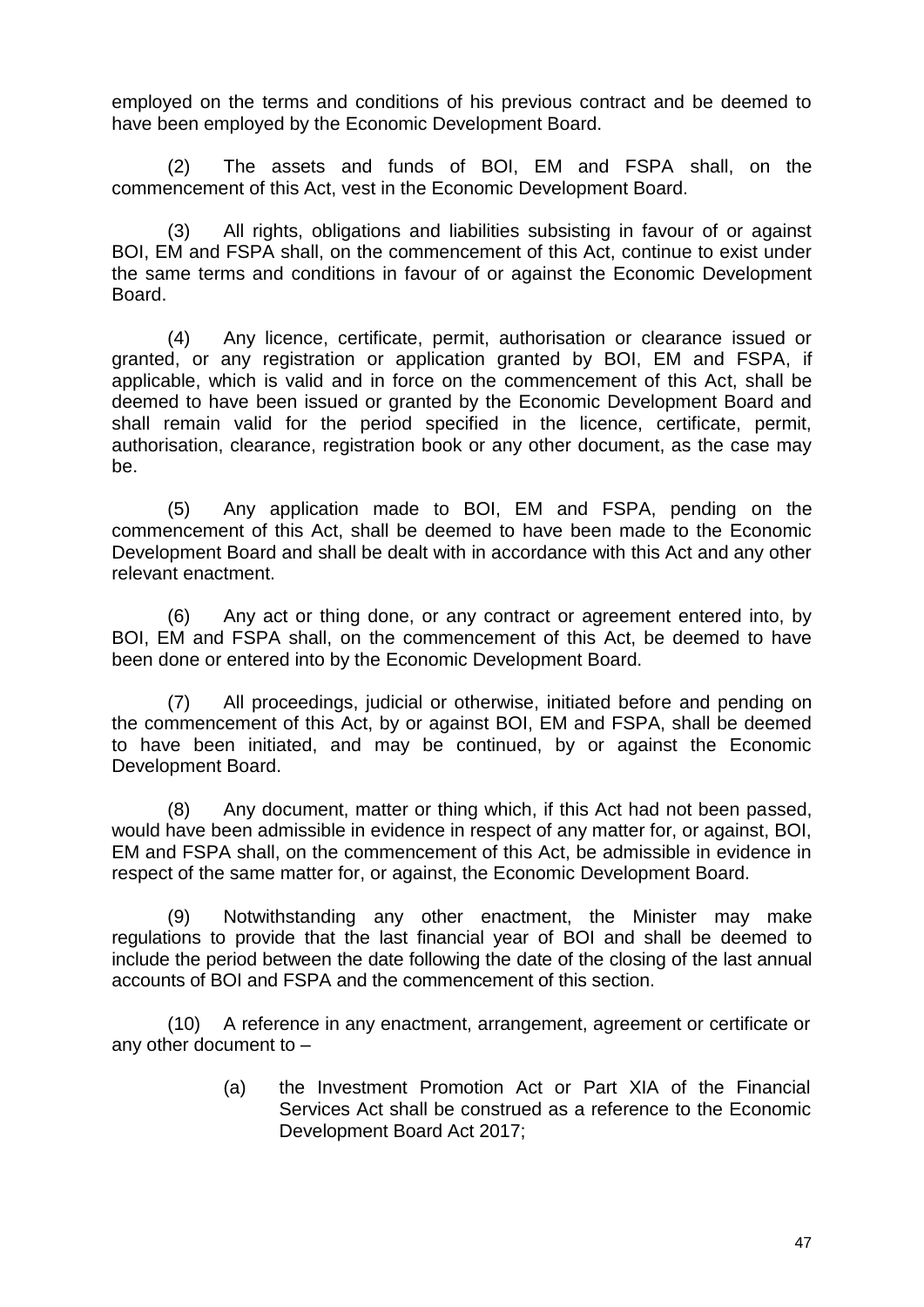employed on the terms and conditions of his previous contract and be deemed to have been employed by the Economic Development Board.

(2) The assets and funds of BOI, EM and FSPA shall, on the commencement of this Act, vest in the Economic Development Board.

(3) All rights, obligations and liabilities subsisting in favour of or against BOI, EM and FSPA shall, on the commencement of this Act, continue to exist under the same terms and conditions in favour of or against the Economic Development Board.

(4) Any licence, certificate, permit, authorisation or clearance issued or granted, or any registration or application granted by BOI, EM and FSPA, if applicable, which is valid and in force on the commencement of this Act, shall be deemed to have been issued or granted by the Economic Development Board and shall remain valid for the period specified in the licence, certificate, permit, authorisation, clearance, registration book or any other document, as the case may be.

(5) Any application made to BOI, EM and FSPA, pending on the commencement of this Act, shall be deemed to have been made to the Economic Development Board and shall be dealt with in accordance with this Act and any other relevant enactment.

(6) Any act or thing done, or any contract or agreement entered into, by BOI, EM and FSPA shall, on the commencement of this Act, be deemed to have been done or entered into by the Economic Development Board.

(7) All proceedings, judicial or otherwise, initiated before and pending on the commencement of this Act, by or against BOI, EM and FSPA, shall be deemed to have been initiated, and may be continued, by or against the Economic Development Board.

(8) Any document, matter or thing which, if this Act had not been passed, would have been admissible in evidence in respect of any matter for, or against, BOI, EM and FSPA shall, on the commencement of this Act, be admissible in evidence in respect of the same matter for, or against, the Economic Development Board.

(9) Notwithstanding any other enactment, the Minister may make regulations to provide that the last financial year of BOI and shall be deemed to include the period between the date following the date of the closing of the last annual accounts of BOI and FSPA and the commencement of this section.

(10) A reference in any enactment, arrangement, agreement or certificate or any other document to –

(a) the Investment Promotion Act or Part XIA of the Financial Services Act shall be construed as a reference to the Economic Development Board Act 2017;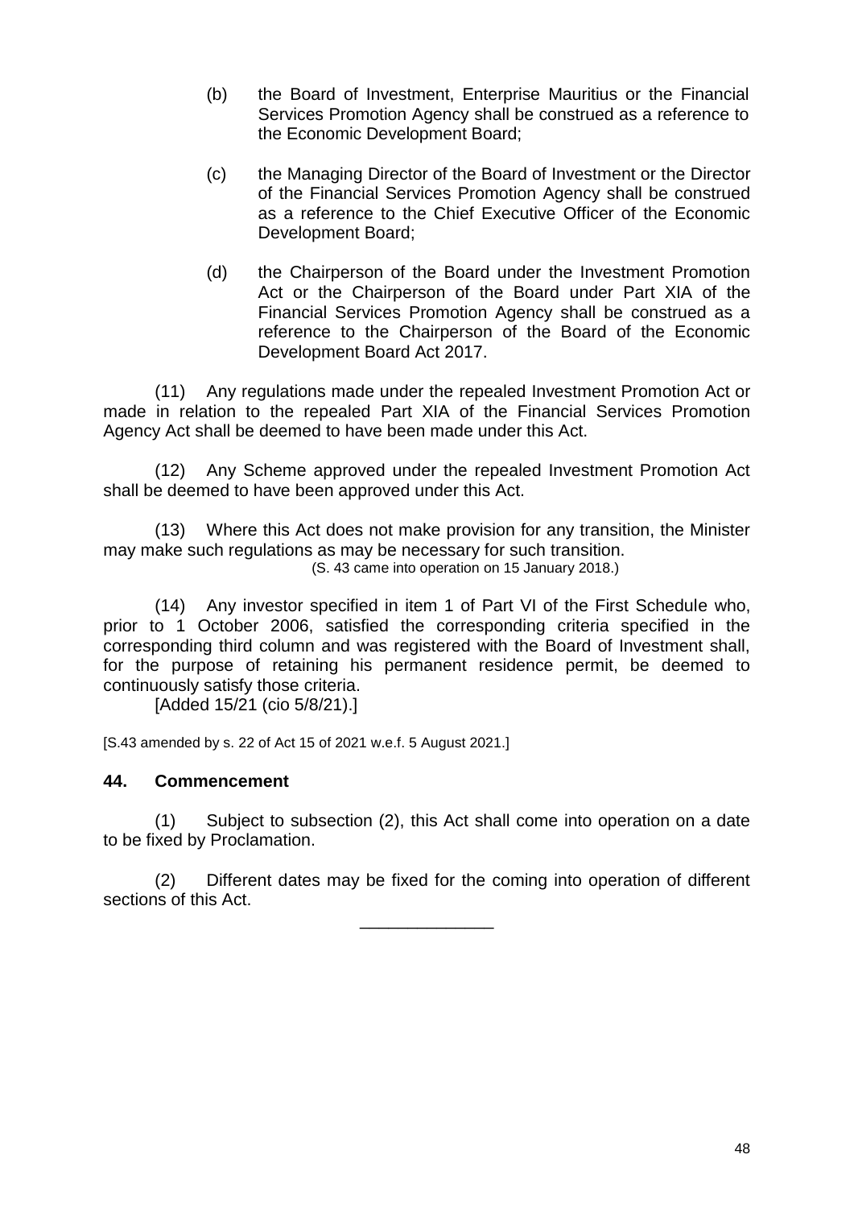(b) the Board of Investment, Enterprise Mauritius or the Financial Services Promotion Agency shall be construed as a reference to the Economic Development Board;

(c) the Managing Director of the Board of Investment or the Director of the Financial Services Promotion Agency shall be construed as a reference to the Chief Executive Officer of the Economic Development Board;

(d) the Chairperson of the Board under the Investment Promotion Act or the Chairperson of the Board under Part XIA of the Financial Services Promotion Agency shall be construed as a reference to the Chairperson of the Board of the Economic Development Board Act 2017.

(11) Any regulations made under the repealed Investment Promotion Act or made in relation to the repealed Part XIA of the Financial Services Promotion Agency Act shall be deemed to have been made under this Act.

(12) Any Scheme approved under the repealed Investment Promotion Act shall be deemed to have been approved under this Act.

(13) Where this Act does not make provision for any transition, the Minister may make such regulations as may be necessary for such transition.

(S. 43 came into operation on 15 January 2018.)

(14) Any investor specified in item 1 of Part VI of the First Schedule who, prior to 1 October 2006, satisfied the corresponding criteria specified in the corresponding third column and was registered with the Board of Investment shall, for the purpose of retaining his permanent residence permit, be deemed to continuously satisfy those criteria.

[Added 15/21 (cio 5/8/21).]

[S.43 amended by s. 22 of Act 15 of 2021 w.e.f. 5 August 2021.]

**44. Commencement**

(1) Subject to subsection (2), this Act shall come into operation on a date to be fixed by Proclamation.

(2) Different dates may be fixed for the coming into operation of different sections of this Act.

---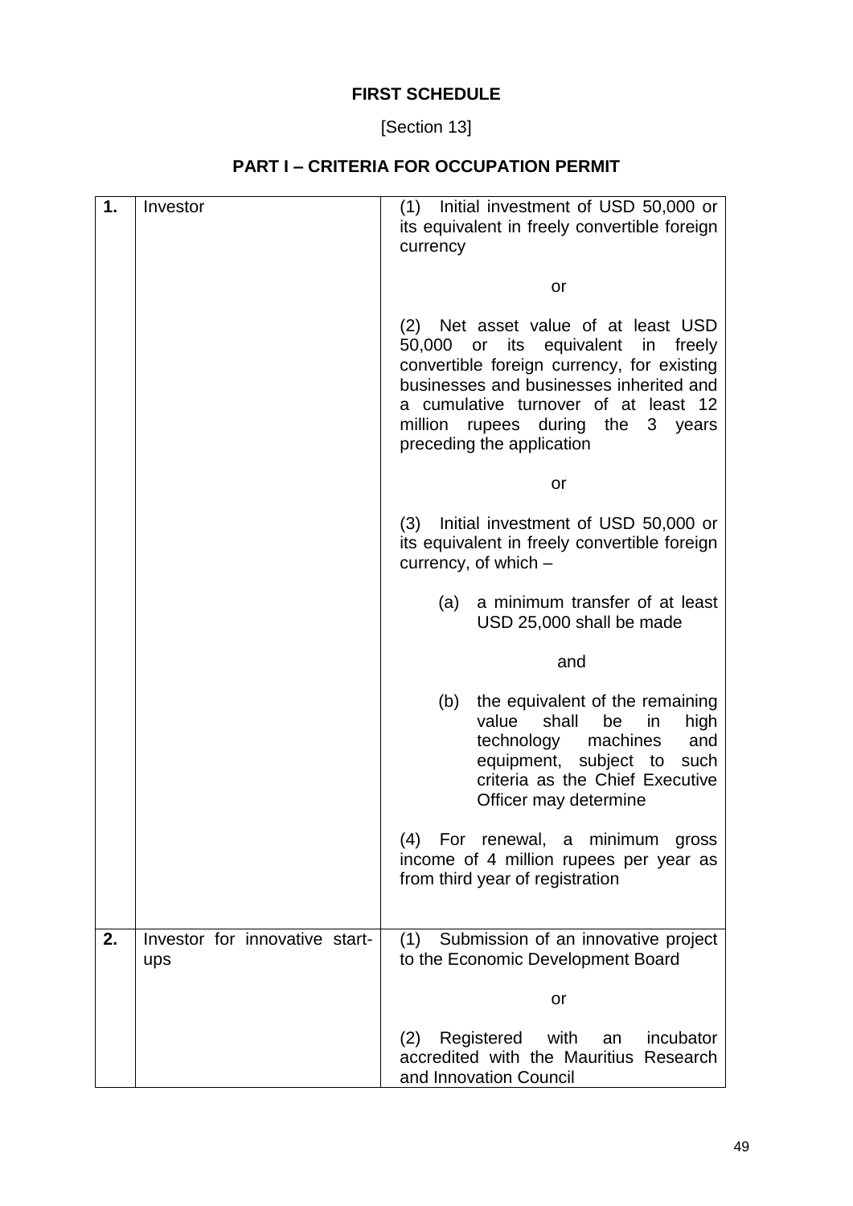## FIRST SCHEDULE

[Section 13]

### PART I – CRITERIA FOR OCCUPATION PERMIT

| | | |
|---|---|---|
| **1.** | Investor | (1) Initial investment of USD 50,000 or its equivalent in freely convertible foreign currency<br><br>or<br><br>(2) Net asset value of at least USD 50,000 or its equivalent in freely convertible foreign currency, for existing businesses and businesses inherited and a cumulative turnover of at least 12 million rupees during the 3 years preceding the application<br><br>or<br><br>(3) Initial investment of USD 50,000 or its equivalent in freely convertible foreign currency, of which –<br><br>(a) a minimum transfer of at least USD 25,000 shall be made<br><br>and<br><br>(b) the equivalent of the remaining value shall be in high technology machines and equipment, subject to such criteria as the Chief Executive Officer may determine<br><br>(4) For renewal, a minimum gross income of 4 million rupees per year as from third year of registration |
| **2.** | Investor for innovative start-ups | (1) Submission of an innovative project to the Economic Development Board<br><br>or<br><br>(2) Registered with an incubator accredited with the Mauritius Research and Innovation Council |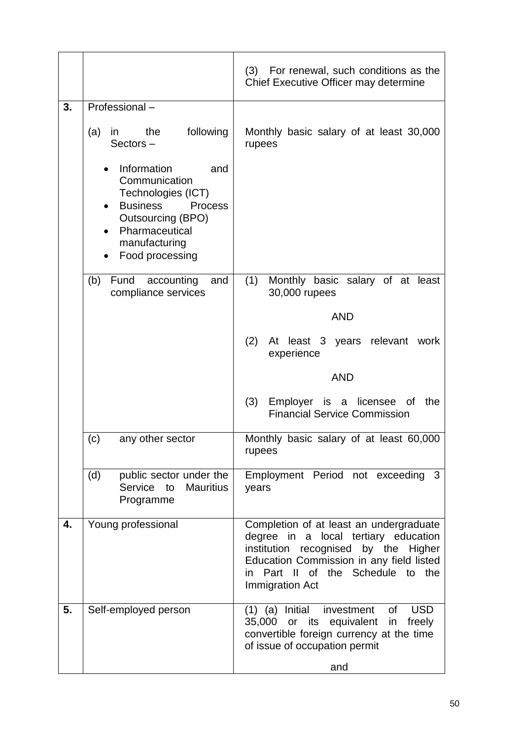| | | |
|---|---|---|
| | | (3) For renewal, such conditions as the Chief Executive Officer may determine |
| **3.** | Professional – | |
| | (a) in the following Sectors – <br>• Information and Communication Technologies (ICT)<br>• Business Process Outsourcing (BPO)<br>• Pharmaceutical manufacturing<br>• Food processing | Monthly basic salary of at least 30,000 rupees |
| | (b) Fund accounting and compliance services | (1) Monthly basic salary of at least 30,000 rupees<br>AND<br>(2) At least 3 years relevant work experience<br>AND<br>(3) Employer is a licensee of the Financial Service Commission |
| | (c) any other sector | Monthly basic salary of at least 60,000 rupees |
| | (d) public sector under the Service to Mauritius Programme | Employment Period not exceeding 3 years |
| **4.** | Young professional | Completion of at least an undergraduate degree in a local tertiary education institution recognised by the Higher Education Commission in any field listed in Part II of the Schedule to the Immigration Act |
| **5.** | Self-employed person | (1) (a) Initial investment of USD 35,000 or its equivalent in freely convertible foreign currency at the time of issue of occupation permit<br>and |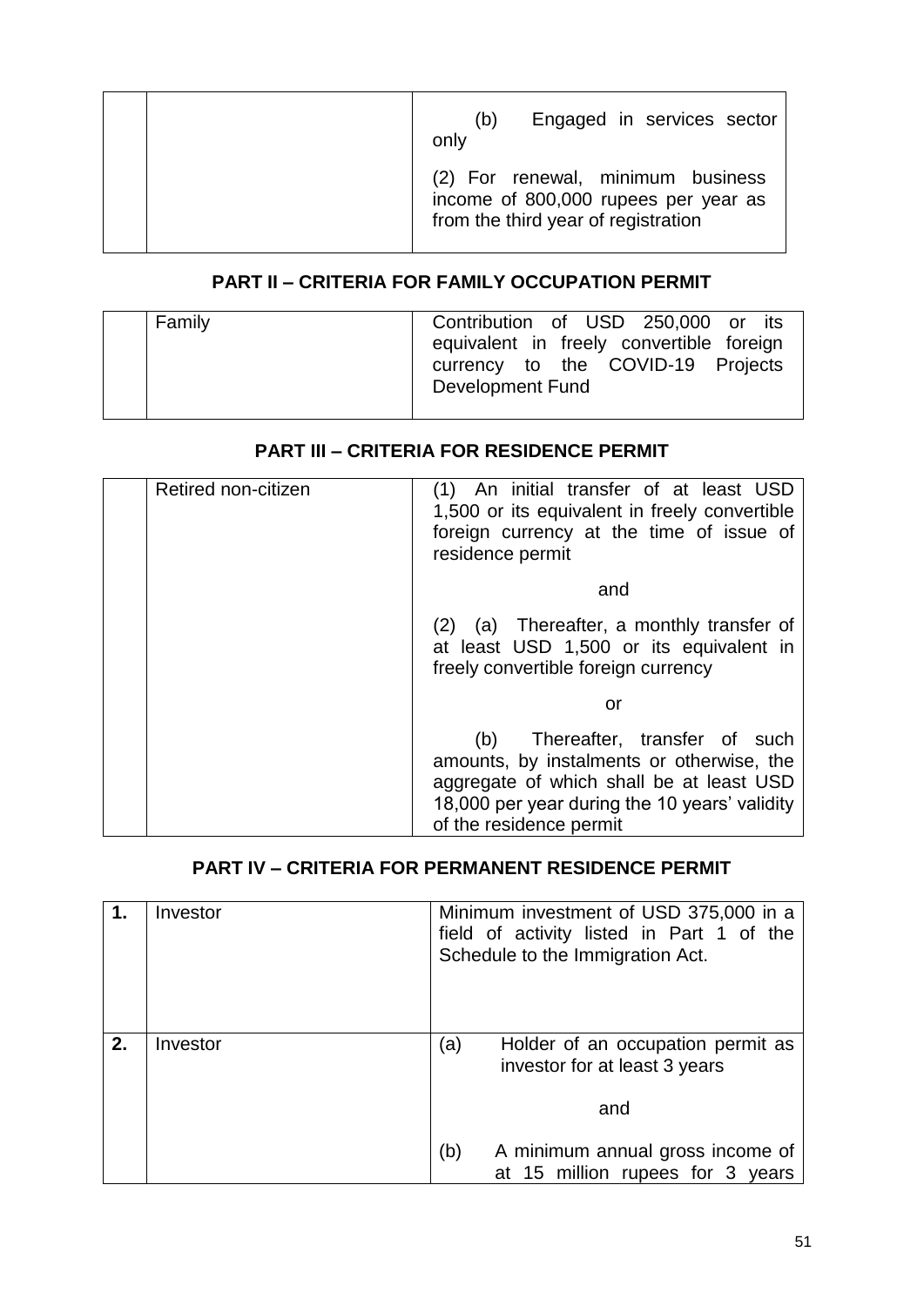| | | |
|---|---|---|
| | | (b) Engaged in services sector only<br><br>(2) For renewal, minimum business income of 800,000 rupees per year as from the third year of registration |

## PART II – CRITERIA FOR FAMILY OCCUPATION PERMIT

| | | |
|---|---|---|
| | Family | Contribution of USD 250,000 or its equivalent in freely convertible foreign currency to the COVID-19 Projects Development Fund |

## PART III – CRITERIA FOR RESIDENCE PERMIT

| | | |
|---|---|---|
| | Retired non-citizen | (1) An initial transfer of at least USD 1,500 or its equivalent in freely convertible foreign currency at the time of issue of residence permit<br><br>and<br><br>(2) (a) Thereafter, a monthly transfer of at least USD 1,500 or its equivalent in freely convertible foreign currency<br><br>or<br><br>(b) Thereafter, transfer of such amounts, by instalments or otherwise, the aggregate of which shall be at least USD 18,000 per year during the 10 years' validity of the residence permit |

## PART IV – CRITERIA FOR PERMANENT RESIDENCE PERMIT

| | | |
|---|---|---|
| **1.** | Investor | Minimum investment of USD 375,000 in a field of activity listed in Part 1 of the Schedule to the Immigration Act. |
| **2.** | Investor | (a) Holder of an occupation permit as investor for at least 3 years<br><br>and<br><br>(b) A minimum annual gross income of at 15 million rupees for 3 years |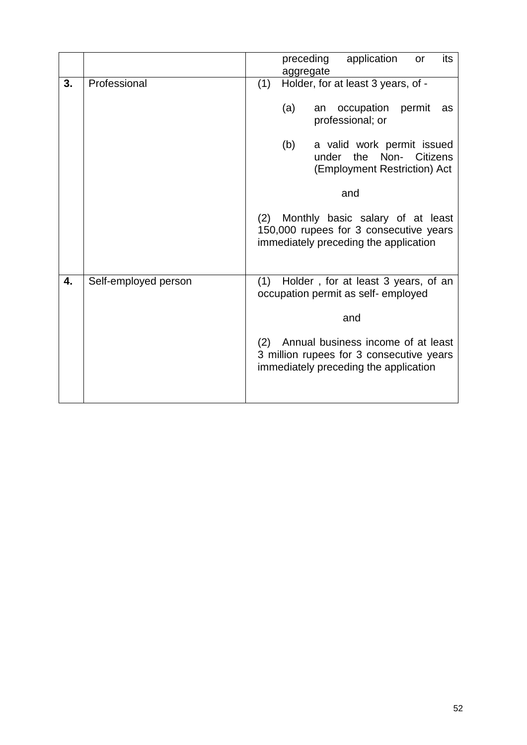| | | |
|---|---|---|
| | | preceding application or its aggregate |
| **3.** | Professional | (1) Holder, for at least 3 years, of -<br><br>(a) an occupation permit as professional; or<br><br>(b) a valid work permit issued under the Non- Citizens (Employment Restriction) Act<br><br>and<br><br>(2) Monthly basic salary of at least 150,000 rupees for 3 consecutive years immediately preceding the application |
| **4.** | Self-employed person | (1) Holder , for at least 3 years, of an occupation permit as self- employed<br><br>and<br><br>(2) Annual business income of at least 3 million rupees for 3 consecutive years immediately preceding the application |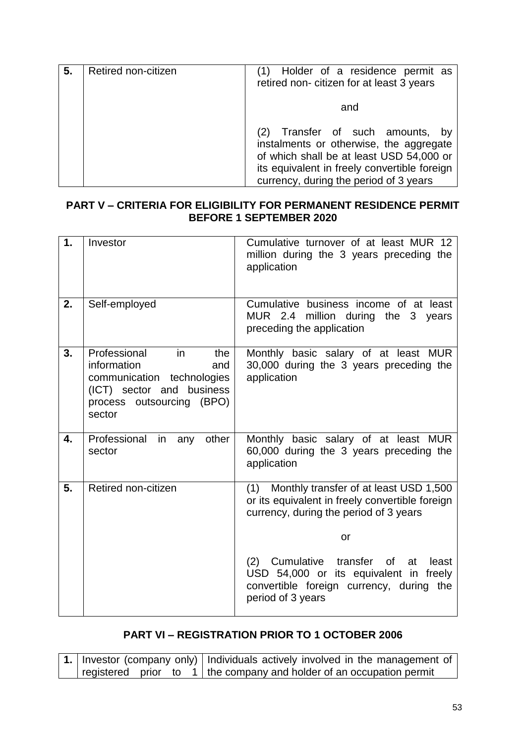| 5. | Retired non-citizen | (1) Holder of a residence permit as retired non- citizen for at least 3 years<br><br>and<br><br>(2) Transfer of such amounts, by instalments or otherwise, the aggregate of which shall be at least USD 54,000 or its equivalent in freely convertible foreign currency, during the period of 3 years |
|---|---|---|

## PART V – CRITERIA FOR ELIGIBILITY FOR PERMANENT RESIDENCE PERMIT BEFORE 1 SEPTEMBER 2020

| 1. | Investor | Cumulative turnover of at least MUR 12 million during the 3 years preceding the application |
|---|---|---|
| 2. | Self-employed | Cumulative business income of at least MUR 2.4 million during the 3 years preceding the application |
| 3. | Professional in the information and communication technologies (ICT) sector and business process outsourcing (BPO) sector | Monthly basic salary of at least MUR 30,000 during the 3 years preceding the application |
| 4. | Professional in any other sector | Monthly basic salary of at least MUR 60,000 during the 3 years preceding the application |
| 5. | Retired non-citizen | (1) Monthly transfer of at least USD 1,500 or its equivalent in freely convertible foreign currency, during the period of 3 years<br><br>or<br><br>(2) Cumulative transfer of at least USD 54,000 or its equivalent in freely convertible foreign currency, during the period of 3 years |

## PART VI – REGISTRATION PRIOR TO 1 OCTOBER 2006

| 1. | Investor (company only) registered prior to 1 | Individuals actively involved in the management of the company and holder of an occupation permit |
|---|---|---|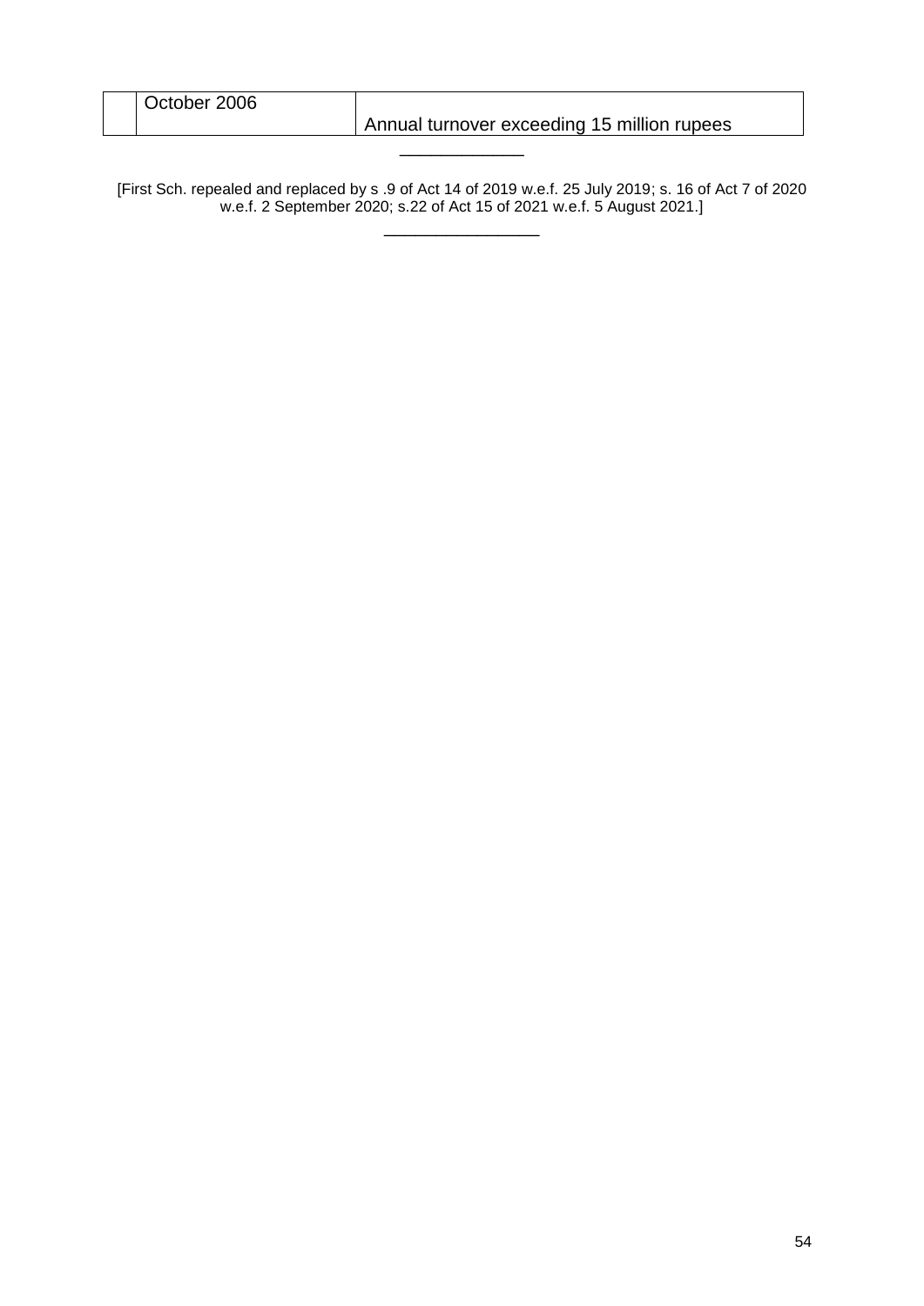|  | October 2006 | Annual turnover exceeding 15 million rupees |
|---|---|---|

---

[First Sch. repealed and replaced by s .9 of Act 14 of 2019 w.e.f. 25 July 2019; s. 16 of Act 7 of 2020 w.e.f. 2 September 2020; s.22 of Act 15 of 2021 w.e.f. 5 August 2021.]

---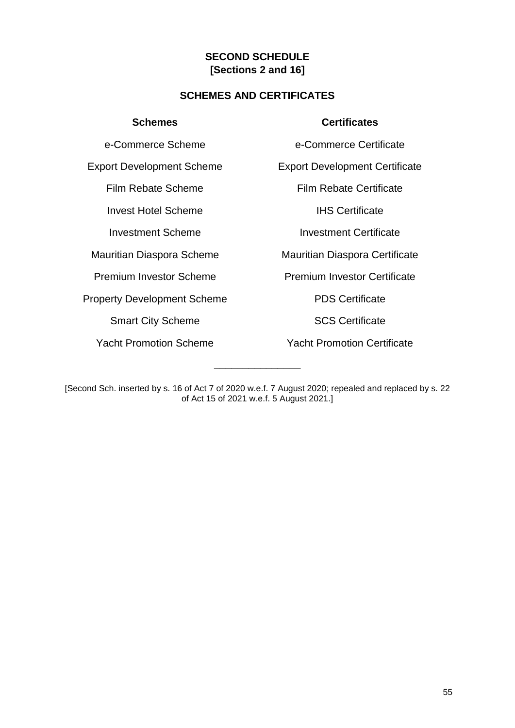## SECOND SCHEDULE
**[Sections 2 and 16]**

### SCHEMES AND CERTIFICATES

| Schemes | Certificates |
|---|---|
| e-Commerce Scheme | e-Commerce Certificate |
| Export Development Scheme | Export Development Certificate |
| Film Rebate Scheme | Film Rebate Certificate |
| Invest Hotel Scheme | IHS Certificate |
| Investment Scheme | Investment Certificate |
| Mauritian Diaspora Scheme | Mauritian Diaspora Certificate |
| Premium Investor Scheme | Premium Investor Certificate |
| Property Development Scheme | PDS Certificate |
| Smart City Scheme | SCS Certificate |
| Yacht Promotion Scheme | Yacht Promotion Certificate |

---

[Second Sch. inserted by s. 16 of Act 7 of 2020 w.e.f. 7 August 2020; repealed and replaced by s. 22 of Act 15 of 2021 w.e.f. 5 August 2021.]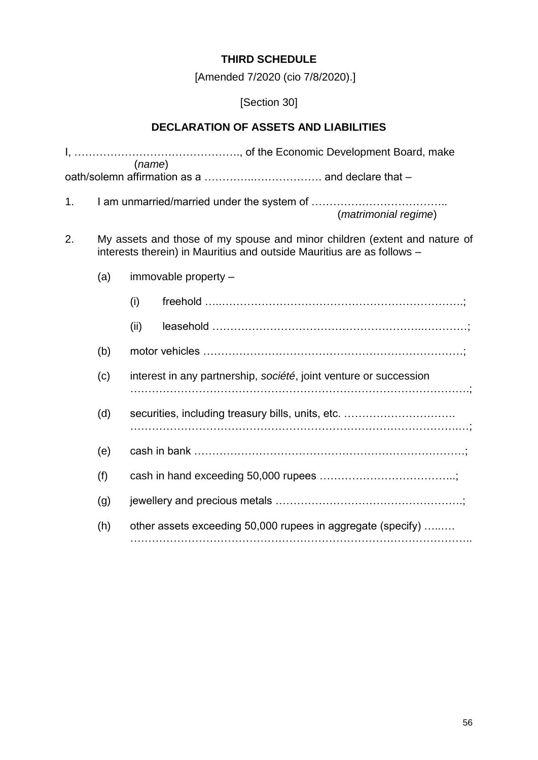**THIRD SCHEDULE**

[Amended 7/2020 (cio 7/8/2020).]

[Section 30]

**DECLARATION OF ASSETS AND LIABILITIES**

I, ………………………………………., of the Economic Development Board, make
(*name*)
oath/solemn affirmation as a ……………..………………. and declare that –

1. I am unmarried/married under the system of ……………………………….. (*matrimonial regime*)

2. My assets and those of my spouse and minor children (extent and nature of interests therein) in Mauritius and outside Mauritius are as follows –

   (a) immovable property –

      (i) freehold …..…………………………………………………………….;

      (ii) leasehold ………………………………………………..………….;

   (b) motor vehicles ……………………………………………………………….;

   (c) interest in any partnership, *société*, joint venture or succession ………………………………………………………………………………….;

   (d) securities, including treasury bills, units, etc. …………………………. …………………………………………………………………………….…;

   (e) cash in bank …………………………………………………………………;

   (f) cash in hand exceeding 50,000 rupees ………………………………..;

   (g) jewellery and precious metals …………………………………………….;

   (h) other assets exceeding 50,000 rupees in aggregate (specify) …..… ………………………………………………………………………………..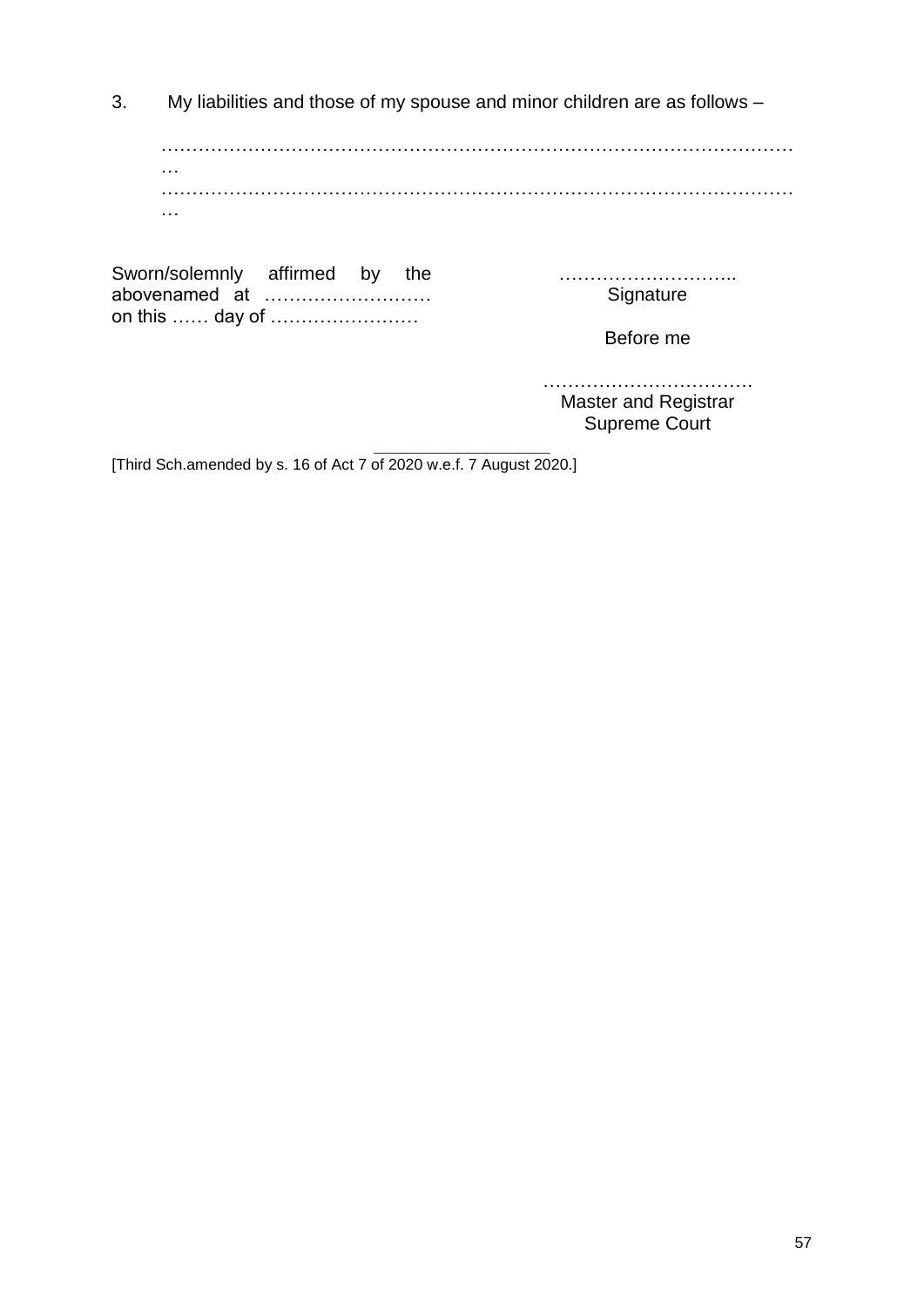3. My liabilities and those of my spouse and minor children are as follows –

…………………………………………………………………………………………
…………………………………………………………………………………………

Sworn/solemnly affirmed by the abovenamed at ……………………… on this …… day of ……………………

………………………..
Signature

Before me

…………………………….
Master and Registrar
Supreme Court

---

[Third Sch.amended by s. 16 of Act 7 of 2020 w.e.f. 7 August 2020.]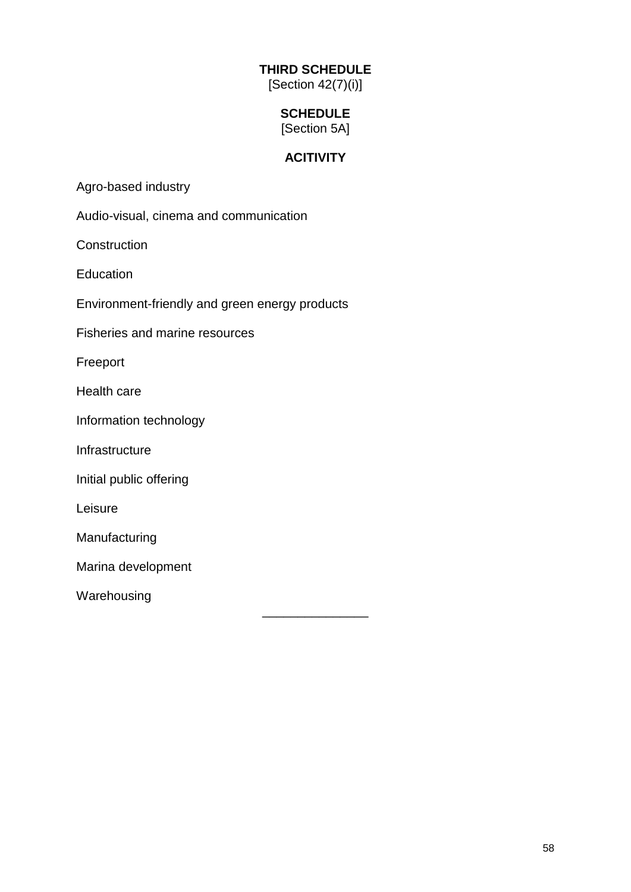## THIRD SCHEDULE

[Section 42(7)(i)]

### SCHEDULE

[Section 5A]

### ACITIVITY

Agro-based industry

Audio-visual, cinema and communication

Construction

Education

Environment-friendly and green energy products

Fisheries and marine resources

Freeport

Health care

Information technology

Infrastructure

Initial public offering

Leisure

Manufacturing

Marina development

Warehousing

---